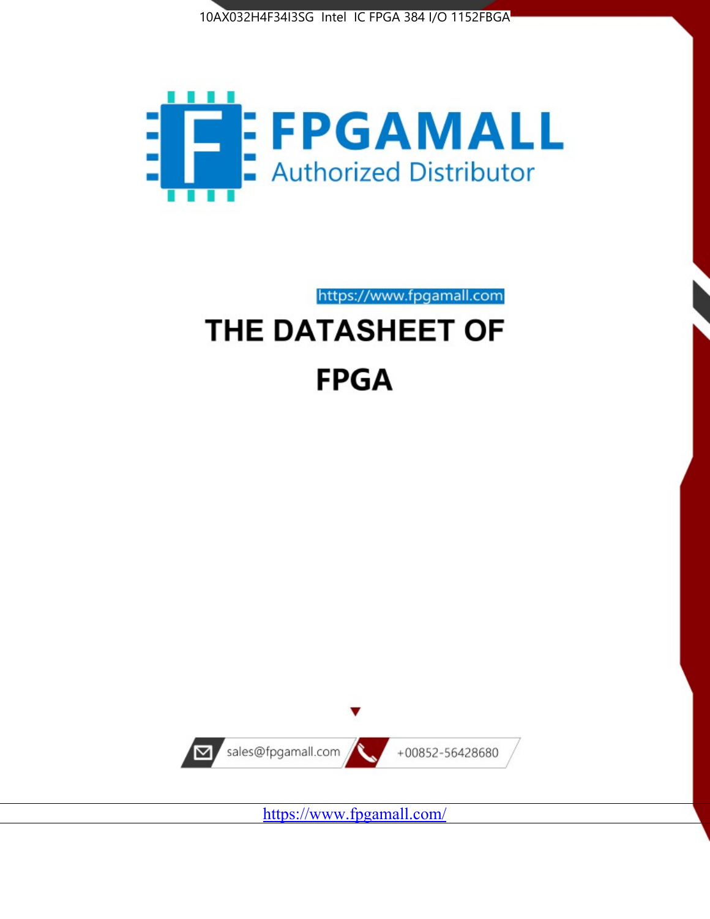10AX032H4F34I3SG Intel IC FPGA 384 I/O 1152FBGA

FPGAMALL

Authorized Distributor

https://www.fpgamall.com

# THE DATASHEET OF

# FPGA

sales@fpgamall.com

+00852-56428680

https://www.fpgamall.com/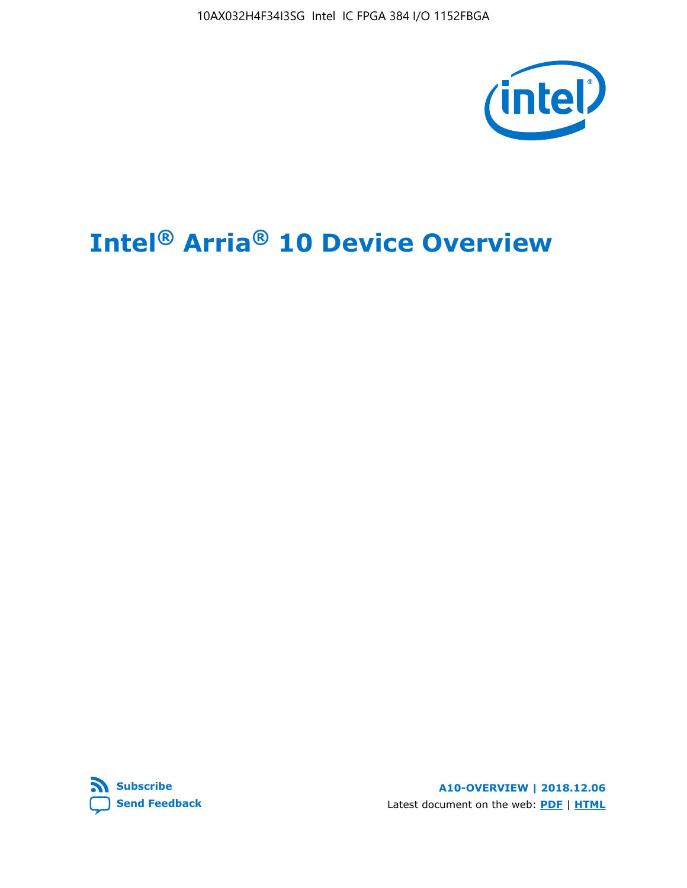10AX032H4F34I3SG Intel IC FPGA 384 I/O 1152FBGA

# Intel® Arria® 10 Device Overview

Subscribe

Send Feedback

**A10-OVERVIEW | 2018.12.06**

Latest document on the web: **PDF** | **HTML**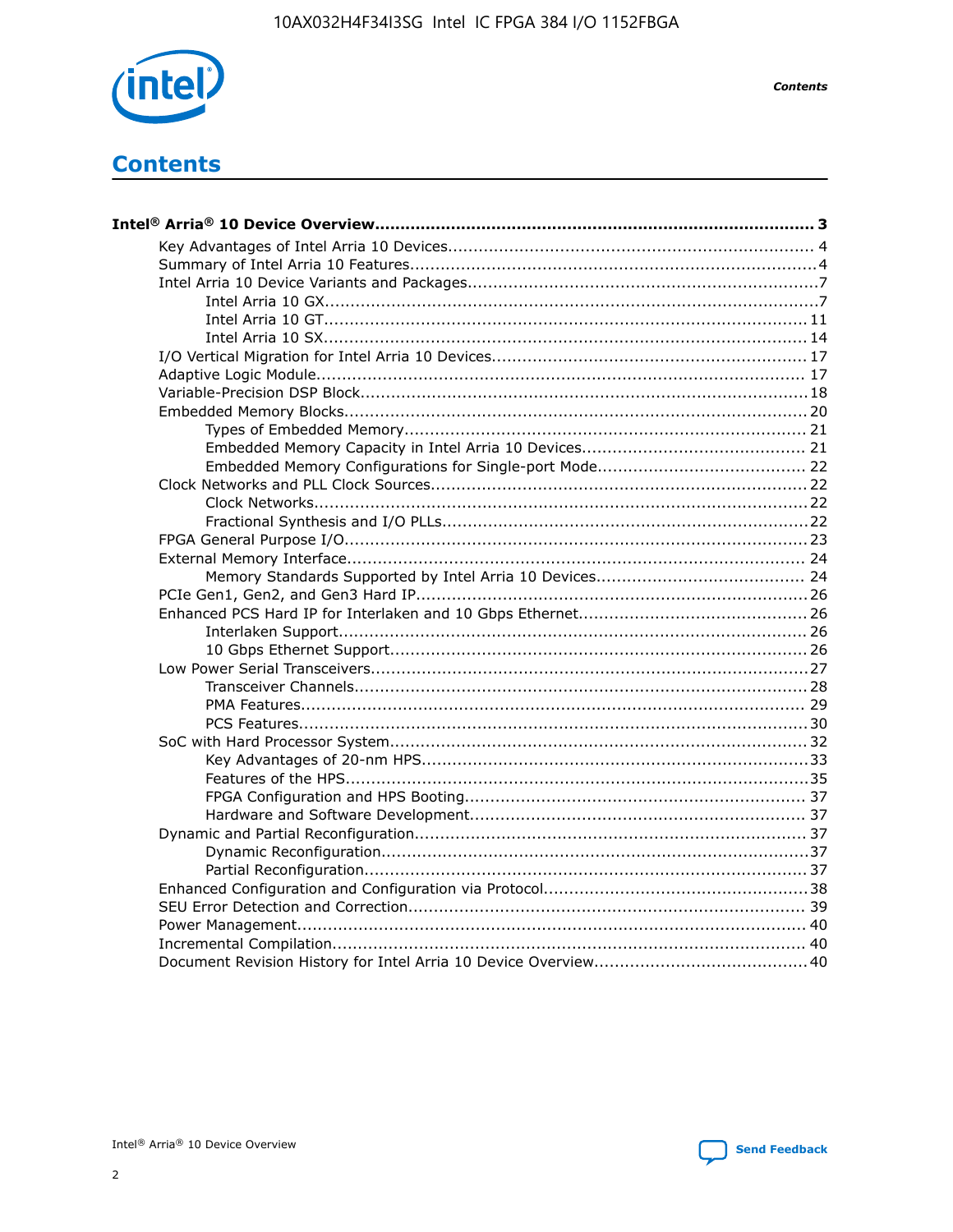# Contents

**Intel® Arria® 10 Device Overview....................................................................................... 3**

- Key Advantages of Intel Arria 10 Devices........................................................................ 4
- Summary of Intel Arria 10 Features................................................................................4
- Intel Arria 10 Device Variants and Packages.....................................................................7
  - Intel Arria 10 GX................................................................................................7
  - Intel Arria 10 GT.............................................................................................. 11
  - Intel Arria 10 SX.............................................................................................. 14
- I/O Vertical Migration for Intel Arria 10 Devices.............................................................. 17
- Adaptive Logic Module................................................................................................ 17
- Variable-Precision DSP Block........................................................................................18
- Embedded Memory Blocks........................................................................................... 20
  - Types of Embedded Memory............................................................................... 21
  - Embedded Memory Capacity in Intel Arria 10 Devices............................................ 21
  - Embedded Memory Configurations for Single-port Mode......................................... 22
- Clock Networks and PLL Clock Sources.......................................................................... 22
  - Clock Networks................................................................................................. 22
  - Fractional Synthesis and I/O PLLs........................................................................ 22
- FPGA General Purpose I/O........................................................................................... 23
- External Memory Interface.......................................................................................... 24
  - Memory Standards Supported by Intel Arria 10 Devices......................................... 24
- PCIe Gen1, Gen2, and Gen3 Hard IP............................................................................. 26
- Enhanced PCS Hard IP for Interlaken and 10 Gbps Ethernet............................................. 26
  - Interlaken Support............................................................................................ 26
  - 10 Gbps Ethernet Support.................................................................................. 26
- Low Power Serial Transceivers..................................................................................... 27
  - Transceiver Channels......................................................................................... 28
  - PMA Features................................................................................................... 29
  - PCS Features.................................................................................................... 30
- SoC with Hard Processor System.................................................................................. 32
  - Key Advantages of 20-nm HPS............................................................................ 33
  - Features of the HPS........................................................................................... 35
  - FPGA Configuration and HPS Booting................................................................... 37
  - Hardware and Software Development.................................................................. 37
- Dynamic and Partial Reconfiguration............................................................................. 37
  - Dynamic Reconfiguration.................................................................................... 37
  - Partial Reconfiguration....................................................................................... 37
- Enhanced Configuration and Configuration via Protocol.................................................... 38
- SEU Error Detection and Correction.............................................................................. 39
- Power Management.................................................................................................... 40
- Incremental Compilation............................................................................................. 40
- Document Revision History for Intel Arria 10 Device Overview.......................................... 40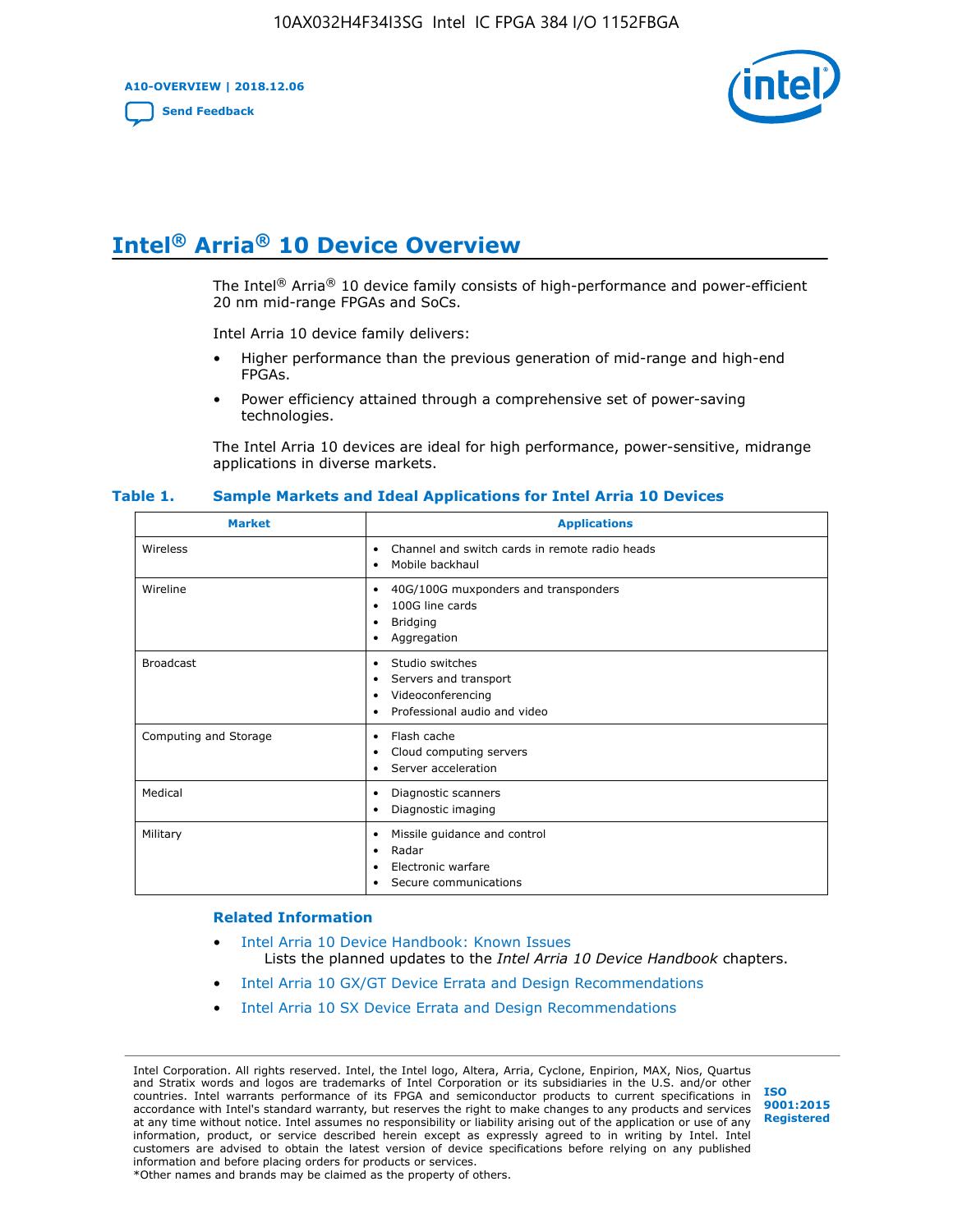# Intel® Arria® 10 Device Overview

The Intel® Arria® 10 device family consists of high-performance and power-efficient 20 nm mid-range FPGAs and SoCs.

Intel Arria 10 device family delivers:

- Higher performance than the previous generation of mid-range and high-end FPGAs.
- Power efficiency attained through a comprehensive set of power-saving technologies.

The Intel Arria 10 devices are ideal for high performance, power-sensitive, midrange applications in diverse markets.

**Table 1. Sample Markets and Ideal Applications for Intel Arria 10 Devices**

| Market | Applications |
|---|---|
| Wireless | • Channel and switch cards in remote radio heads<br>• Mobile backhaul |
| Wireline | • 40G/100G muxponders and transponders<br>• 100G line cards<br>• Bridging<br>• Aggregation |
| Broadcast | • Studio switches<br>• Servers and transport<br>• Videoconferencing<br>• Professional audio and video |
| Computing and Storage | • Flash cache<br>• Cloud computing servers<br>• Server acceleration |
| Medical | • Diagnostic scanners<br>• Diagnostic imaging |
| Military | • Missile guidance and control<br>• Radar<br>• Electronic warfare<br>• Secure communications |

### Related Information

- Intel Arria 10 Device Handbook: Known Issues
  Lists the planned updates to the *Intel Arria 10 Device Handbook* chapters.
- Intel Arria 10 GX/GT Device Errata and Design Recommendations
- Intel Arria 10 SX Device Errata and Design Recommendations

Intel Corporation. All rights reserved. Intel, the Intel logo, Altera, Arria, Cyclone, Enpirion, MAX, Nios, Quartus and Stratix words and logos are trademarks of Intel Corporation or its subsidiaries in the U.S. and/or other countries. Intel warrants performance of its FPGA and semiconductor products to current specifications in accordance with Intel's standard warranty, but reserves the right to make changes to any products and services at any time without notice. Intel assumes no responsibility or liability arising out of the application or use of any information, product, or service described herein except as expressly agreed to in writing by Intel. Intel customers are advised to obtain the latest version of device specifications before relying on any published information and before placing orders for products or services.
*Other names and brands may be claimed as the property of others.

ISO 9001:2015 Registered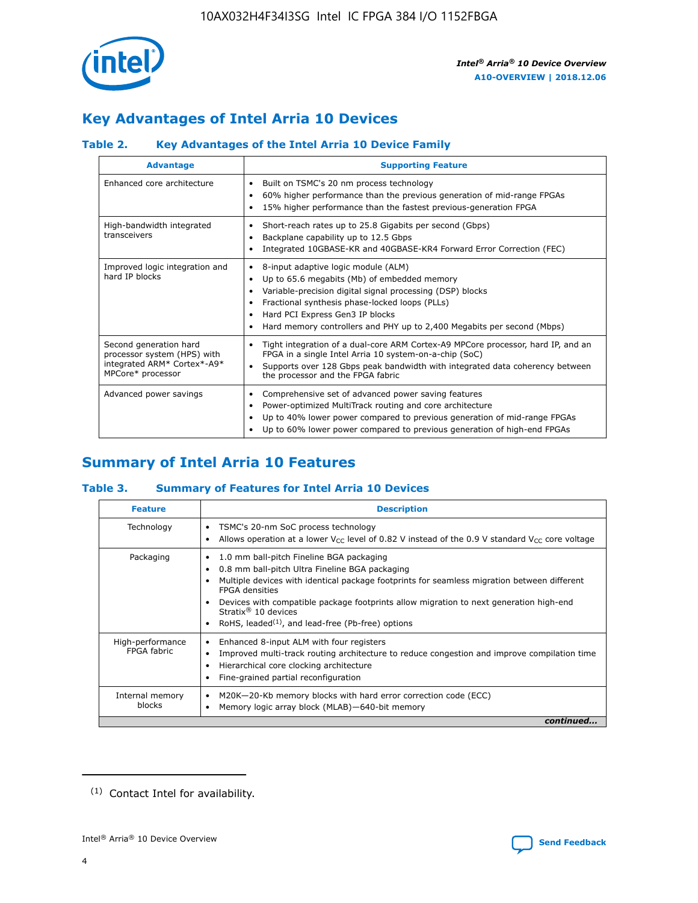## Key Advantages of Intel Arria 10 Devices

### Table 2. Key Advantages of the Intel Arria 10 Device Family

| Advantage | Supporting Feature |
|---|---|
| Enhanced core architecture | • Built on TSMC's 20 nm process technology<br>• 60% higher performance than the previous generation of mid-range FPGAs<br>• 15% higher performance than the fastest previous-generation FPGA |
| High-bandwidth integrated transceivers | • Short-reach rates up to 25.8 Gigabits per second (Gbps)<br>• Backplane capability up to 12.5 Gbps<br>• Integrated 10GBASE-KR and 40GBASE-KR4 Forward Error Correction (FEC) |
| Improved logic integration and hard IP blocks | • 8-input adaptive logic module (ALM)<br>• Up to 65.6 megabits (Mb) of embedded memory<br>• Variable-precision digital signal processing (DSP) blocks<br>• Fractional synthesis phase-locked loops (PLLs)<br>• Hard PCI Express Gen3 IP blocks<br>• Hard memory controllers and PHY up to 2,400 Megabits per second (Mbps) |
| Second generation hard processor system (HPS) with integrated ARM* Cortex*-A9* MPCore* processor | • Tight integration of a dual-core ARM Cortex-A9 MPCore processor, hard IP, and an FPGA in a single Intel Arria 10 system-on-a-chip (SoC)<br>• Supports over 128 Gbps peak bandwidth with integrated data coherency between the processor and the FPGA fabric |
| Advanced power savings | • Comprehensive set of advanced power saving features<br>• Power-optimized MultiTrack routing and core architecture<br>• Up to 40% lower power compared to previous generation of mid-range FPGAs<br>• Up to 60% lower power compared to previous generation of high-end FPGAs |

## Summary of Intel Arria 10 Features

### Table 3. Summary of Features for Intel Arria 10 Devices

| Feature | Description |
|---|---|
| Technology | • TSMC's 20-nm SoC process technology<br>• Allows operation at a lower $V_{CC}$ level of 0.82 V instead of the 0.9 V standard $V_{CC}$ core voltage |
| Packaging | • 1.0 mm ball-pitch Fineline BGA packaging<br>• 0.8 mm ball-pitch Ultra Fineline BGA packaging<br>• Multiple devices with identical package footprints for seamless migration between different FPGA densities<br>• Devices with compatible package footprints allow migration to next generation high-end Stratix® 10 devices<br>• RoHS, leaded[1], and lead-free (Pb-free) options |
| High-performance FPGA fabric | • Enhanced 8-input ALM with four registers<br>• Improved multi-track routing architecture to reduce congestion and improve compilation time<br>• Hierarchical core clocking architecture<br>• Fine-grained partial reconfiguration |
| Internal memory blocks | • M20K—20-Kb memory blocks with hard error correction code (ECC)<br>• Memory logic array block (MLAB)—640-bit memory |

*continued...*

(1) Contact Intel for availability.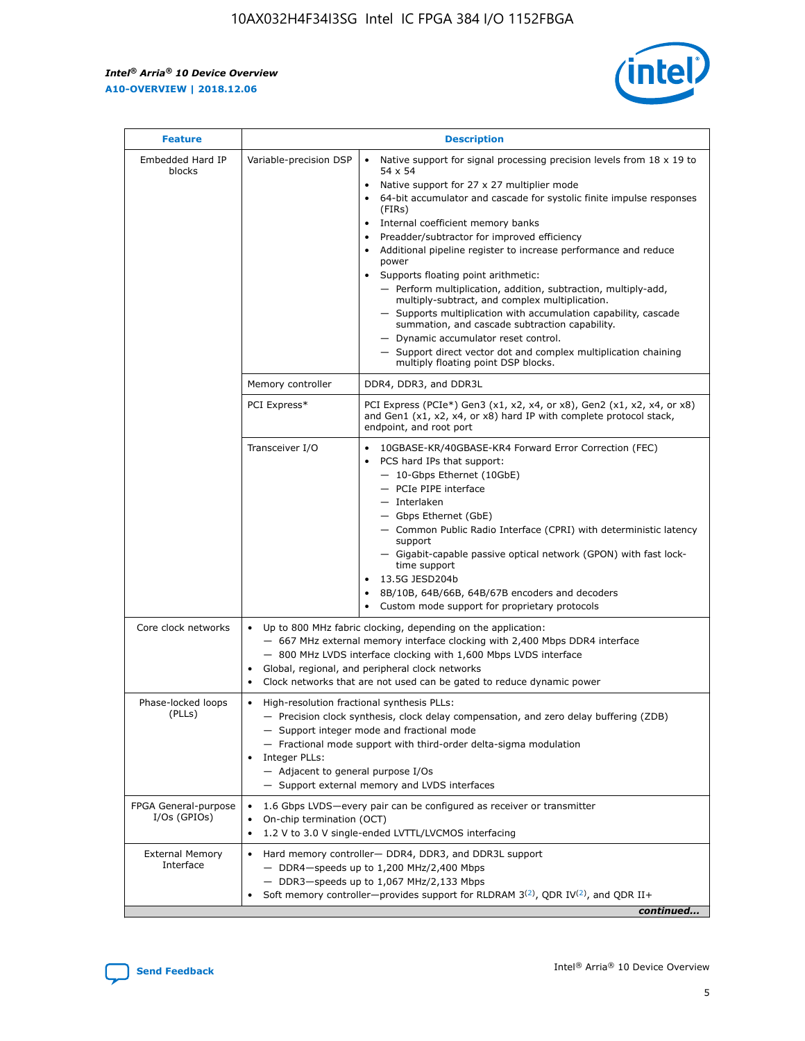| Feature | Description | |
|---|---|---|
| Embedded Hard IP blocks | Variable-precision DSP | • Native support for signal processing precision levels from 18 x 19 to 54 x 54<br>• Native support for 27 x 27 multiplier mode<br>• 64-bit accumulator and cascade for systolic finite impulse responses (FIRs)<br>• Internal coefficient memory banks<br>• Preadder/subtractor for improved efficiency<br>• Additional pipeline register to increase performance and reduce power<br>• Supports floating point arithmetic:<br>— Perform multiplication, addition, subtraction, multiply-add, multiply-subtract, and complex multiplication.<br>— Supports multiplication with accumulation capability, cascade summation, and cascade subtraction capability.<br>— Dynamic accumulator reset control.<br>— Support direct vector dot and complex multiplication chaining multiply floating point DSP blocks. |
| | Memory controller | DDR4, DDR3, and DDR3L |
| | PCI Express* | PCI Express (PCIe*) Gen3 (x1, x2, x4, or x8), Gen2 (x1, x2, x4, or x8) and Gen1 (x1, x2, x4, or x8) hard IP with complete protocol stack, endpoint, and root port |
| | Transceiver I/O | • 10GBASE-KR/40GBASE-KR4 Forward Error Correction (FEC)<br>• PCS hard IPs that support:<br>— 10-Gbps Ethernet (10GbE)<br>— PCIe PIPE interface<br>— Interlaken<br>— Gbps Ethernet (GbE)<br>— Common Public Radio Interface (CPRI) with deterministic latency support<br>— Gigabit-capable passive optical network (GPON) with fast lock-time support<br>• 13.5G JESD204b<br>• 8B/10B, 64B/66B, 64B/67B encoders and decoders<br>• Custom mode support for proprietary protocols |
| Core clock networks | • Up to 800 MHz fabric clocking, depending on the application:<br>— 667 MHz external memory interface clocking with 2,400 Mbps DDR4 interface<br>— 800 MHz LVDS interface clocking with 1,600 Mbps LVDS interface<br>• Global, regional, and peripheral clock networks<br>• Clock networks that are not used can be gated to reduce dynamic power | |
| Phase-locked loops (PLLs) | • High-resolution fractional synthesis PLLs:<br>— Precision clock synthesis, clock delay compensation, and zero delay buffering (ZDB)<br>— Support integer mode and fractional mode<br>— Fractional mode support with third-order delta-sigma modulation<br>• Integer PLLs:<br>— Adjacent to general purpose I/Os<br>— Support external memory and LVDS interfaces | |
| FPGA General-purpose I/Os (GPIOs) | • 1.6 Gbps LVDS—every pair can be configured as receiver or transmitter<br>• On-chip termination (OCT)<br>• 1.2 V to 3.0 V single-ended LVTTL/LVCMOS interfacing | |
| External Memory Interface | • Hard memory controller— DDR4, DDR3, and DDR3L support<br>— DDR4—speeds up to 1,200 MHz/2,400 Mbps<br>— DDR3—speeds up to 1,067 MHz/2,133 Mbps<br>• Soft memory controller—provides support for RLDRAM 3[(2)], QDR IV[(2)], and QDR II+ | |

*continued...*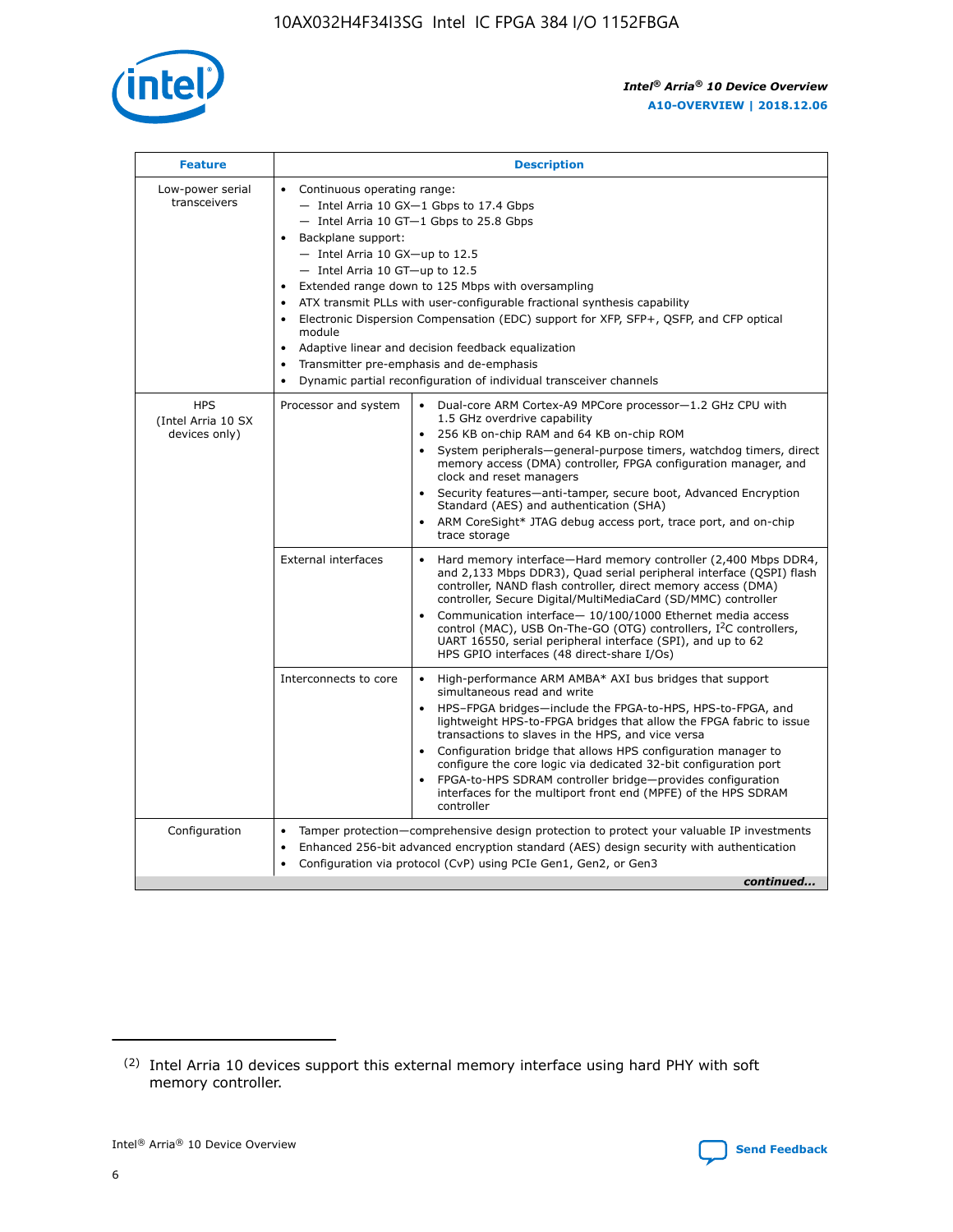| Feature | Description | |
|---|---|---|
| Low-power serial transceivers | • Continuous operating range:<br>— Intel Arria 10 GX—1 Gbps to 17.4 Gbps<br>— Intel Arria 10 GT—1 Gbps to 25.8 Gbps<br>• Backplane support:<br>— Intel Arria 10 GX—up to 12.5<br>— Intel Arria 10 GT—up to 12.5<br>• Extended range down to 125 Mbps with oversampling<br>• ATX transmit PLLs with user-configurable fractional synthesis capability<br>• Electronic Dispersion Compensation (EDC) support for XFP, SFP+, QSFP, and CFP optical module<br>• Adaptive linear and decision feedback equalization<br>• Transmitter pre-emphasis and de-emphasis<br>• Dynamic partial reconfiguration of individual transceiver channels | |
| HPS (Intel Arria 10 SX devices only) | Processor and system | • Dual-core ARM Cortex-A9 MPCore processor—1.2 GHz CPU with 1.5 GHz overdrive capability<br>• 256 KB on-chip RAM and 64 KB on-chip ROM<br>• System peripherals—general-purpose timers, watchdog timers, direct memory access (DMA) controller, FPGA configuration manager, and clock and reset managers<br>• Security features—anti-tamper, secure boot, Advanced Encryption Standard (AES) and authentication (SHA)<br>• ARM CoreSight* JTAG debug access port, trace port, and on-chip trace storage |
| | External interfaces | • Hard memory interface—Hard memory controller (2,400 Mbps DDR4, and 2,133 Mbps DDR3), Quad serial peripheral interface (QSPI) flash controller, NAND flash controller, direct memory access (DMA) controller, Secure Digital/MultiMediaCard (SD/MMC) controller<br>• Communication interface— 10/100/1000 Ethernet media access control (MAC), USB On-The-GO (OTG) controllers, I²C controllers, UART 16550, serial peripheral interface (SPI), and up to 62 HPS GPIO interfaces (48 direct-share I/Os) |
| | Interconnects to core | • High-performance ARM AMBA* AXI bus bridges that support simultaneous read and write<br>• HPS–FPGA bridges—include the FPGA-to-HPS, HPS-to-FPGA, and lightweight HPS-to-FPGA bridges that allow the FPGA fabric to issue transactions to slaves in the HPS, and vice versa<br>• Configuration bridge that allows HPS configuration manager to configure the core logic via dedicated 32-bit configuration port<br>• FPGA-to-HPS SDRAM controller bridge—provides configuration interfaces for the multiport front end (MPFE) of the HPS SDRAM controller |
| Configuration | • Tamper protection—comprehensive design protection to protect your valuable IP investments<br>• Enhanced 256-bit advanced encryption standard (AES) design security with authentication<br>• Configuration via protocol (CvP) using PCIe Gen1, Gen2, or Gen3 | |

*continued...*

(2) Intel Arria 10 devices support this external memory interface using hard PHY with soft memory controller.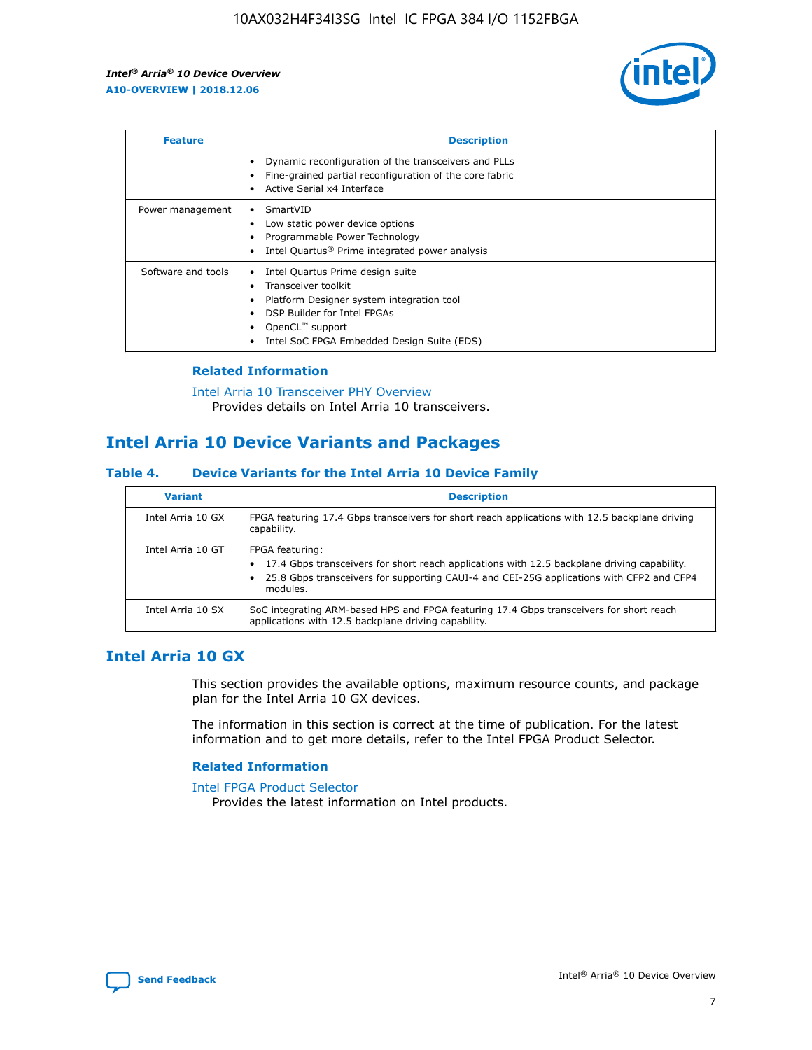| Feature | Description |
| --- | --- |
| | • Dynamic reconfiguration of the transceivers and PLLs<br>• Fine-grained partial reconfiguration of the core fabric<br>• Active Serial x4 Interface |
| Power management | • SmartVID<br>• Low static power device options<br>• Programmable Power Technology<br>• Intel Quartus® Prime integrated power analysis |
| Software and tools | • Intel Quartus Prime design suite<br>• Transceiver toolkit<br>• Platform Designer system integration tool<br>• DSP Builder for Intel FPGAs<br>• OpenCL™ support<br>• Intel SoC FPGA Embedded Design Suite (EDS) |

### Related Information

Intel Arria 10 Transceiver PHY Overview
Provides details on Intel Arria 10 transceivers.

## Intel Arria 10 Device Variants and Packages

### Table 4. Device Variants for the Intel Arria 10 Device Family

| Variant | Description |
| --- | --- |
| Intel Arria 10 GX | FPGA featuring 17.4 Gbps transceivers for short reach applications with 12.5 backplane driving capability. |
| Intel Arria 10 GT | FPGA featuring:<br>• 17.4 Gbps transceivers for short reach applications with 12.5 backplane driving capability.<br>• 25.8 Gbps transceivers for supporting CAUI-4 and CEI-25G applications with CFP2 and CFP4 modules. |
| Intel Arria 10 SX | SoC integrating ARM-based HPS and FPGA featuring 17.4 Gbps transceivers for short reach applications with 12.5 backplane driving capability. |

## Intel Arria 10 GX

This section provides the available options, maximum resource counts, and package plan for the Intel Arria 10 GX devices.

The information in this section is correct at the time of publication. For the latest information and to get more details, refer to the Intel FPGA Product Selector.

### Related Information

Intel FPGA Product Selector
Provides the latest information on Intel products.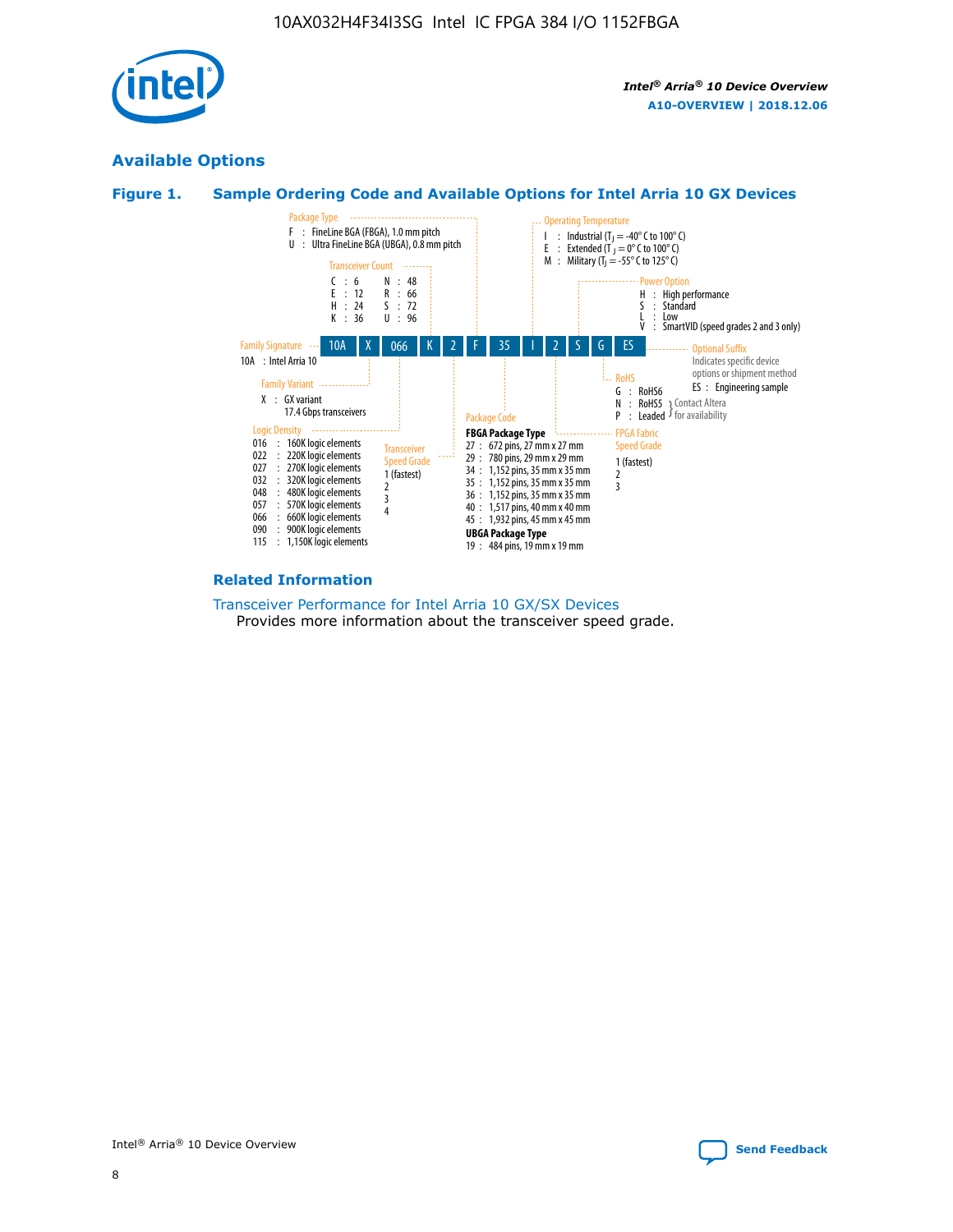## Available Options

### Figure 1. Sample Ordering Code and Available Options for Intel Arria 10 GX Devices

| 10A | X | 066 | K | 2 | F | 35 | I | 2 | S | G | ES |
|---|---|---|---|---|---|---|---|---|---|---|---|

**Family Signature**
10A : Intel Arria 10

**Family Variant**
X : GX variant
17.4 Gbps transceivers

**Logic Density**
016 : 160K logic elements
022 : 220K logic elements
027 : 270K logic elements
032 : 320K logic elements
048 : 480K logic elements
057 : 570K logic elements
066 : 660K logic elements
090 : 900K logic elements
115 : 1,150K logic elements

**Transceiver Count**
C : 6
E : 12
H : 24
K : 36
N : 48
R : 66
S : 72
U : 96

**Transceiver Speed Grade**
1 (fastest)
2
3
4

**Package Type**
F : FineLine BGA (FBGA), 1.0 mm pitch
U : Ultra FineLine BGA (UBGA), 0.8 mm pitch

**Package Code**

**FBGA Package Type**
27 : 672 pins, 27 mm x 27 mm
29 : 780 pins, 29 mm x 29 mm
34 : 1,152 pins, 35 mm x 35 mm
35 : 1,152 pins, 35 mm x 35 mm
36 : 1,152 pins, 35 mm x 35 mm
40 : 1,517 pins, 40 mm x 40 mm
45 : 1,932 pins, 45 mm x 45 mm

**UBGA Package Type**
19 : 484 pins, 19 mm x 19 mm

**Operating Temperature**
I : Industrial ($T_J$ = -40° C to 100° C)
E : Extended ($T_J$ = 0° C to 100° C)
M : Military ($T_J$ = -55° C to 125° C)

**FPGA Fabric Speed Grade**
1 (fastest)
2
3

**Power Option**
H : High performance
S : Standard
L : Low
V : SmartVID (speed grades 2 and 3 only)

**RoHS**
G : RoHS6
N : RoHS5 (Contact Altera for availability)
P : Leaded (Contact Altera for availability)

**Optional Suffix**
Indicates specific device options or shipment method
ES : Engineering sample

### Related Information

Transceiver Performance for Intel Arria 10 GX/SX Devices
Provides more information about the transceiver speed grade.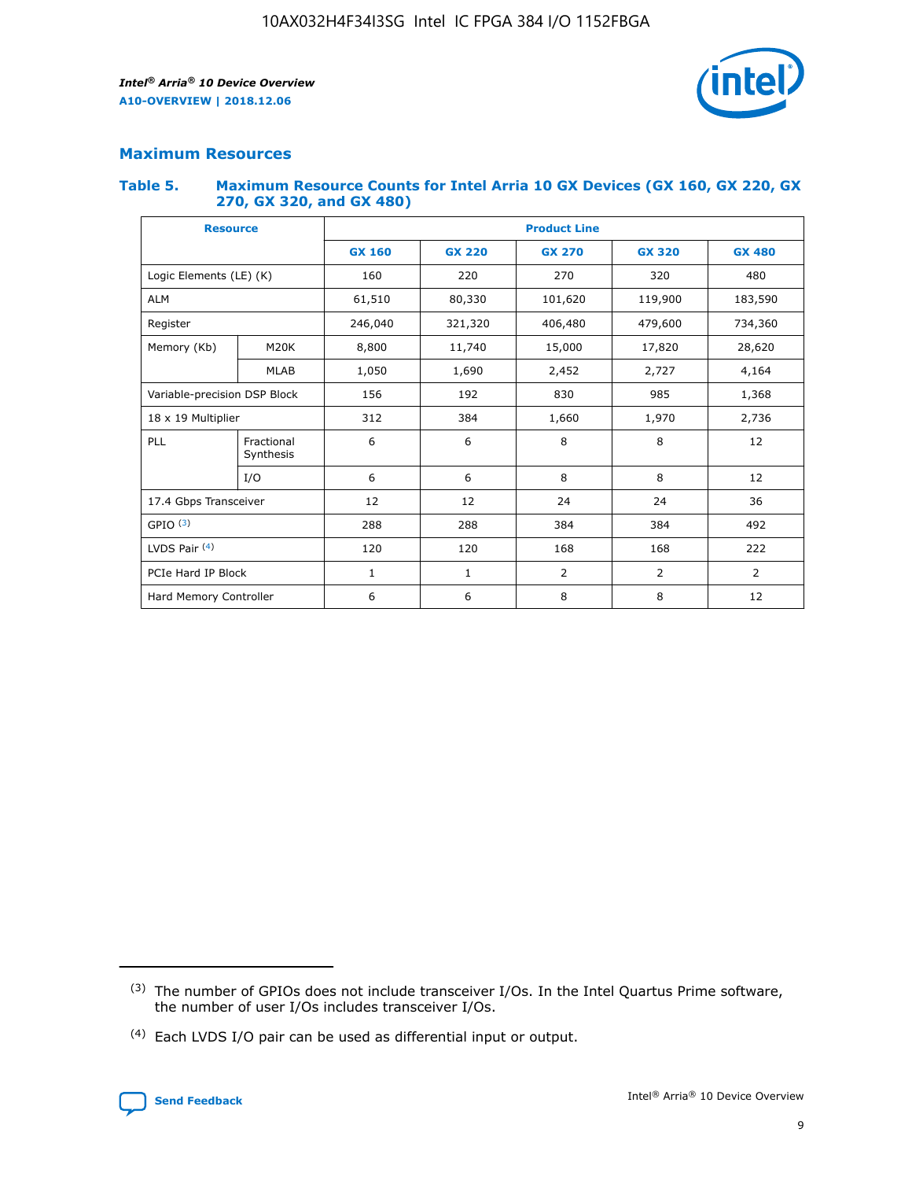## Maximum Resources

### Table 5. Maximum Resource Counts for Intel Arria 10 GX Devices (GX 160, GX 220, GX 270, GX 320, and GX 480)

| Resource | | Product Line | | | | |
|---|---|---|---|---|---|---|
| | | GX 160 | GX 220 | GX 270 | GX 320 | GX 480 |
| Logic Elements (LE) (K) | | 160 | 220 | 270 | 320 | 480 |
| ALM | | 61,510 | 80,330 | 101,620 | 119,900 | 183,590 |
| Register | | 246,040 | 321,320 | 406,480 | 479,600 | 734,360 |
| Memory (Kb) | M20K | 8,800 | 11,740 | 15,000 | 17,820 | 28,620 |
| | MLAB | 1,050 | 1,690 | 2,452 | 2,727 | 4,164 |
| Variable-precision DSP Block | | 156 | 192 | 830 | 985 | 1,368 |
| 18 x 19 Multiplier | | 312 | 384 | 1,660 | 1,970 | 2,736 |
| PLL | Fractional Synthesis | 6 | 6 | 8 | 8 | 12 |
| | I/O | 6 | 6 | 8 | 8 | 12 |
| 17.4 Gbps Transceiver | | 12 | 12 | 24 | 24 | 36 |
| GPIO [(3)] | | 288 | 288 | 384 | 384 | 492 |
| LVDS Pair [(4)] | | 120 | 120 | 168 | 168 | 222 |
| PCIe Hard IP Block | | 1 | 1 | 2 | 2 | 2 |
| Hard Memory Controller | | 6 | 6 | 8 | 8 | 12 |

(3) The number of GPIOs does not include transceiver I/Os. In the Intel Quartus Prime software, the number of user I/Os includes transceiver I/Os.

(4) Each LVDS I/O pair can be used as differential input or output.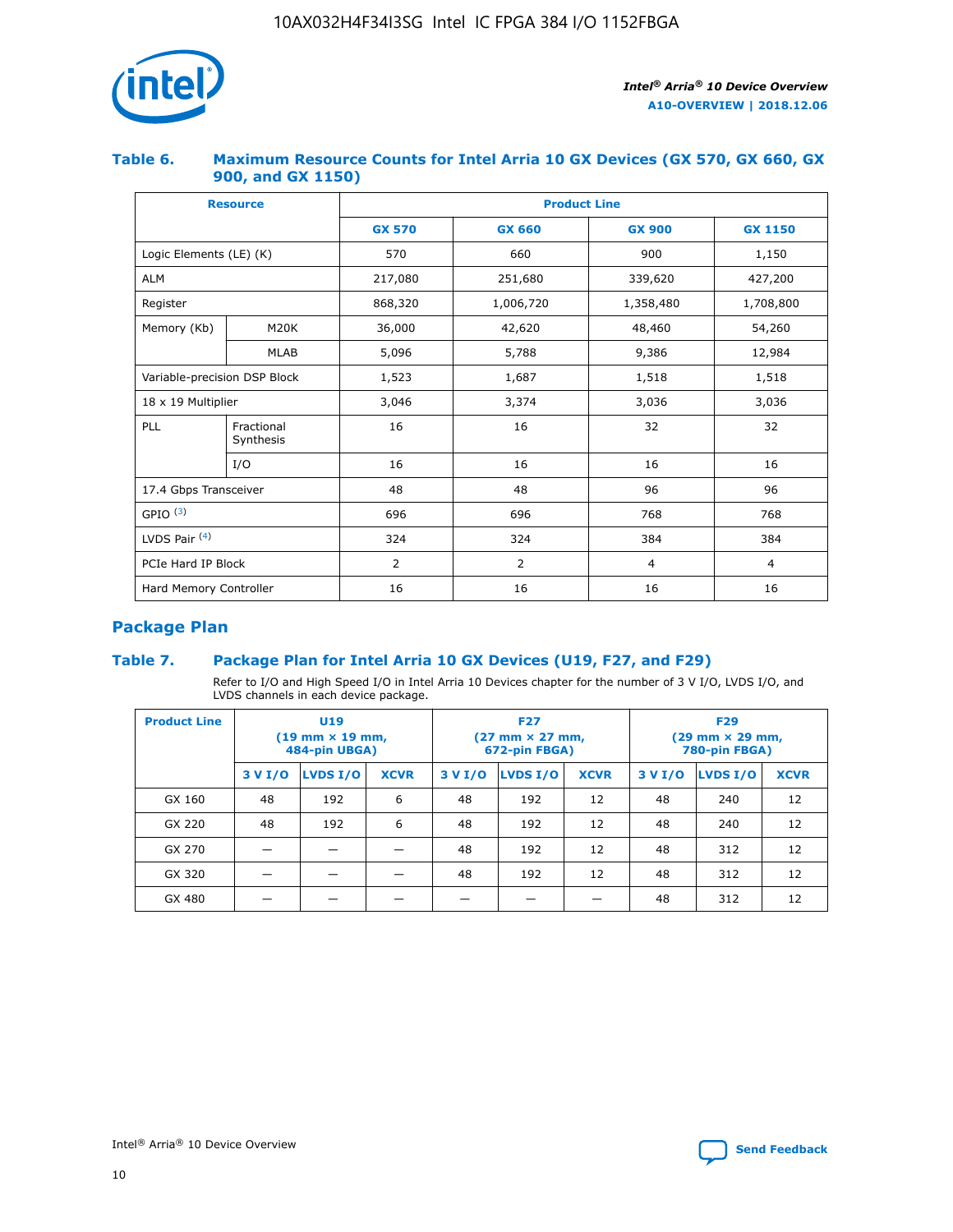### Table 6. Maximum Resource Counts for Intel Arria 10 GX Devices (GX 570, GX 660, GX 900, and GX 1150)

| Resource | | Product Line | | | |
|---|---|---|---|---|---|
| | | GX 570 | GX 660 | GX 900 | GX 1150 |
| Logic Elements (LE) (K) | | 570 | 660 | 900 | 1,150 |
| ALM | | 217,080 | 251,680 | 339,620 | 427,200 |
| Register | | 868,320 | 1,006,720 | 1,358,480 | 1,708,800 |
| Memory (Kb) | M20K | 36,000 | 42,620 | 48,460 | 54,260 |
| | MLAB | 5,096 | 5,788 | 9,386 | 12,984 |
| Variable-precision DSP Block | | 1,523 | 1,687 | 1,518 | 1,518 |
| 18 x 19 Multiplier | | 3,046 | 3,374 | 3,036 | 3,036 |
| PLL | Fractional Synthesis | 16 | 16 | 32 | 32 |
| | I/O | 16 | 16 | 16 | 16 |
| 17.4 Gbps Transceiver | | 48 | 48 | 96 | 96 |
| GPIO [(3)] | | 696 | 696 | 768 | 768 |
| LVDS Pair [(4)] | | 324 | 324 | 384 | 384 |
| PCIe Hard IP Block | | 2 | 2 | 4 | 4 |
| Hard Memory Controller | | 16 | 16 | 16 | 16 |

## Package Plan

### Table 7. Package Plan for Intel Arria 10 GX Devices (U19, F27, and F29)

Refer to I/O and High Speed I/O in Intel Arria 10 Devices chapter for the number of 3 V I/O, LVDS I/O, and LVDS channels in each device package.

| Product Line | U19 (19 mm × 19 mm, 484-pin UBGA) | | | F27 (27 mm × 27 mm, 672-pin FBGA) | | | F29 (29 mm × 29 mm, 780-pin FBGA) | | |
|---|---|---|---|---|---|---|---|---|---|
| | 3 V I/O | LVDS I/O | XCVR | 3 V I/O | LVDS I/O | XCVR | 3 V I/O | LVDS I/O | XCVR |
| GX 160 | 48 | 192 | 6 | 48 | 192 | 12 | 48 | 240 | 12 |
| GX 220 | 48 | 192 | 6 | 48 | 192 | 12 | 48 | 240 | 12 |
| GX 270 | — | — | — | 48 | 192 | 12 | 48 | 312 | 12 |
| GX 320 | — | — | — | 48 | 192 | 12 | 48 | 312 | 12 |
| GX 480 | — | — | — | — | — | — | 48 | 312 | 12 |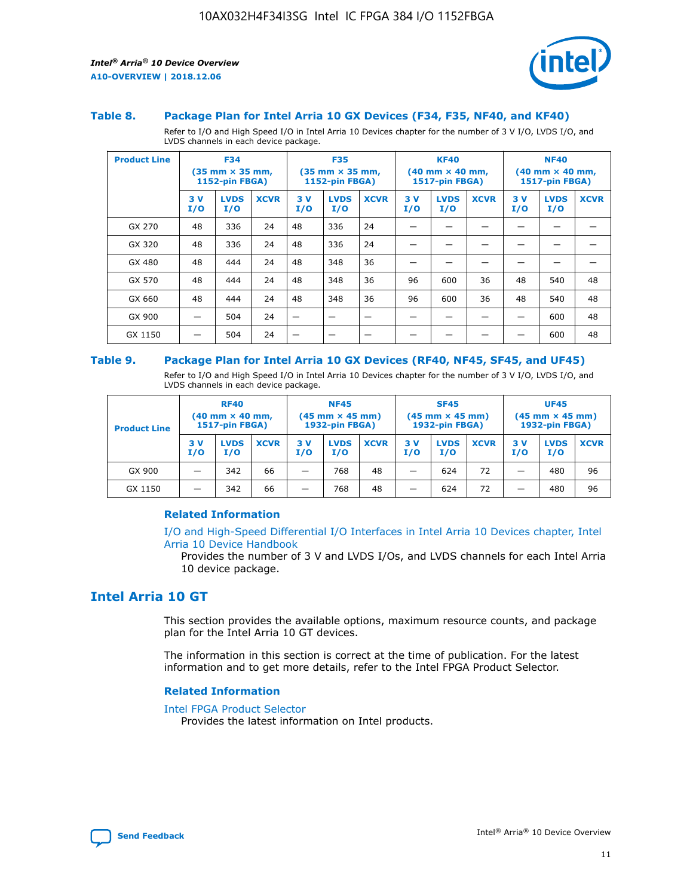### Table 8. Package Plan for Intel Arria 10 GX Devices (F34, F35, NF40, and KF40)

Refer to I/O and High Speed I/O in Intel Arria 10 Devices chapter for the number of 3 V I/O, LVDS I/O, and LVDS channels in each device package.

| Product Line | F34 (35 mm × 35 mm, 1152-pin FBGA) | | | F35 (35 mm × 35 mm, 1152-pin FBGA) | | | KF40 (40 mm × 40 mm, 1517-pin FBGA) | | | NF40 (40 mm × 40 mm, 1517-pin FBGA) | | |
|---|---|---|---|---|---|---|---|---|---|---|---|---|
| | 3 V I/O | LVDS I/O | XCVR | 3 V I/O | LVDS I/O | XCVR | 3 V I/O | LVDS I/O | XCVR | 3 V I/O | LVDS I/O | XCVR |
| GX 270 | 48 | 336 | 24 | 48 | 336 | 24 | — | — | — | — | — | — |
| GX 320 | 48 | 336 | 24 | 48 | 336 | 24 | — | — | — | — | — | — |
| GX 480 | 48 | 444 | 24 | 48 | 348 | 36 | — | — | — | — | — | — |
| GX 570 | 48 | 444 | 24 | 48 | 348 | 36 | 96 | 600 | 36 | 48 | 540 | 48 |
| GX 660 | 48 | 444 | 24 | 48 | 348 | 36 | 96 | 600 | 36 | 48 | 540 | 48 |
| GX 900 | — | 504 | 24 | — | — | — | — | — | — | — | 600 | 48 |
| GX 1150 | — | 504 | 24 | — | — | — | — | — | — | — | 600 | 48 |

### Table 9. Package Plan for Intel Arria 10 GX Devices (RF40, NF45, SF45, and UF45)

Refer to I/O and High Speed I/O in Intel Arria 10 Devices chapter for the number of 3 V I/O, LVDS I/O, and LVDS channels in each device package.

| Product Line | RF40 (40 mm × 40 mm, 1517-pin FBGA) | | | NF45 (45 mm × 45 mm) 1932-pin FBGA) | | | SF45 (45 mm × 45 mm) 1932-pin FBGA) | | | UF45 (45 mm × 45 mm) 1932-pin FBGA) | | |
|---|---|---|---|---|---|---|---|---|---|---|---|---|
| | 3 V I/O | LVDS I/O | XCVR | 3 V I/O | LVDS I/O | XCVR | 3 V I/O | LVDS I/O | XCVR | 3 V I/O | LVDS I/O | XCVR |
| GX 900 | — | 342 | 66 | — | 768 | 48 | — | 624 | 72 | — | 480 | 96 |
| GX 1150 | — | 342 | 66 | — | 768 | 48 | — | 624 | 72 | — | 480 | 96 |

#### Related Information

I/O and High-Speed Differential I/O Interfaces in Intel Arria 10 Devices chapter, Intel Arria 10 Device Handbook

Provides the number of 3 V and LVDS I/Os, and LVDS channels for each Intel Arria 10 device package.

## Intel Arria 10 GT

This section provides the available options, maximum resource counts, and package plan for the Intel Arria 10 GT devices.

The information in this section is correct at the time of publication. For the latest information and to get more details, refer to the Intel FPGA Product Selector.

#### Related Information

Intel FPGA Product Selector

Provides the latest information on Intel products.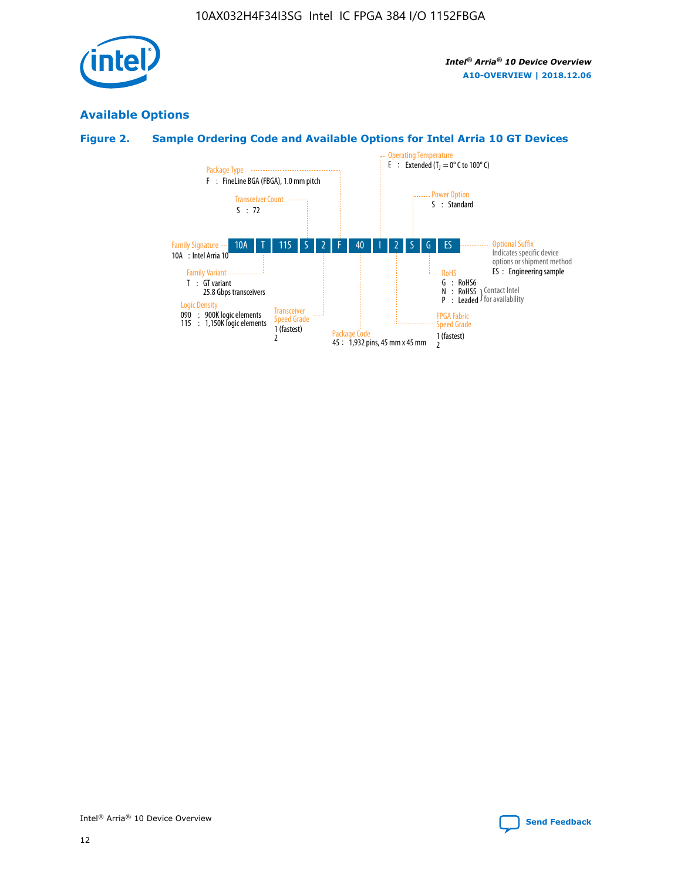## Available Options

### Figure 2. Sample Ordering Code and Available Options for Intel Arria 10 GT Devices

| 10A | T | 115 | S | 2 | F | 40 | I | 2 | S | G | ES |
|---|---|---|---|---|---|---|---|---|---|---|---|

**Family Signature**
10A : Intel Arria 10

**Family Variant**
T : GT variant
25.8 Gbps transceivers

**Logic Density**
090 : 900K logic elements
115 : 1,150K logic elements

**Transceiver Count**
S : 72

**Transceiver Speed Grade**
1 (fastest)
2

**Package Type**
F : FineLine BGA (FBGA), 1.0 mm pitch

**Package Code**
45 : 1,932 pins, 45 mm x 45 mm

**Operating Temperature**
E : Extended ($T_J$ = 0° C to 100° C)

**FPGA Fabric Speed Grade**
1 (fastest)
2

**Power Option**
S : Standard

**RoHS**
G : RoHS6
N : RoHS5 } Contact Intel for availability
P : Leaded } Contact Intel for availability

**Optional Suffix**
Indicates specific device options or shipment method
ES : Engineering sample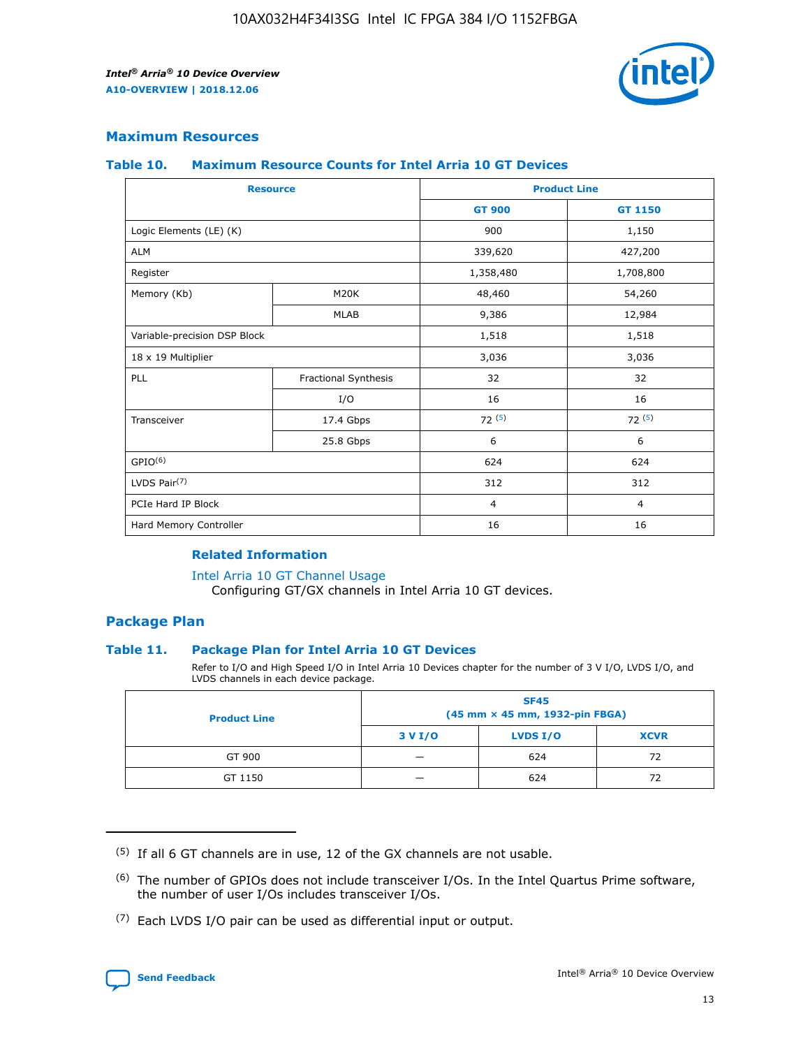## Maximum Resources

### Table 10. Maximum Resource Counts for Intel Arria 10 GT Devices

| Resource | | Product Line | |
|---|---|---|---|
| | | GT 900 | GT 1150 |
| Logic Elements (LE) (K) | | 900 | 1,150 |
| ALM | | 339,620 | 427,200 |
| Register | | 1,358,480 | 1,708,800 |
| Memory (Kb) | M20K | 48,460 | 54,260 |
| | MLAB | 9,386 | 12,984 |
| Variable-precision DSP Block | | 1,518 | 1,518 |
| 18 x 19 Multiplier | | 3,036 | 3,036 |
| PLL | Fractional Synthesis | 32 | 32 |
| | I/O | 16 | 16 |
| Transceiver | 17.4 Gbps | 72 [5] | 72 [5] |
| | 25.8 Gbps | 6 | 6 |
| GPIO[6] | | 624 | 624 |
| LVDS Pair[7] | | 312 | 312 |
| PCIe Hard IP Block | | 4 | 4 |
| Hard Memory Controller | | 16 | 16 |

#### Related Information

Intel Arria 10 GT Channel Usage
Configuring GT/GX channels in Intel Arria 10 GT devices.

## Package Plan

### Table 11. Package Plan for Intel Arria 10 GT Devices

Refer to I/O and High Speed I/O in Intel Arria 10 Devices chapter for the number of 3 V I/O, LVDS I/O, and LVDS channels in each device package.

| Product Line | SF45 (45 mm × 45 mm, 1932-pin FBGA) | | |
|---|---|---|---|
| | 3 V I/O | LVDS I/O | XCVR |
| GT 900 | — | 624 | 72 |
| GT 1150 | — | 624 | 72 |

(5) If all 6 GT channels are in use, 12 of the GX channels are not usable.

(6) The number of GPIOs does not include transceiver I/Os. In the Intel Quartus Prime software, the number of user I/Os includes transceiver I/Os.

(7) Each LVDS I/O pair can be used as differential input or output.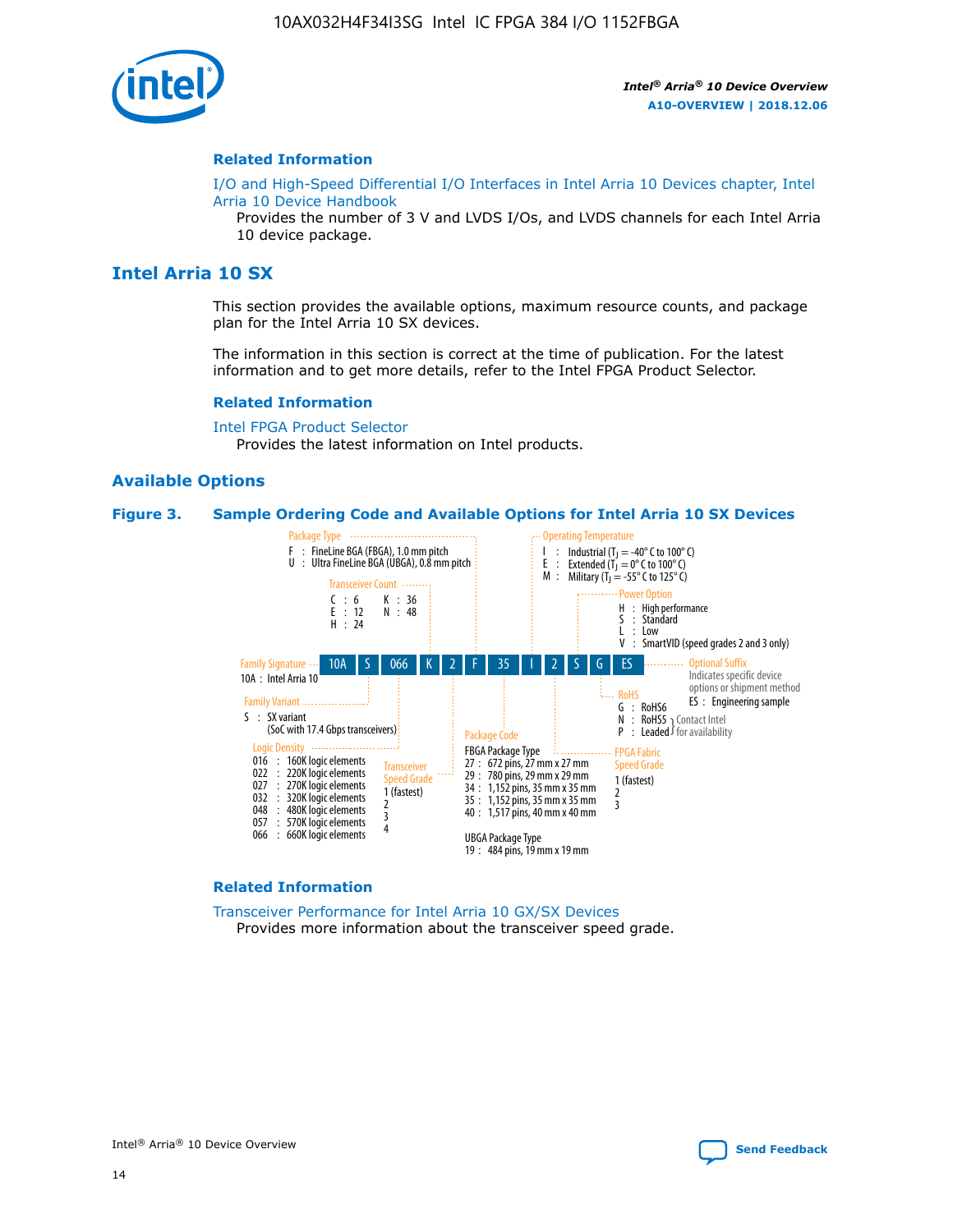## Related Information

I/O and High-Speed Differential I/O Interfaces in Intel Arria 10 Devices chapter, Intel Arria 10 Device Handbook
Provides the number of 3 V and LVDS I/Os, and LVDS channels for each Intel Arria 10 device package.

# Intel Arria 10 SX

This section provides the available options, maximum resource counts, and package plan for the Intel Arria 10 SX devices.

The information in this section is correct at the time of publication. For the latest information and to get more details, refer to the Intel FPGA Product Selector.

## Related Information

Intel FPGA Product Selector
Provides the latest information on Intel products.

## Available Options

**Figure 3. Sample Ordering Code and Available Options for Intel Arria 10 SX Devices**

Sample ordering code: 10A S 066 K 2 F 35 I 2 S G ES

- **Family Signature**
  - 10A : Intel Arria 10
- **Family Variant**
  - S : SX variant (SoC with 17.4 Gbps transceivers)
- **Logic Density**
  - 016 : 160K logic elements
  - 022 : 220K logic elements
  - 027 : 270K logic elements
  - 032 : 320K logic elements
  - 048 : 480K logic elements
  - 057 : 570K logic elements
  - 066 : 660K logic elements
- **Transceiver Count**
  - C : 6
  - E : 12
  - H : 24
  - K : 36
  - N : 48
- **Transceiver Speed Grade**
  - 1 (fastest)
  - 2
  - 3
  - 4
- **Package Type**
  - F : FineLine BGA (FBGA), 1.0 mm pitch
  - U : Ultra FineLine BGA (UBGA), 0.8 mm pitch
- **Package Code**
  - FBGA Package Type
    - 27 : 672 pins, 27 mm x 27 mm
    - 29 : 780 pins, 29 mm x 29 mm
    - 34 : 1,152 pins, 35 mm x 35 mm
    - 35 : 1,152 pins, 35 mm x 35 mm
    - 40 : 1,517 pins, 40 mm x 40 mm
  - UBGA Package Type
    - 19 : 484 pins, 19 mm x 19 mm
- **Operating Temperature**
  - I : Industrial ($T_J$ = -40° C to 100° C)
  - E : Extended ($T_J$ = 0° C to 100° C)
  - M : Military ($T_J$ = -55° C to 125° C)
- **FPGA Fabric Speed Grade**
  - 1 (fastest)
  - 2
  - 3
- **Power Option**
  - H : High performance
  - S : Standard
  - L : Low
  - V : SmartVID (speed grades 2 and 3 only)
- **RoHS**
  - G : RoHS6
  - N : RoHS5 (Contact Intel for availability)
  - P : Leaded (Contact Intel for availability)
- **Optional Suffix**
  - Indicates specific device options or shipment method
  - ES : Engineering sample

## Related Information

Transceiver Performance for Intel Arria 10 GX/SX Devices
Provides more information about the transceiver speed grade.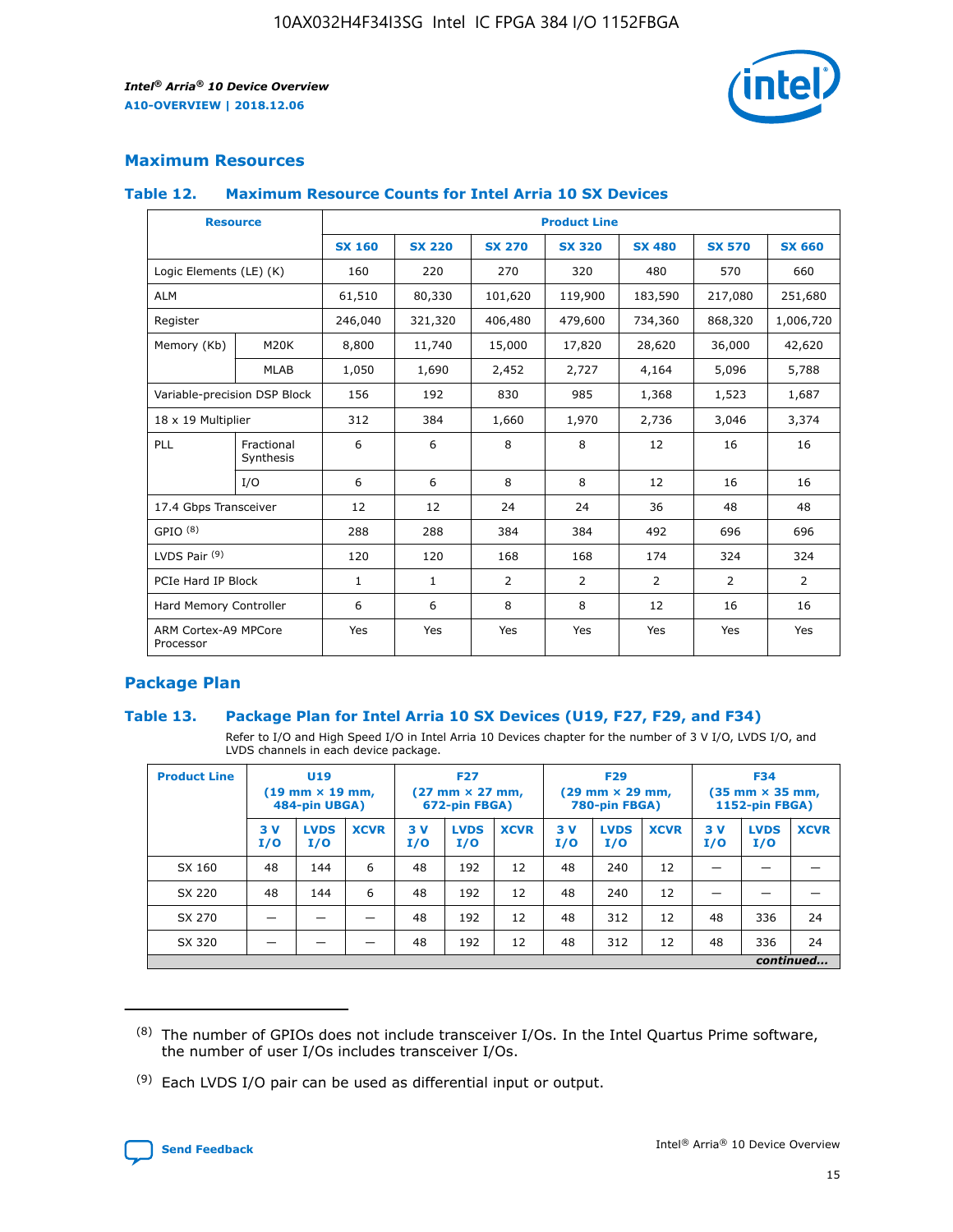## Maximum Resources

### Table 12. Maximum Resource Counts for Intel Arria 10 SX Devices

| Resource | | Product Line | | | | | | |
|---|---|---|---|---|---|---|---|---|
| | | SX 160 | SX 220 | SX 270 | SX 320 | SX 480 | SX 570 | SX 660 |
| Logic Elements (LE) (K) | | 160 | 220 | 270 | 320 | 480 | 570 | 660 |
| ALM | | 61,510 | 80,330 | 101,620 | 119,900 | 183,590 | 217,080 | 251,680 |
| Register | | 246,040 | 321,320 | 406,480 | 479,600 | 734,360 | 868,320 | 1,006,720 |
| Memory (Kb) | M20K | 8,800 | 11,740 | 15,000 | 17,820 | 28,620 | 36,000 | 42,620 |
| | MLAB | 1,050 | 1,690 | 2,452 | 2,727 | 4,164 | 5,096 | 5,788 |
| Variable-precision DSP Block | | 156 | 192 | 830 | 985 | 1,368 | 1,523 | 1,687 |
| 18 x 19 Multiplier | | 312 | 384 | 1,660 | 1,970 | 2,736 | 3,046 | 3,374 |
| PLL | Fractional Synthesis | 6 | 6 | 8 | 8 | 12 | 16 | 16 |
| | I/O | 6 | 6 | 8 | 8 | 12 | 16 | 16 |
| 17.4 Gbps Transceiver | | 12 | 12 | 24 | 24 | 36 | 48 | 48 |
| GPIO [(8)] | | 288 | 288 | 384 | 384 | 492 | 696 | 696 |
| LVDS Pair [(9)] | | 120 | 120 | 168 | 168 | 174 | 324 | 324 |
| PCIe Hard IP Block | | 1 | 1 | 2 | 2 | 2 | 2 | 2 |
| Hard Memory Controller | | 6 | 6 | 8 | 8 | 12 | 16 | 16 |
| ARM Cortex-A9 MPCore Processor | | Yes | Yes | Yes | Yes | Yes | Yes | Yes |

## Package Plan

### Table 13. Package Plan for Intel Arria 10 SX Devices (U19, F27, F29, and F34)

Refer to I/O and High Speed I/O in Intel Arria 10 Devices chapter for the number of 3 V I/O, LVDS I/O, and LVDS channels in each device package.

| Product Line | U19 (19 mm × 19 mm, 484-pin UBGA) | | | F27 (27 mm × 27 mm, 672-pin FBGA) | | | F29 (29 mm × 29 mm, 780-pin FBGA) | | | F34 (35 mm × 35 mm, 1152-pin FBGA) | | |
|---|---|---|---|---|---|---|---|---|---|---|---|---|
| | 3 V I/O | LVDS I/O | XCVR | 3 V I/O | LVDS I/O | XCVR | 3 V I/O | LVDS I/O | XCVR | 3 V I/O | LVDS I/O | XCVR |
| SX 160 | 48 | 144 | 6 | 48 | 192 | 12 | 48 | 240 | 12 | — | — | — |
| SX 220 | 48 | 144 | 6 | 48 | 192 | 12 | 48 | 240 | 12 | — | — | — |
| SX 270 | — | — | — | 48 | 192 | 12 | 48 | 312 | 12 | 48 | 336 | 24 |
| SX 320 | — | — | — | 48 | 192 | 12 | 48 | 312 | 12 | 48 | 336 | 24 |

*continued...*

(8) The number of GPIOs does not include transceiver I/Os. In the Intel Quartus Prime software, the number of user I/Os includes transceiver I/Os.

(9) Each LVDS I/O pair can be used as differential input or output.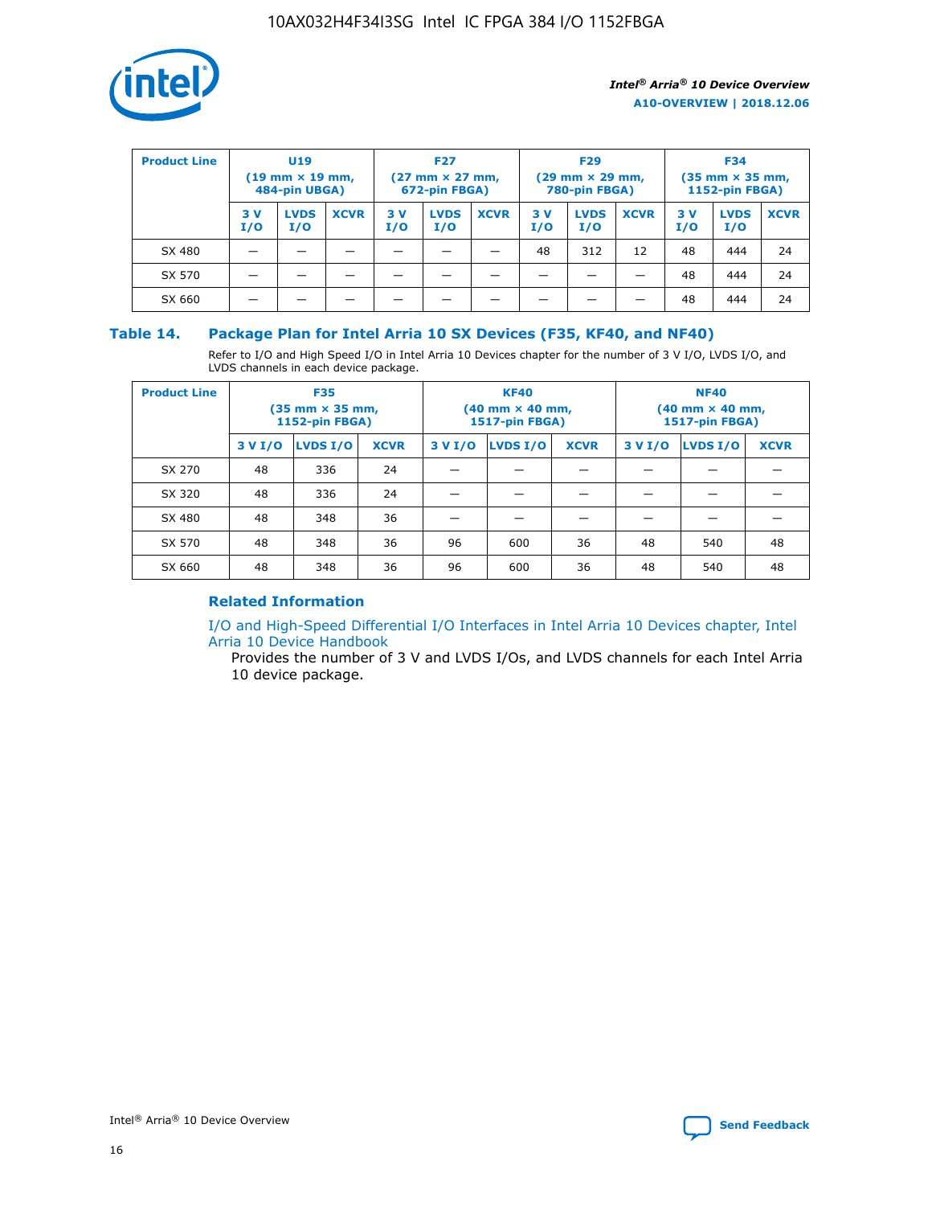| Product Line | U19 (19 mm × 19 mm, 484-pin UBGA) | | | F27 (27 mm × 27 mm, 672-pin FBGA) | | | F29 (29 mm × 29 mm, 780-pin FBGA) | | | F34 (35 mm × 35 mm, 1152-pin FBGA) | | |
|---|---|---|---|---|---|---|---|---|---|---|---|---|
| | 3 V I/O | LVDS I/O | XCVR | 3 V I/O | LVDS I/O | XCVR | 3 V I/O | LVDS I/O | XCVR | 3 V I/O | LVDS I/O | XCVR |
| SX 480 | — | — | — | — | — | — | 48 | 312 | 12 | 48 | 444 | 24 |
| SX 570 | — | — | — | — | — | — | — | — | — | 48 | 444 | 24 |
| SX 660 | — | — | — | — | — | — | — | — | — | 48 | 444 | 24 |

### Table 14. Package Plan for Intel Arria 10 SX Devices (F35, KF40, and NF40)

Refer to I/O and High Speed I/O in Intel Arria 10 Devices chapter for the number of 3 V I/O, LVDS I/O, and LVDS channels in each device package.

| Product Line | F35 (35 mm × 35 mm, 1152-pin FBGA) | | | KF40 (40 mm × 40 mm, 1517-pin FBGA) | | | NF40 (40 mm × 40 mm, 1517-pin FBGA) | | |
|---|---|---|---|---|---|---|---|---|---|
| | 3 V I/O | LVDS I/O | XCVR | 3 V I/O | LVDS I/O | XCVR | 3 V I/O | LVDS I/O | XCVR |
| SX 270 | 48 | 336 | 24 | — | — | — | — | — | — |
| SX 320 | 48 | 336 | 24 | — | — | — | — | — | — |
| SX 480 | 48 | 348 | 36 | — | — | — | — | — | — |
| SX 570 | 48 | 348 | 36 | 96 | 600 | 36 | 48 | 540 | 48 |
| SX 660 | 48 | 348 | 36 | 96 | 600 | 36 | 48 | 540 | 48 |

#### Related Information

I/O and High-Speed Differential I/O Interfaces in Intel Arria 10 Devices chapter, Intel Arria 10 Device Handbook

Provides the number of 3 V and LVDS I/Os, and LVDS channels for each Intel Arria 10 device package.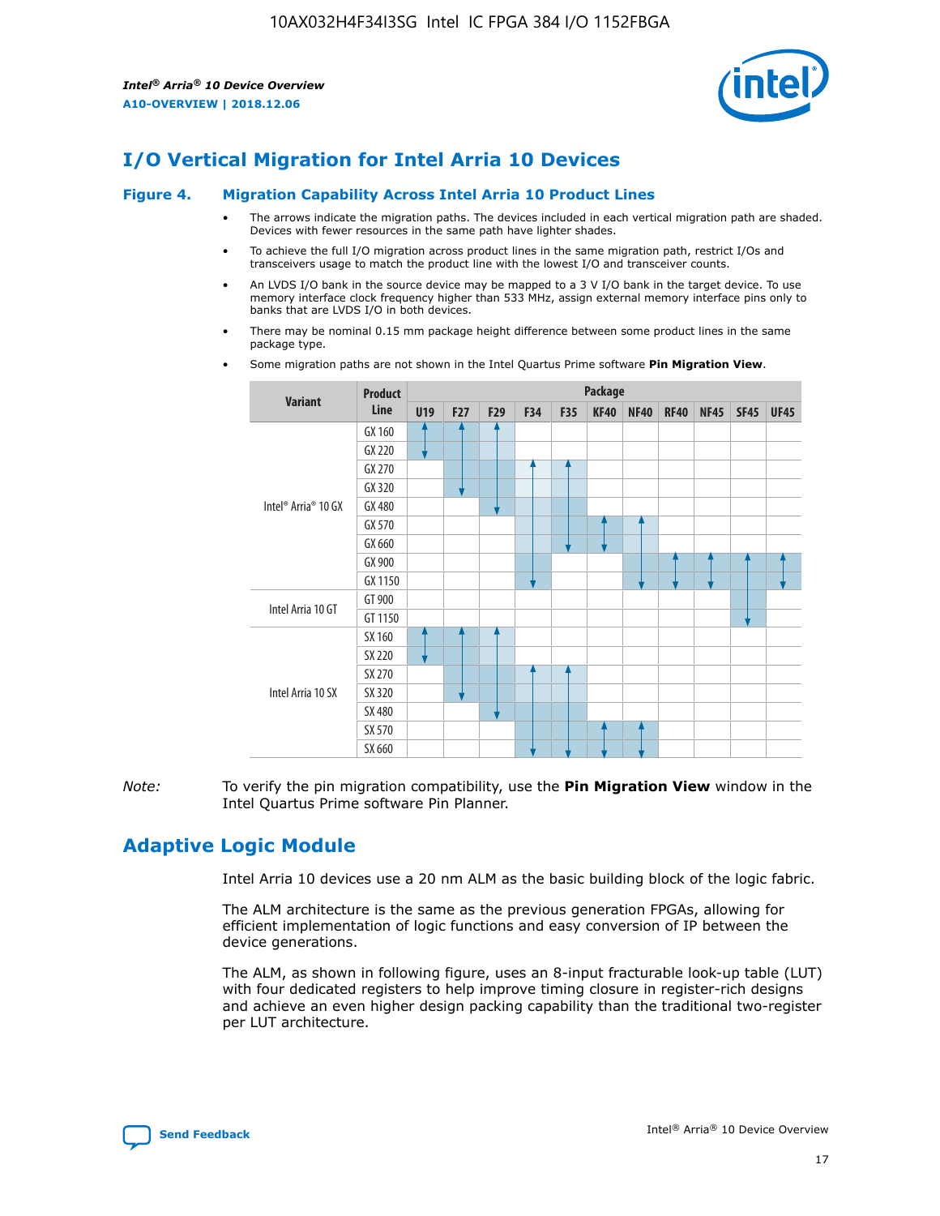# I/O Vertical Migration for Intel Arria 10 Devices

**Figure 4. Migration Capability Across Intel Arria 10 Product Lines**

- The arrows indicate the migration paths. The devices included in each vertical migration path are shaded. Devices with fewer resources in the same path have lighter shades.
- To achieve the full I/O migration across product lines in the same migration path, restrict I/Os and transceivers usage to match the product line with the lowest I/O and transceiver counts.
- An LVDS I/O bank in the source device may be mapped to a 3 V I/O bank in the target device. To use memory interface clock frequency higher than 533 MHz, assign external memory interface pins only to banks that are LVDS I/O in both devices.
- There may be nominal 0.15 mm package height difference between some product lines in the same package type.
- Some migration paths are not shown in the Intel Quartus Prime software **Pin Migration View**.

| Variant | Product Line | U19 | F27 | F29 | F34 | F35 | KF40 | NF40 | RF40 | NF45 | SF45 | UF45 |
|---|---|---|---|---|---|---|---|---|---|---|---|---|
| Intel® Arria® 10 GX | GX 160 | | | | | | | | | | | |
| | GX 220 | | | | | | | | | | | |
| | GX 270 | | | | | | | | | | | |
| | GX 320 | | | | | | | | | | | |
| | GX 480 | | | | | | | | | | | |
| | GX 570 | | | | | | | | | | | |
| | GX 660 | | | | | | | | | | | |
| | GX 900 | | | | | | | | | | | |
| | GX 1150 | | | | | | | | | | | |
| Intel Arria 10 GT | GT 900 | | | | | | | | | | | |
| | GT 1150 | | | | | | | | | | | |
| Intel Arria 10 SX | SX 160 | | | | | | | | | | | |
| | SX 220 | | | | | | | | | | | |
| | SX 270 | | | | | | | | | | | |
| | SX 320 | | | | | | | | | | | |
| | SX 480 | | | | | | | | | | | |
| | SX 570 | | | | | | | | | | | |
| | SX 660 | | | | | | | | | | | |

*Note:* To verify the pin migration compatibility, use the **Pin Migration View** window in the Intel Quartus Prime software Pin Planner.

# Adaptive Logic Module

Intel Arria 10 devices use a 20 nm ALM as the basic building block of the logic fabric.

The ALM architecture is the same as the previous generation FPGAs, allowing for efficient implementation of logic functions and easy conversion of IP between the device generations.

The ALM, as shown in following figure, uses an 8-input fracturable look-up table (LUT) with four dedicated registers to help improve timing closure in register-rich designs and achieve an even higher design packing capability than the traditional two-register per LUT architecture.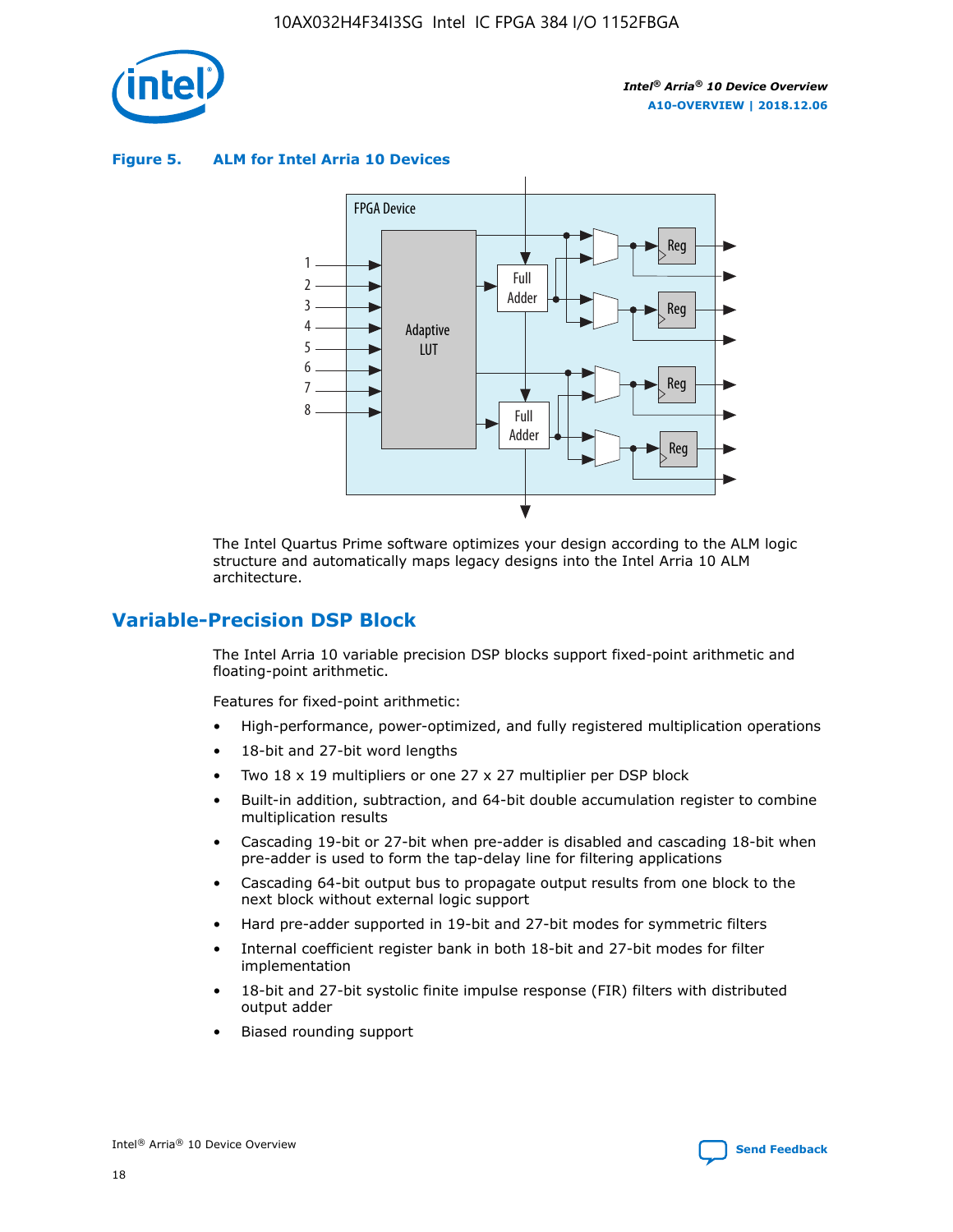**Figure 5. ALM for Intel Arria 10 Devices**

The Intel Quartus Prime software optimizes your design according to the ALM logic structure and automatically maps legacy designs into the Intel Arria 10 ALM architecture.

## Variable-Precision DSP Block

The Intel Arria 10 variable precision DSP blocks support fixed-point arithmetic and floating-point arithmetic.

Features for fixed-point arithmetic:

- High-performance, power-optimized, and fully registered multiplication operations
- 18-bit and 27-bit word lengths
- Two 18 x 19 multipliers or one 27 x 27 multiplier per DSP block
- Built-in addition, subtraction, and 64-bit double accumulation register to combine multiplication results
- Cascading 19-bit or 27-bit when pre-adder is disabled and cascading 18-bit when pre-adder is used to form the tap-delay line for filtering applications
- Cascading 64-bit output bus to propagate output results from one block to the next block without external logic support
- Hard pre-adder supported in 19-bit and 27-bit modes for symmetric filters
- Internal coefficient register bank in both 18-bit and 27-bit modes for filter implementation
- 18-bit and 27-bit systolic finite impulse response (FIR) filters with distributed output adder
- Biased rounding support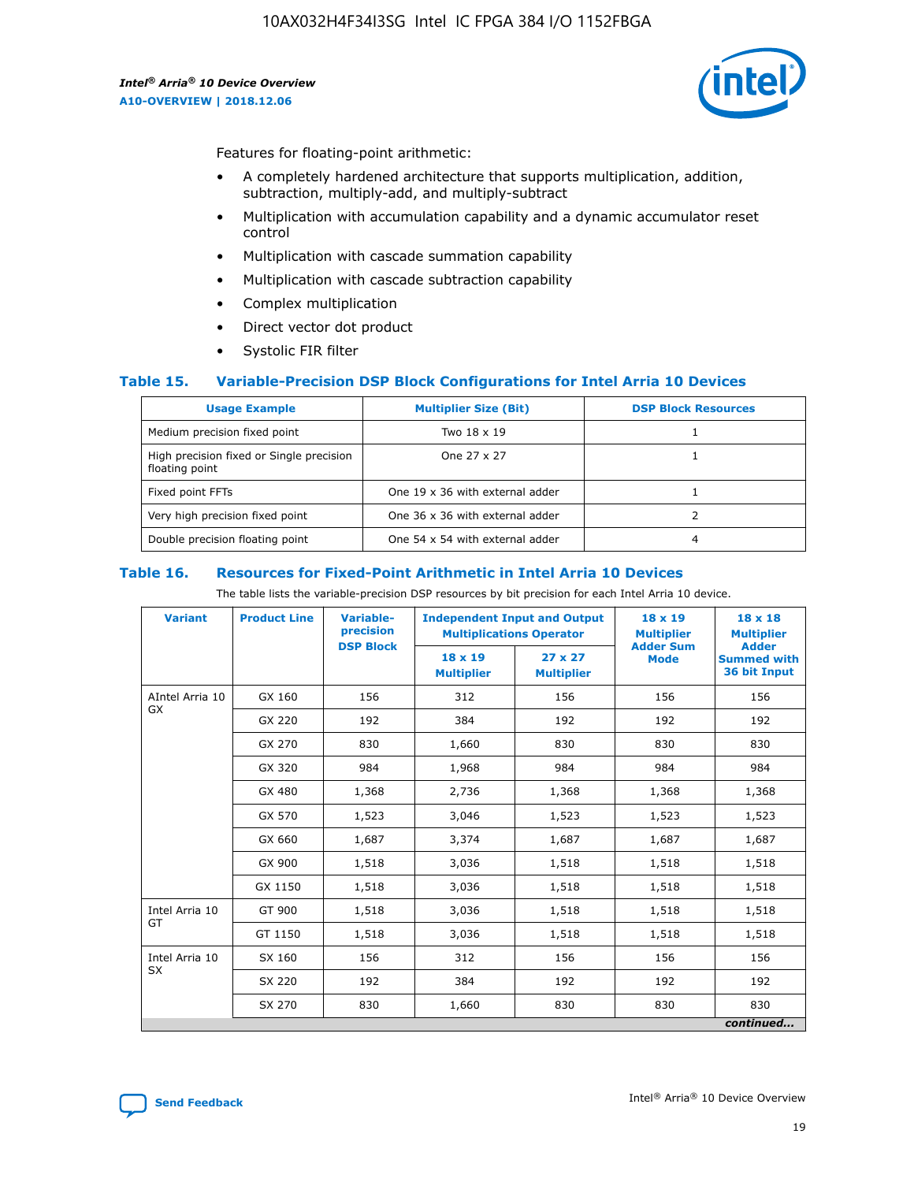Features for floating-point arithmetic:

- A completely hardened architecture that supports multiplication, addition, subtraction, multiply-add, and multiply-subtract
- Multiplication with accumulation capability and a dynamic accumulator reset control
- Multiplication with cascade summation capability
- Multiplication with cascade subtraction capability
- Complex multiplication
- Direct vector dot product
- Systolic FIR filter

### Table 15. Variable-Precision DSP Block Configurations for Intel Arria 10 Devices

| Usage Example | Multiplier Size (Bit) | DSP Block Resources |
|---|---|---|
| Medium precision fixed point | Two 18 x 19 | 1 |
| High precision fixed or Single precision floating point | One 27 x 27 | 1 |
| Fixed point FFTs | One 19 x 36 with external adder | 1 |
| Very high precision fixed point | One 36 x 36 with external adder | 2 |
| Double precision floating point | One 54 x 54 with external adder | 4 |

### Table 16. Resources for Fixed-Point Arithmetic in Intel Arria 10 Devices

The table lists the variable-precision DSP resources by bit precision for each Intel Arria 10 device.

| Variant | Product Line | Variable-precision DSP Block | Independent Input and Output Multiplications Operator | | 18 x 19 Multiplier Adder Sum Mode | 18 x 18 Multiplier Adder Summed with 36 bit Input |
|---|---|---|---|---|---|---|
| | | | 18 x 19 Multiplier | 27 x 27 Multiplier | | |
| AIntel Arria 10 GX | GX 160 | 156 | 312 | 156 | 156 | 156 |
| | GX 220 | 192 | 384 | 192 | 192 | 192 |
| | GX 270 | 830 | 1,660 | 830 | 830 | 830 |
| | GX 320 | 984 | 1,968 | 984 | 984 | 984 |
| | GX 480 | 1,368 | 2,736 | 1,368 | 1,368 | 1,368 |
| | GX 570 | 1,523 | 3,046 | 1,523 | 1,523 | 1,523 |
| | GX 660 | 1,687 | 3,374 | 1,687 | 1,687 | 1,687 |
| | GX 900 | 1,518 | 3,036 | 1,518 | 1,518 | 1,518 |
| | GX 1150 | 1,518 | 3,036 | 1,518 | 1,518 | 1,518 |
| Intel Arria 10 GT | GT 900 | 1,518 | 3,036 | 1,518 | 1,518 | 1,518 |
| | GT 1150 | 1,518 | 3,036 | 1,518 | 1,518 | 1,518 |
| Intel Arria 10 SX | SX 160 | 156 | 312 | 156 | 156 | 156 |
| | SX 220 | 192 | 384 | 192 | 192 | 192 |
| | SX 270 | 830 | 1,660 | 830 | 830 | 830 |

*continued...*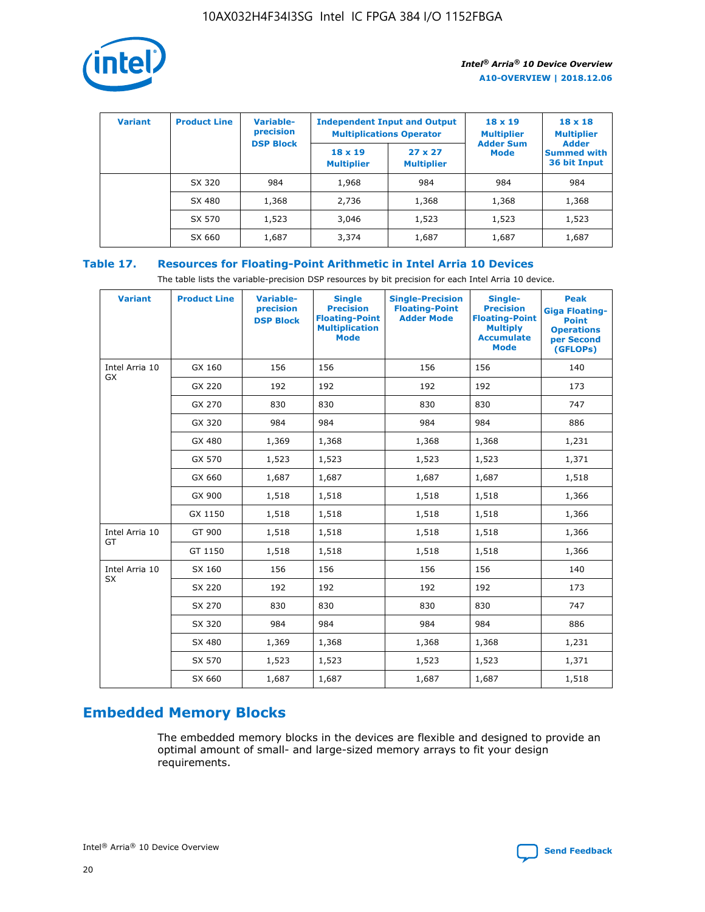| Variant | Product Line | Variable-precision DSP Block | Independent Input and Output Multiplications Operator | | 18 x 19 Multiplier Adder Sum Mode | 18 x 18 Multiplier Adder Summed with 36 bit Input |
|---|---|---|---|---|---|---|
| | | | 18 x 19 Multiplier | 27 x 27 Multiplier | | |
| | SX 320 | 984 | 1,968 | 984 | 984 | 984 |
| | SX 480 | 1,368 | 2,736 | 1,368 | 1,368 | 1,368 |
| | SX 570 | 1,523 | 3,046 | 1,523 | 1,523 | 1,523 |
| | SX 660 | 1,687 | 3,374 | 1,687 | 1,687 | 1,687 |

## Table 17. Resources for Floating-Point Arithmetic in Intel Arria 10 Devices

The table lists the variable-precision DSP resources by bit precision for each Intel Arria 10 device.

| Variant | Product Line | Variable-precision DSP Block | Single Precision Floating-Point Multiplication Mode | Single-Precision Floating-Point Adder Mode | Single-Precision Floating-Point Multiply Accumulate Mode | Peak Giga Floating-Point Operations per Second (GFLOPs) |
|---|---|---|---|---|---|---|
| Intel Arria 10 GX | GX 160 | 156 | 156 | 156 | 156 | 140 |
| | GX 220 | 192 | 192 | 192 | 192 | 173 |
| | GX 270 | 830 | 830 | 830 | 830 | 747 |
| | GX 320 | 984 | 984 | 984 | 984 | 886 |
| | GX 480 | 1,369 | 1,368 | 1,368 | 1,368 | 1,231 |
| | GX 570 | 1,523 | 1,523 | 1,523 | 1,523 | 1,371 |
| | GX 660 | 1,687 | 1,687 | 1,687 | 1,687 | 1,518 |
| | GX 900 | 1,518 | 1,518 | 1,518 | 1,518 | 1,366 |
| | GX 1150 | 1,518 | 1,518 | 1,518 | 1,518 | 1,366 |
| Intel Arria 10 GT | GT 900 | 1,518 | 1,518 | 1,518 | 1,518 | 1,366 |
| | GT 1150 | 1,518 | 1,518 | 1,518 | 1,518 | 1,366 |
| Intel Arria 10 SX | SX 160 | 156 | 156 | 156 | 156 | 140 |
| | SX 220 | 192 | 192 | 192 | 192 | 173 |
| | SX 270 | 830 | 830 | 830 | 830 | 747 |
| | SX 320 | 984 | 984 | 984 | 984 | 886 |
| | SX 480 | 1,369 | 1,368 | 1,368 | 1,368 | 1,231 |
| | SX 570 | 1,523 | 1,523 | 1,523 | 1,523 | 1,371 |
| | SX 660 | 1,687 | 1,687 | 1,687 | 1,687 | 1,518 |

## Embedded Memory Blocks

The embedded memory blocks in the devices are flexible and designed to provide an optimal amount of small- and large-sized memory arrays to fit your design requirements.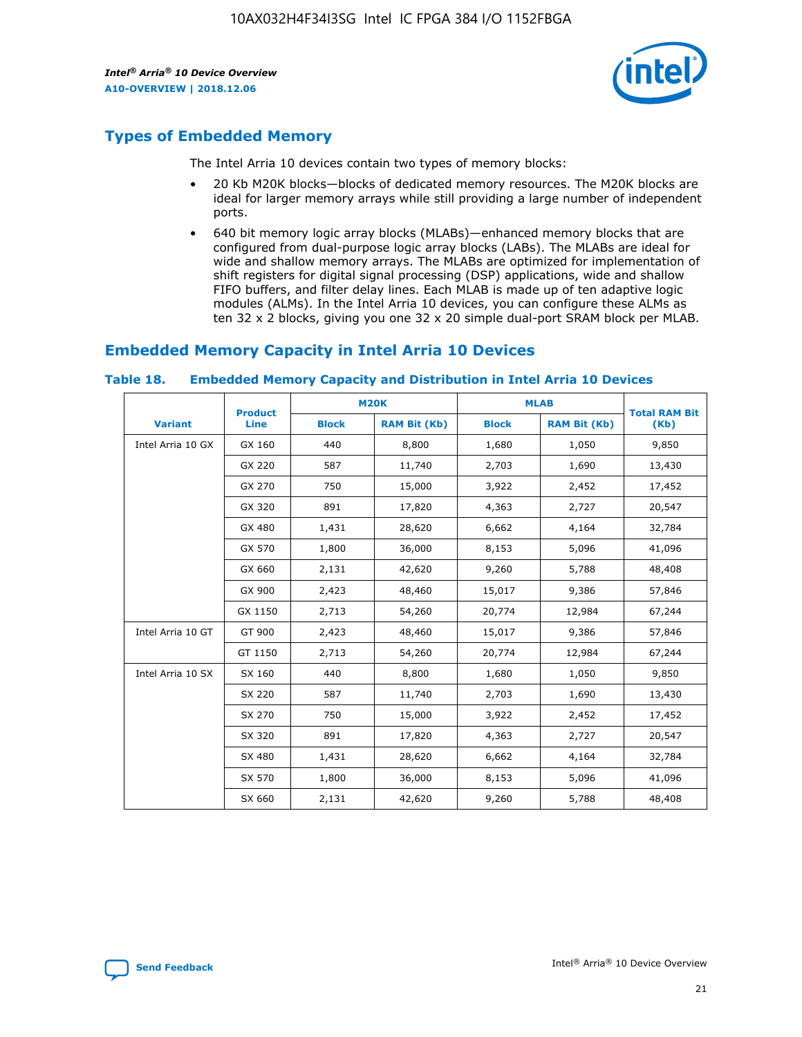## Types of Embedded Memory

The Intel Arria 10 devices contain two types of memory blocks:

- 20 Kb M20K blocks—blocks of dedicated memory resources. The M20K blocks are ideal for larger memory arrays while still providing a large number of independent ports.
- 640 bit memory logic array blocks (MLABs)—enhanced memory blocks that are configured from dual-purpose logic array blocks (LABs). The MLABs are ideal for wide and shallow memory arrays. The MLABs are optimized for implementation of shift registers for digital signal processing (DSP) applications, wide and shallow FIFO buffers, and filter delay lines. Each MLAB is made up of ten adaptive logic modules (ALMs). In the Intel Arria 10 devices, you can configure these ALMs as ten 32 x 2 blocks, giving you one 32 x 20 simple dual-port SRAM block per MLAB.

## Embedded Memory Capacity in Intel Arria 10 Devices

### Table 18. Embedded Memory Capacity and Distribution in Intel Arria 10 Devices

| Variant | Product Line | M20K | | MLAB | | Total RAM Bit (Kb) |
|---|---|---|---|---|---|---|
| | | Block | RAM Bit (Kb) | Block | RAM Bit (Kb) | |
| Intel Arria 10 GX | GX 160 | 440 | 8,800 | 1,680 | 1,050 | 9,850 |
| | GX 220 | 587 | 11,740 | 2,703 | 1,690 | 13,430 |
| | GX 270 | 750 | 15,000 | 3,922 | 2,452 | 17,452 |
| | GX 320 | 891 | 17,820 | 4,363 | 2,727 | 20,547 |
| | GX 480 | 1,431 | 28,620 | 6,662 | 4,164 | 32,784 |
| | GX 570 | 1,800 | 36,000 | 8,153 | 5,096 | 41,096 |
| | GX 660 | 2,131 | 42,620 | 9,260 | 5,788 | 48,408 |
| | GX 900 | 2,423 | 48,460 | 15,017 | 9,386 | 57,846 |
| | GX 1150 | 2,713 | 54,260 | 20,774 | 12,984 | 67,244 |
| Intel Arria 10 GT | GT 900 | 2,423 | 48,460 | 15,017 | 9,386 | 57,846 |
| | GT 1150 | 2,713 | 54,260 | 20,774 | 12,984 | 67,244 |
| Intel Arria 10 SX | SX 160 | 440 | 8,800 | 1,680 | 1,050 | 9,850 |
| | SX 220 | 587 | 11,740 | 2,703 | 1,690 | 13,430 |
| | SX 270 | 750 | 15,000 | 3,922 | 2,452 | 17,452 |
| | SX 320 | 891 | 17,820 | 4,363 | 2,727 | 20,547 |
| | SX 480 | 1,431 | 28,620 | 6,662 | 4,164 | 32,784 |
| | SX 570 | 1,800 | 36,000 | 8,153 | 5,096 | 41,096 |
| | SX 660 | 2,131 | 42,620 | 9,260 | 5,788 | 48,408 |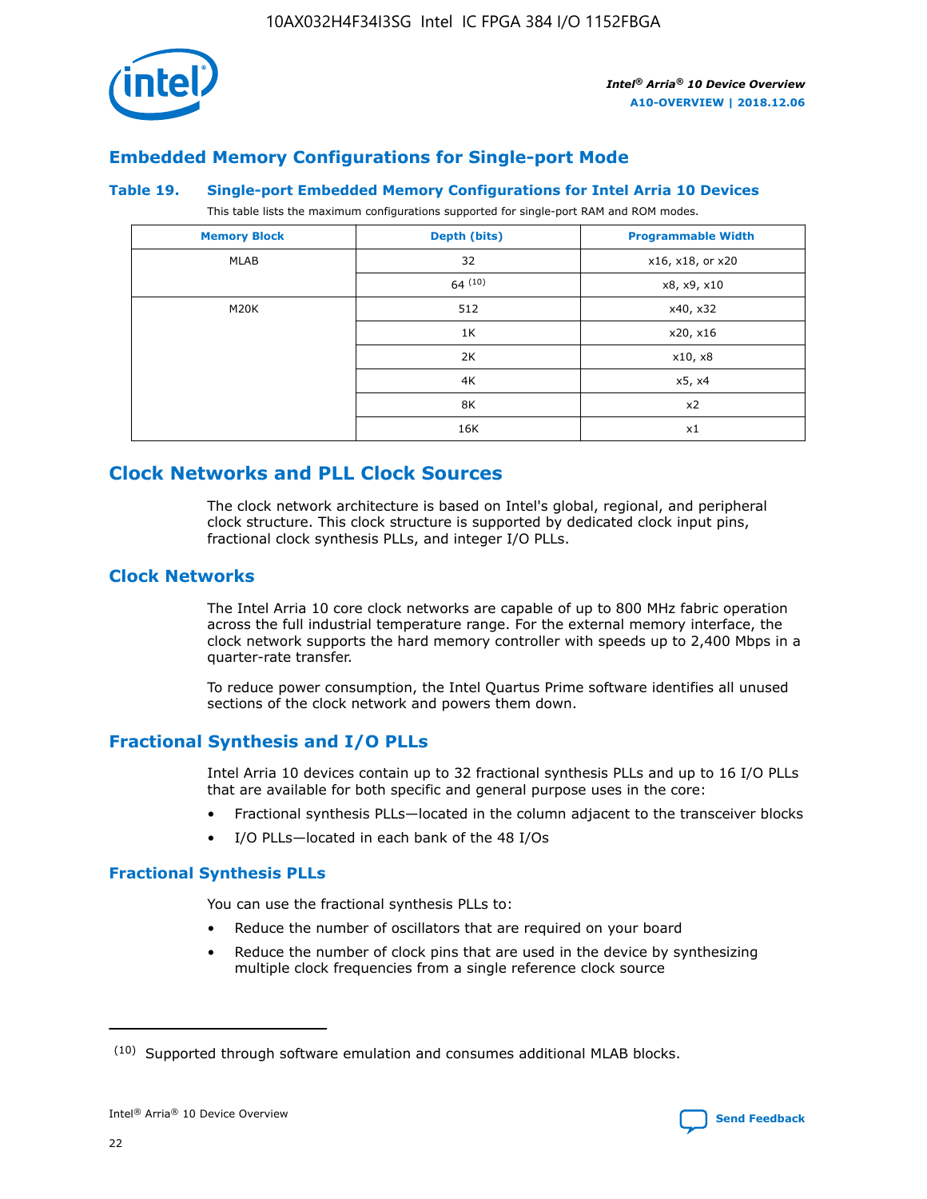## Embedded Memory Configurations for Single-port Mode

**Table 19. Single-port Embedded Memory Configurations for Intel Arria 10 Devices**

This table lists the maximum configurations supported for single-port RAM and ROM modes.

| Memory Block | Depth (bits) | Programmable Width |
|---|---|---|
| MLAB | 32 | x16, x18, or x20 |
| | 64 (10) | x8, x9, x10 |
| M20K | 512 | x40, x32 |
| | 1K | x20, x16 |
| | 2K | x10, x8 |
| | 4K | x5, x4 |
| | 8K | x2 |
| | 16K | x1 |

# Clock Networks and PLL Clock Sources

The clock network architecture is based on Intel's global, regional, and peripheral clock structure. This clock structure is supported by dedicated clock input pins, fractional clock synthesis PLLs, and integer I/O PLLs.

## Clock Networks

The Intel Arria 10 core clock networks are capable of up to 800 MHz fabric operation across the full industrial temperature range. For the external memory interface, the clock network supports the hard memory controller with speeds up to 2,400 Mbps in a quarter-rate transfer.

To reduce power consumption, the Intel Quartus Prime software identifies all unused sections of the clock network and powers them down.

## Fractional Synthesis and I/O PLLs

Intel Arria 10 devices contain up to 32 fractional synthesis PLLs and up to 16 I/O PLLs that are available for both specific and general purpose uses in the core:

- Fractional synthesis PLLs—located in the column adjacent to the transceiver blocks
- I/O PLLs—located in each bank of the 48 I/Os

### Fractional Synthesis PLLs

You can use the fractional synthesis PLLs to:

- Reduce the number of oscillators that are required on your board
- Reduce the number of clock pins that are used in the device by synthesizing multiple clock frequencies from a single reference clock source

(10) Supported through software emulation and consumes additional MLAB blocks.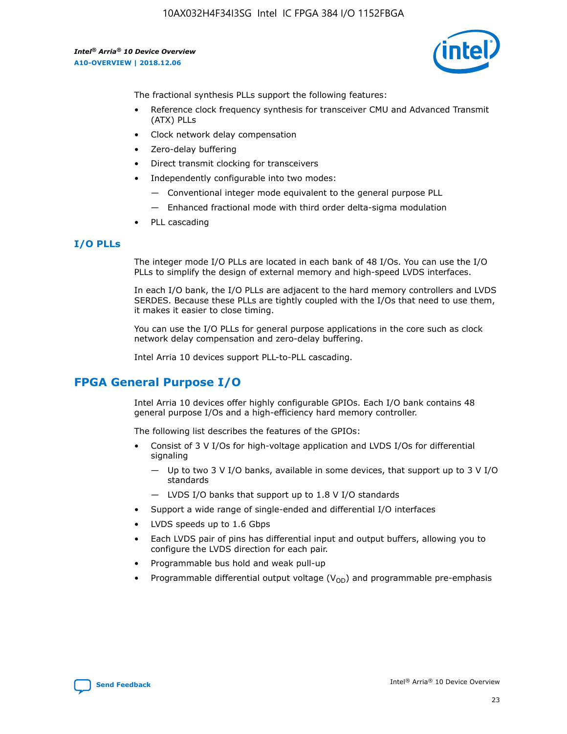The fractional synthesis PLLs support the following features:

- Reference clock frequency synthesis for transceiver CMU and Advanced Transmit (ATX) PLLs
- Clock network delay compensation
- Zero-delay buffering
- Direct transmit clocking for transceivers
- Independently configurable into two modes:
  - Conventional integer mode equivalent to the general purpose PLL
  - Enhanced fractional mode with third order delta-sigma modulation
- PLL cascading

### I/O PLLs

The integer mode I/O PLLs are located in each bank of 48 I/Os. You can use the I/O PLLs to simplify the design of external memory and high-speed LVDS interfaces.

In each I/O bank, the I/O PLLs are adjacent to the hard memory controllers and LVDS SERDES. Because these PLLs are tightly coupled with the I/Os that need to use them, it makes it easier to close timing.

You can use the I/O PLLs for general purpose applications in the core such as clock network delay compensation and zero-delay buffering.

Intel Arria 10 devices support PLL-to-PLL cascading.

## FPGA General Purpose I/O

Intel Arria 10 devices offer highly configurable GPIOs. Each I/O bank contains 48 general purpose I/Os and a high-efficiency hard memory controller.

The following list describes the features of the GPIOs:

- Consist of 3 V I/Os for high-voltage application and LVDS I/Os for differential signaling
  - Up to two 3 V I/O banks, available in some devices, that support up to 3 V I/O standards
  - LVDS I/O banks that support up to 1.8 V I/O standards
- Support a wide range of single-ended and differential I/O interfaces
- LVDS speeds up to 1.6 Gbps
- Each LVDS pair of pins has differential input and output buffers, allowing you to configure the LVDS direction for each pair.
- Programmable bus hold and weak pull-up
- Programmable differential output voltage ($V_{OD}$) and programmable pre-emphasis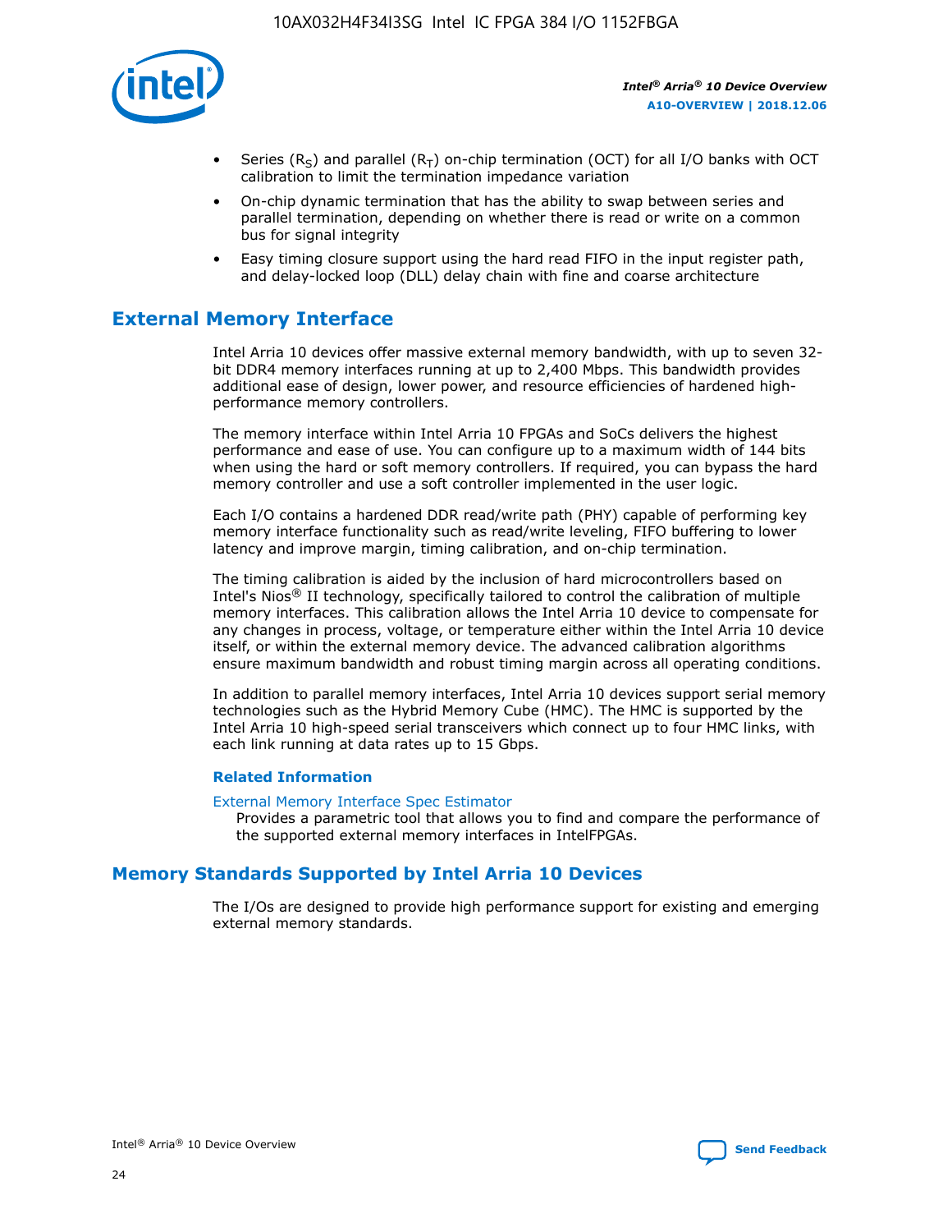- Series ($R_S$) and parallel ($R_T$) on-chip termination (OCT) for all I/O banks with OCT calibration to limit the termination impedance variation
- On-chip dynamic termination that has the ability to swap between series and parallel termination, depending on whether there is read or write on a common bus for signal integrity
- Easy timing closure support using the hard read FIFO in the input register path, and delay-locked loop (DLL) delay chain with fine and coarse architecture

## External Memory Interface

Intel Arria 10 devices offer massive external memory bandwidth, with up to seven 32-bit DDR4 memory interfaces running at up to 2,400 Mbps. This bandwidth provides additional ease of design, lower power, and resource efficiencies of hardened high-performance memory controllers.

The memory interface within Intel Arria 10 FPGAs and SoCs delivers the highest performance and ease of use. You can configure up to a maximum width of 144 bits when using the hard or soft memory controllers. If required, you can bypass the hard memory controller and use a soft controller implemented in the user logic.

Each I/O contains a hardened DDR read/write path (PHY) capable of performing key memory interface functionality such as read/write leveling, FIFO buffering to lower latency and improve margin, timing calibration, and on-chip termination.

The timing calibration is aided by the inclusion of hard microcontrollers based on Intel's Nios® II technology, specifically tailored to control the calibration of multiple memory interfaces. This calibration allows the Intel Arria 10 device to compensate for any changes in process, voltage, or temperature either within the Intel Arria 10 device itself, or within the external memory device. The advanced calibration algorithms ensure maximum bandwidth and robust timing margin across all operating conditions.

In addition to parallel memory interfaces, Intel Arria 10 devices support serial memory technologies such as the Hybrid Memory Cube (HMC). The HMC is supported by the Intel Arria 10 high-speed serial transceivers which connect up to four HMC links, with each link running at data rates up to 15 Gbps.

### Related Information

External Memory Interface Spec Estimator
Provides a parametric tool that allows you to find and compare the performance of the supported external memory interfaces in IntelFPGAs.

## Memory Standards Supported by Intel Arria 10 Devices

The I/Os are designed to provide high performance support for existing and emerging external memory standards.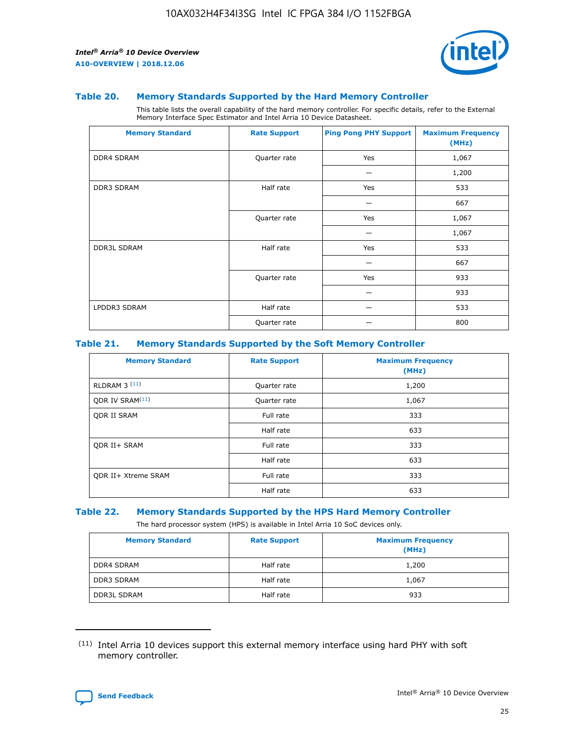### Table 20. Memory Standards Supported by the Hard Memory Controller

This table lists the overall capability of the hard memory controller. For specific details, refer to the External Memory Interface Spec Estimator and Intel Arria 10 Device Datasheet.

| Memory Standard | Rate Support | Ping Pong PHY Support | Maximum Frequency (MHz) |
|---|---|---|---|
| DDR4 SDRAM | Quarter rate | Yes | 1,067 |
| | | — | 1,200 |
| DDR3 SDRAM | Half rate | Yes | 533 |
| | | — | 667 |
| | Quarter rate | Yes | 1,067 |
| | | — | 1,067 |
| DDR3L SDRAM | Half rate | Yes | 533 |
| | | — | 667 |
| | Quarter rate | Yes | 933 |
| | | — | 933 |
| LPDDR3 SDRAM | Half rate | — | 533 |
| | Quarter rate | — | 800 |

### Table 21. Memory Standards Supported by the Soft Memory Controller

| Memory Standard | Rate Support | Maximum Frequency (MHz) |
|---|---|---|
| RLDRAM 3 [(11)] | Quarter rate | 1,200 |
| QDR IV SRAM[(11)] | Quarter rate | 1,067 |
| QDR II SRAM | Full rate | 333 |
| | Half rate | 633 |
| QDR II+ SRAM | Full rate | 333 |
| | Half rate | 633 |
| QDR II+ Xtreme SRAM | Full rate | 333 |
| | Half rate | 633 |

### Table 22. Memory Standards Supported by the HPS Hard Memory Controller

The hard processor system (HPS) is available in Intel Arria 10 SoC devices only.

| Memory Standard | Rate Support | Maximum Frequency (MHz) |
|---|---|---|
| DDR4 SDRAM | Half rate | 1,200 |
| DDR3 SDRAM | Half rate | 1,067 |
| DDR3L SDRAM | Half rate | 933 |

(11) Intel Arria 10 devices support this external memory interface using hard PHY with soft memory controller.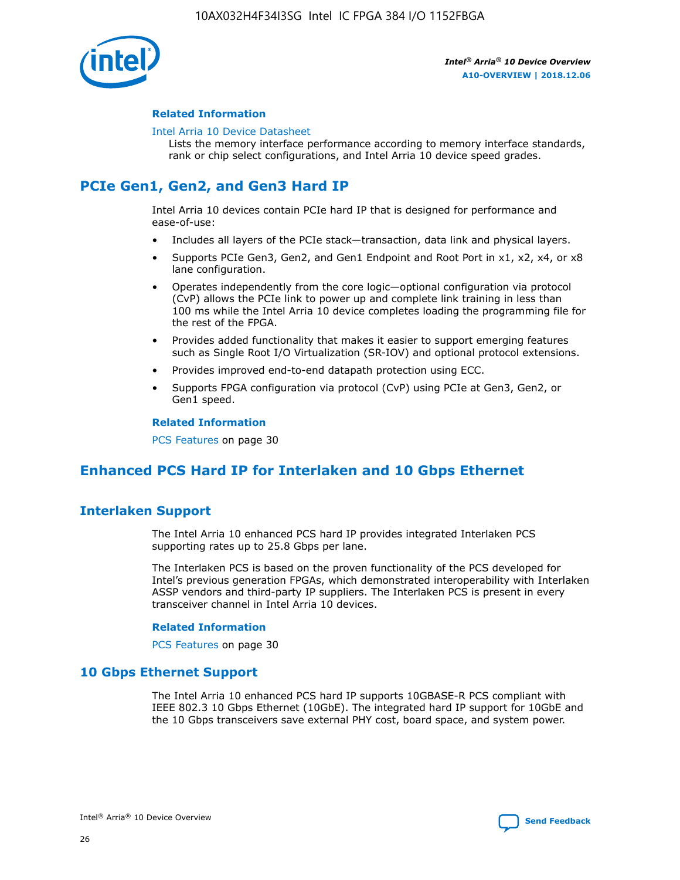#### Related Information

Intel Arria 10 Device Datasheet

Lists the memory interface performance according to memory interface standards, rank or chip select configurations, and Intel Arria 10 device speed grades.

## PCIe Gen1, Gen2, and Gen3 Hard IP

Intel Arria 10 devices contain PCIe hard IP that is designed for performance and ease-of-use:

- Includes all layers of the PCIe stack—transaction, data link and physical layers.
- Supports PCIe Gen3, Gen2, and Gen1 Endpoint and Root Port in x1, x2, x4, or x8 lane configuration.
- Operates independently from the core logic—optional configuration via protocol (CvP) allows the PCIe link to power up and complete link training in less than 100 ms while the Intel Arria 10 device completes loading the programming file for the rest of the FPGA.
- Provides added functionality that makes it easier to support emerging features such as Single Root I/O Virtualization (SR-IOV) and optional protocol extensions.
- Provides improved end-to-end datapath protection using ECC.
- Supports FPGA configuration via protocol (CvP) using PCIe at Gen3, Gen2, or Gen1 speed.

#### Related Information

PCS Features on page 30

## Enhanced PCS Hard IP for Interlaken and 10 Gbps Ethernet

### Interlaken Support

The Intel Arria 10 enhanced PCS hard IP provides integrated Interlaken PCS supporting rates up to 25.8 Gbps per lane.

The Interlaken PCS is based on the proven functionality of the PCS developed for Intel's previous generation FPGAs, which demonstrated interoperability with Interlaken ASSP vendors and third-party IP suppliers. The Interlaken PCS is present in every transceiver channel in Intel Arria 10 devices.

#### Related Information

PCS Features on page 30

### 10 Gbps Ethernet Support

The Intel Arria 10 enhanced PCS hard IP supports 10GBASE-R PCS compliant with IEEE 802.3 10 Gbps Ethernet (10GbE). The integrated hard IP support for 10GbE and the 10 Gbps transceivers save external PHY cost, board space, and system power.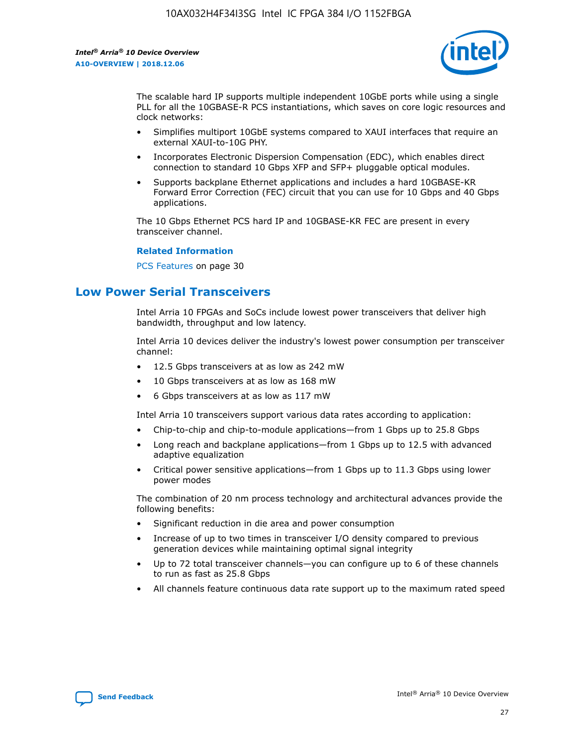The scalable hard IP supports multiple independent 10GbE ports while using a single PLL for all the 10GBASE-R PCS instantiations, which saves on core logic resources and clock networks:

- Simplifies multiport 10GbE systems compared to XAUI interfaces that require an external XAUI-to-10G PHY.
- Incorporates Electronic Dispersion Compensation (EDC), which enables direct connection to standard 10 Gbps XFP and SFP+ pluggable optical modules.
- Supports backplane Ethernet applications and includes a hard 10GBASE-KR Forward Error Correction (FEC) circuit that you can use for 10 Gbps and 40 Gbps applications.

The 10 Gbps Ethernet PCS hard IP and 10GBASE-KR FEC are present in every transceiver channel.

**Related Information**

PCS Features on page 30

## Low Power Serial Transceivers

Intel Arria 10 FPGAs and SoCs include lowest power transceivers that deliver high bandwidth, throughput and low latency.

Intel Arria 10 devices deliver the industry's lowest power consumption per transceiver channel:

- 12.5 Gbps transceivers at as low as 242 mW
- 10 Gbps transceivers at as low as 168 mW
- 6 Gbps transceivers at as low as 117 mW

Intel Arria 10 transceivers support various data rates according to application:

- Chip-to-chip and chip-to-module applications—from 1 Gbps up to 25.8 Gbps
- Long reach and backplane applications—from 1 Gbps up to 12.5 with advanced adaptive equalization
- Critical power sensitive applications—from 1 Gbps up to 11.3 Gbps using lower power modes

The combination of 20 nm process technology and architectural advances provide the following benefits:

- Significant reduction in die area and power consumption
- Increase of up to two times in transceiver I/O density compared to previous generation devices while maintaining optimal signal integrity
- Up to 72 total transceiver channels—you can configure up to 6 of these channels to run as fast as 25.8 Gbps
- All channels feature continuous data rate support up to the maximum rated speed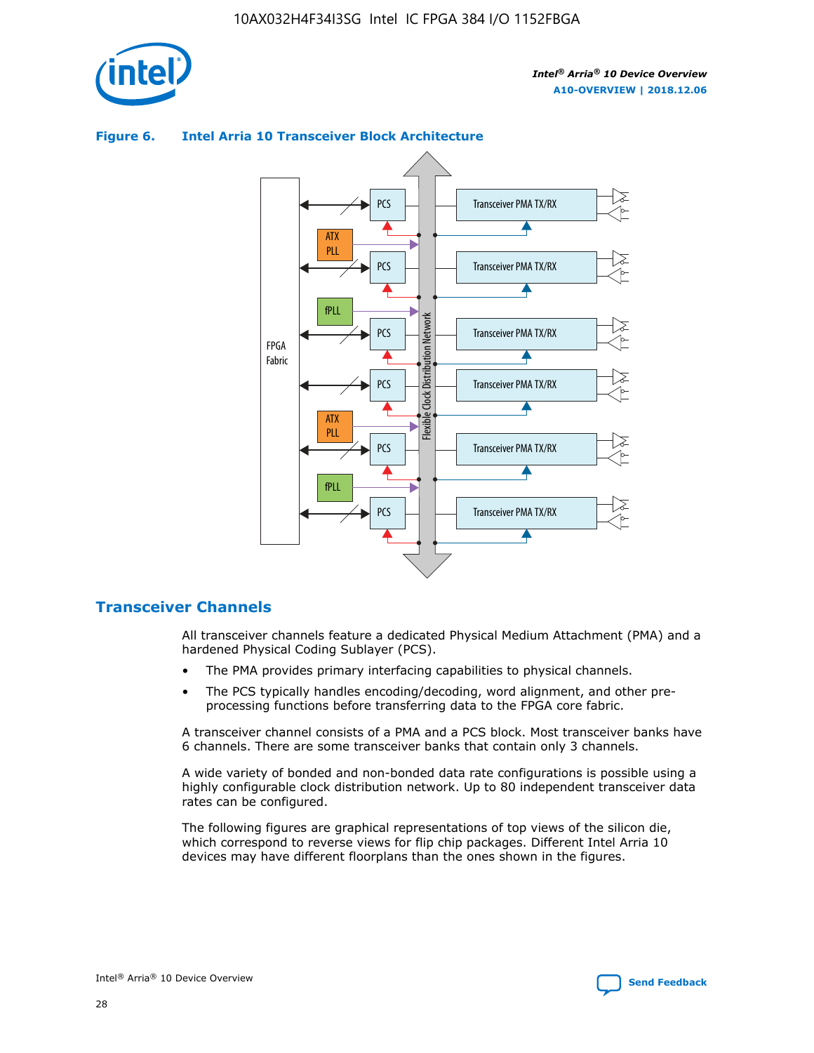**Figure 6. Intel Arria 10 Transceiver Block Architecture**

## Transceiver Channels

All transceiver channels feature a dedicated Physical Medium Attachment (PMA) and a hardened Physical Coding Sublayer (PCS).

- The PMA provides primary interfacing capabilities to physical channels.
- The PCS typically handles encoding/decoding, word alignment, and other pre-processing functions before transferring data to the FPGA core fabric.

A transceiver channel consists of a PMA and a PCS block. Most transceiver banks have 6 channels. There are some transceiver banks that contain only 3 channels.

A wide variety of bonded and non-bonded data rate configurations is possible using a highly configurable clock distribution network. Up to 80 independent transceiver data rates can be configured.

The following figures are graphical representations of top views of the silicon die, which correspond to reverse views for flip chip packages. Different Intel Arria 10 devices may have different floorplans than the ones shown in the figures.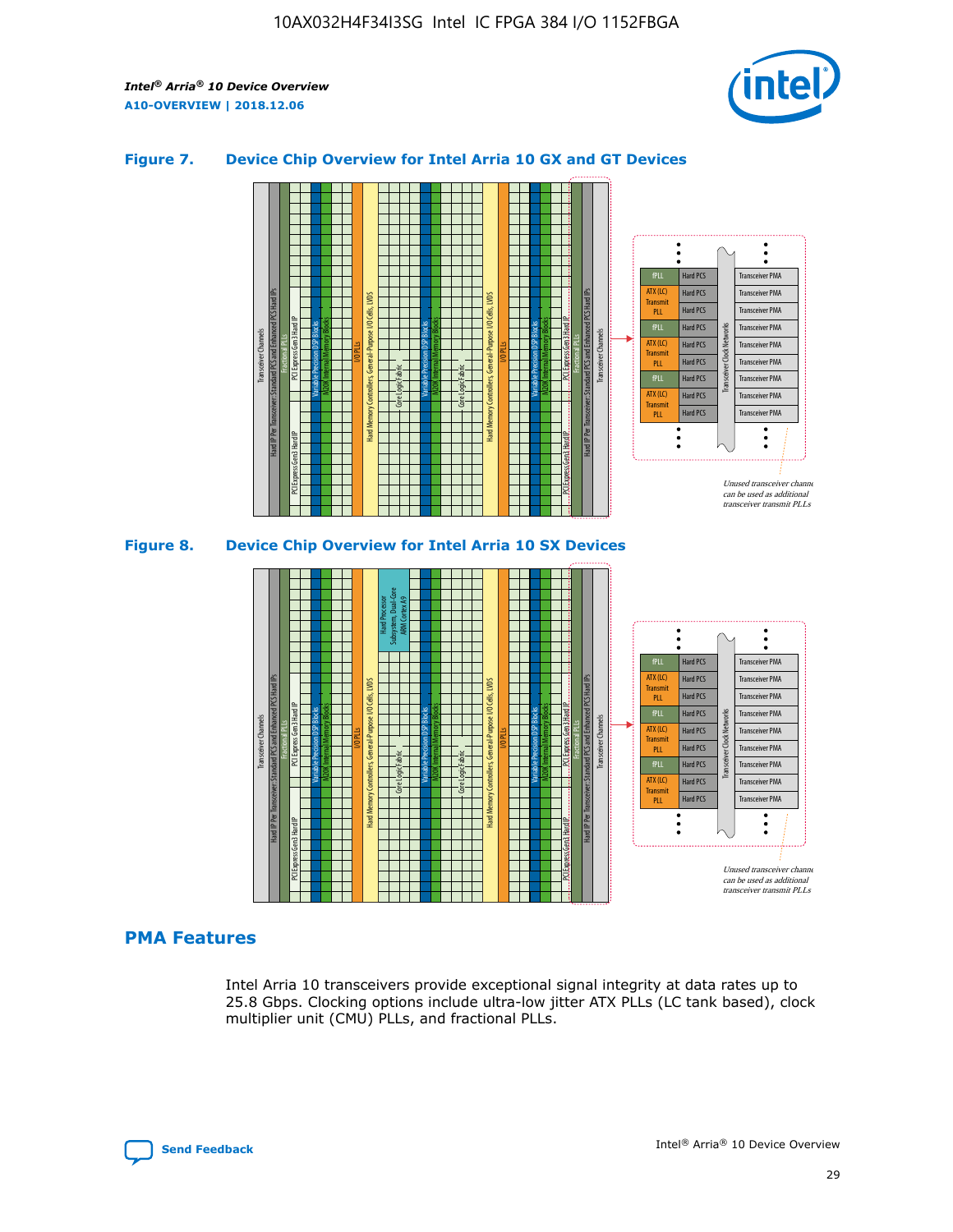## Figure 7. Device Chip Overview for Intel Arria 10 GX and GT Devices

## Figure 8. Device Chip Overview for Intel Arria 10 SX Devices

## PMA Features

Intel Arria 10 transceivers provide exceptional signal integrity at data rates up to 25.8 Gbps. Clocking options include ultra-low jitter ATX PLLs (LC tank based), clock multiplier unit (CMU) PLLs, and fractional PLLs.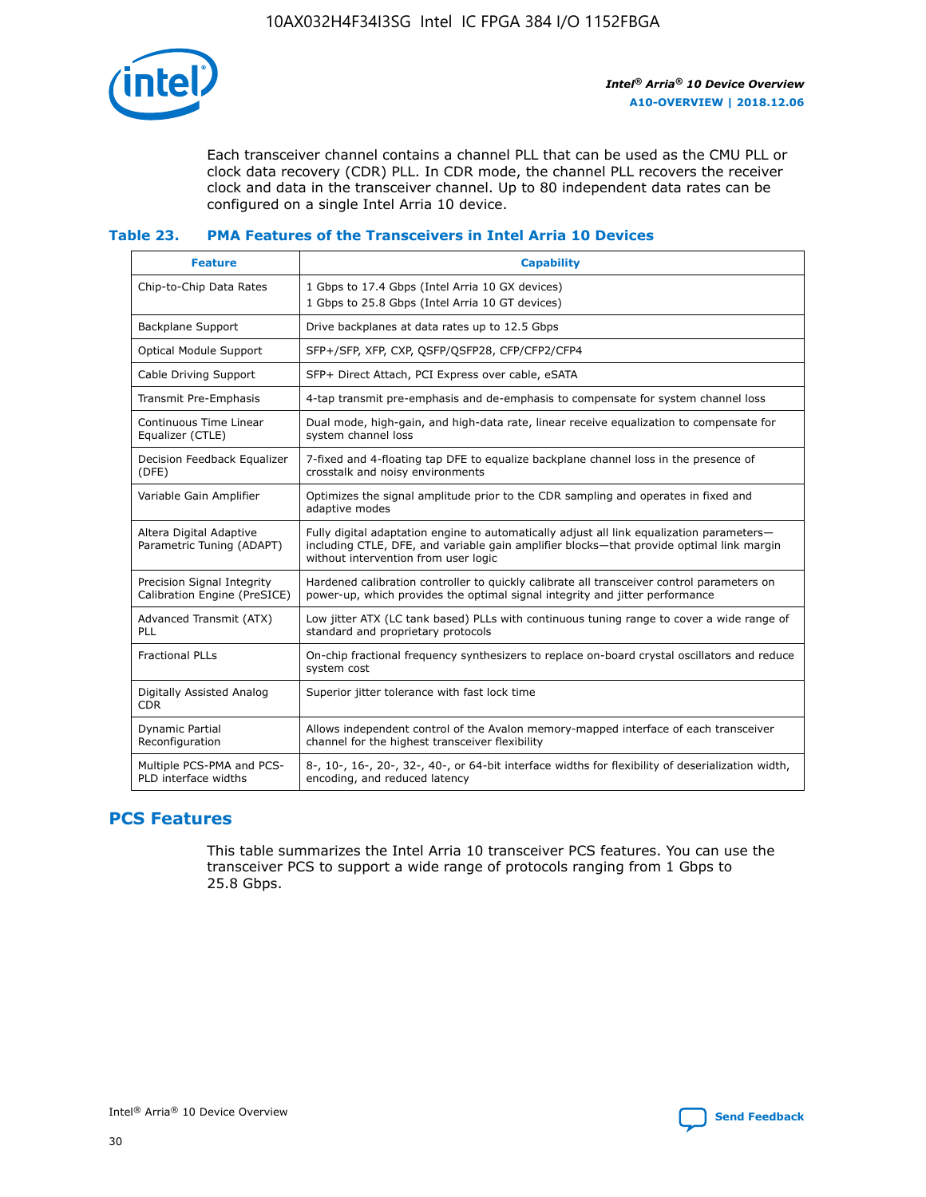Each transceiver channel contains a channel PLL that can be used as the CMU PLL or clock data recovery (CDR) PLL. In CDR mode, the channel PLL recovers the receiver clock and data in the transceiver channel. Up to 80 independent data rates can be configured on a single Intel Arria 10 device.

### Table 23. PMA Features of the Transceivers in Intel Arria 10 Devices

| Feature | Capability |
| --- | --- |
| Chip-to-Chip Data Rates | 1 Gbps to 17.4 Gbps (Intel Arria 10 GX devices)<br>1 Gbps to 25.8 Gbps (Intel Arria 10 GT devices) |
| Backplane Support | Drive backplanes at data rates up to 12.5 Gbps |
| Optical Module Support | SFP+/SFP, XFP, CXP, QSFP/QSFP28, CFP/CFP2/CFP4 |
| Cable Driving Support | SFP+ Direct Attach, PCI Express over cable, eSATA |
| Transmit Pre-Emphasis | 4-tap transmit pre-emphasis and de-emphasis to compensate for system channel loss |
| Continuous Time Linear Equalizer (CTLE) | Dual mode, high-gain, and high-data rate, linear receive equalization to compensate for system channel loss |
| Decision Feedback Equalizer (DFE) | 7-fixed and 4-floating tap DFE to equalize backplane channel loss in the presence of crosstalk and noisy environments |
| Variable Gain Amplifier | Optimizes the signal amplitude prior to the CDR sampling and operates in fixed and adaptive modes |
| Altera Digital Adaptive Parametric Tuning (ADAPT) | Fully digital adaptation engine to automatically adjust all link equalization parameters—including CTLE, DFE, and variable gain amplifier blocks—that provide optimal link margin without intervention from user logic |
| Precision Signal Integrity Calibration Engine (PreSICE) | Hardened calibration controller to quickly calibrate all transceiver control parameters on power-up, which provides the optimal signal integrity and jitter performance |
| Advanced Transmit (ATX) PLL | Low jitter ATX (LC tank based) PLLs with continuous tuning range to cover a wide range of standard and proprietary protocols |
| Fractional PLLs | On-chip fractional frequency synthesizers to replace on-board crystal oscillators and reduce system cost |
| Digitally Assisted Analog CDR | Superior jitter tolerance with fast lock time |
| Dynamic Partial Reconfiguration | Allows independent control of the Avalon memory-mapped interface of each transceiver channel for the highest transceiver flexibility |
| Multiple PCS-PMA and PCS-PLD interface widths | 8-, 10-, 16-, 20-, 32-, 40-, or 64-bit interface widths for flexibility of deserialization width, encoding, and reduced latency |

## PCS Features

This table summarizes the Intel Arria 10 transceiver PCS features. You can use the transceiver PCS to support a wide range of protocols ranging from 1 Gbps to 25.8 Gbps.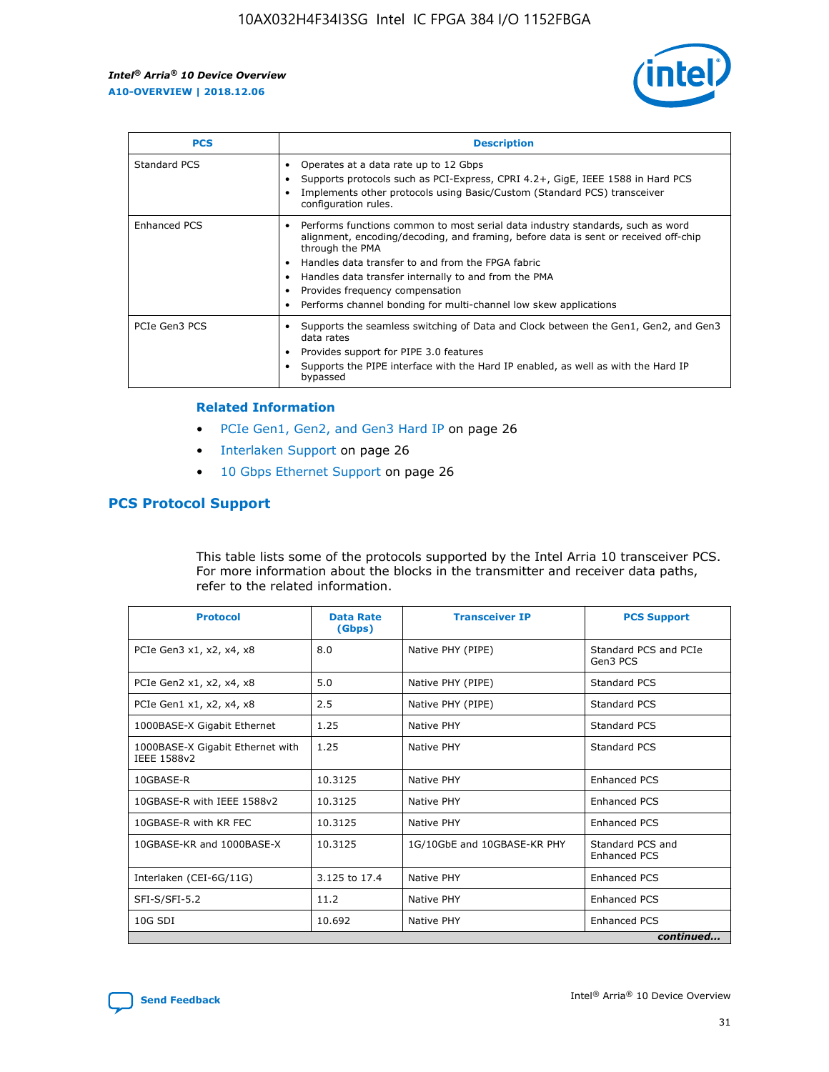| PCS | Description |
| --- | --- |
| Standard PCS | • Operates at a data rate up to 12 Gbps<br>• Supports protocols such as PCI-Express, CPRI 4.2+, GigE, IEEE 1588 in Hard PCS<br>• Implements other protocols using Basic/Custom (Standard PCS) transceiver configuration rules. |
| Enhanced PCS | • Performs functions common to most serial data industry standards, such as word alignment, encoding/decoding, and framing, before data is sent or received off-chip through the PMA<br>• Handles data transfer to and from the FPGA fabric<br>• Handles data transfer internally to and from the PMA<br>• Provides frequency compensation<br>• Performs channel bonding for multi-channel low skew applications |
| PCIe Gen3 PCS | • Supports the seamless switching of Data and Clock between the Gen1, Gen2, and Gen3 data rates<br>• Provides support for PIPE 3.0 features<br>• Supports the PIPE interface with the Hard IP enabled, as well as with the Hard IP bypassed |

### Related Information

- PCIe Gen1, Gen2, and Gen3 Hard IP on page 26
- Interlaken Support on page 26
- 10 Gbps Ethernet Support on page 26

## PCS Protocol Support

This table lists some of the protocols supported by the Intel Arria 10 transceiver PCS. For more information about the blocks in the transmitter and receiver data paths, refer to the related information.

| Protocol | Data Rate (Gbps) | Transceiver IP | PCS Support |
| --- | --- | --- | --- |
| PCIe Gen3 x1, x2, x4, x8 | 8.0 | Native PHY (PIPE) | Standard PCS and PCIe Gen3 PCS |
| PCIe Gen2 x1, x2, x4, x8 | 5.0 | Native PHY (PIPE) | Standard PCS |
| PCIe Gen1 x1, x2, x4, x8 | 2.5 | Native PHY (PIPE) | Standard PCS |
| 1000BASE-X Gigabit Ethernet | 1.25 | Native PHY | Standard PCS |
| 1000BASE-X Gigabit Ethernet with IEEE 1588v2 | 1.25 | Native PHY | Standard PCS |
| 10GBASE-R | 10.3125 | Native PHY | Enhanced PCS |
| 10GBASE-R with IEEE 1588v2 | 10.3125 | Native PHY | Enhanced PCS |
| 10GBASE-R with KR FEC | 10.3125 | Native PHY | Enhanced PCS |
| 10GBASE-KR and 1000BASE-X | 10.3125 | 1G/10GbE and 10GBASE-KR PHY | Standard PCS and Enhanced PCS |
| Interlaken (CEI-6G/11G) | 3.125 to 17.4 | Native PHY | Enhanced PCS |
| SFI-S/SFI-5.2 | 11.2 | Native PHY | Enhanced PCS |
| 10G SDI | 10.692 | Native PHY | Enhanced PCS |

*continued...*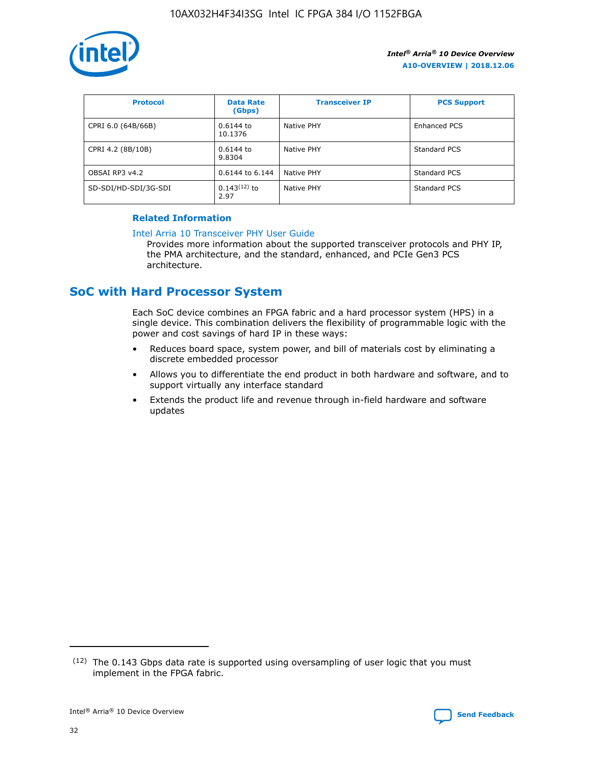| Protocol | Data Rate (Gbps) | Transceiver IP | PCS Support |
| --- | --- | --- | --- |
| CPRI 6.0 (64B/66B) | 0.6144 to 10.1376 | Native PHY | Enhanced PCS |
| CPRI 4.2 (8B/10B) | 0.6144 to 9.8304 | Native PHY | Standard PCS |
| OBSAI RP3 v4.2 | 0.6144 to 6.144 | Native PHY | Standard PCS |
| SD-SDI/HD-SDI/3G-SDI | 0.143[12] to 2.97 | Native PHY | Standard PCS |

**Related Information**

Intel Arria 10 Transceiver PHY User Guide
Provides more information about the supported transceiver protocols and PHY IP, the PMA architecture, and the standard, enhanced, and PCIe Gen3 PCS architecture.

## SoC with Hard Processor System

Each SoC device combines an FPGA fabric and a hard processor system (HPS) in a single device. This combination delivers the flexibility of programmable logic with the power and cost savings of hard IP in these ways:

- Reduces board space, system power, and bill of materials cost by eliminating a discrete embedded processor
- Allows you to differentiate the end product in both hardware and software, and to support virtually any interface standard
- Extends the product life and revenue through in-field hardware and software updates

[12] The 0.143 Gbps data rate is supported using oversampling of user logic that you must implement in the FPGA fabric.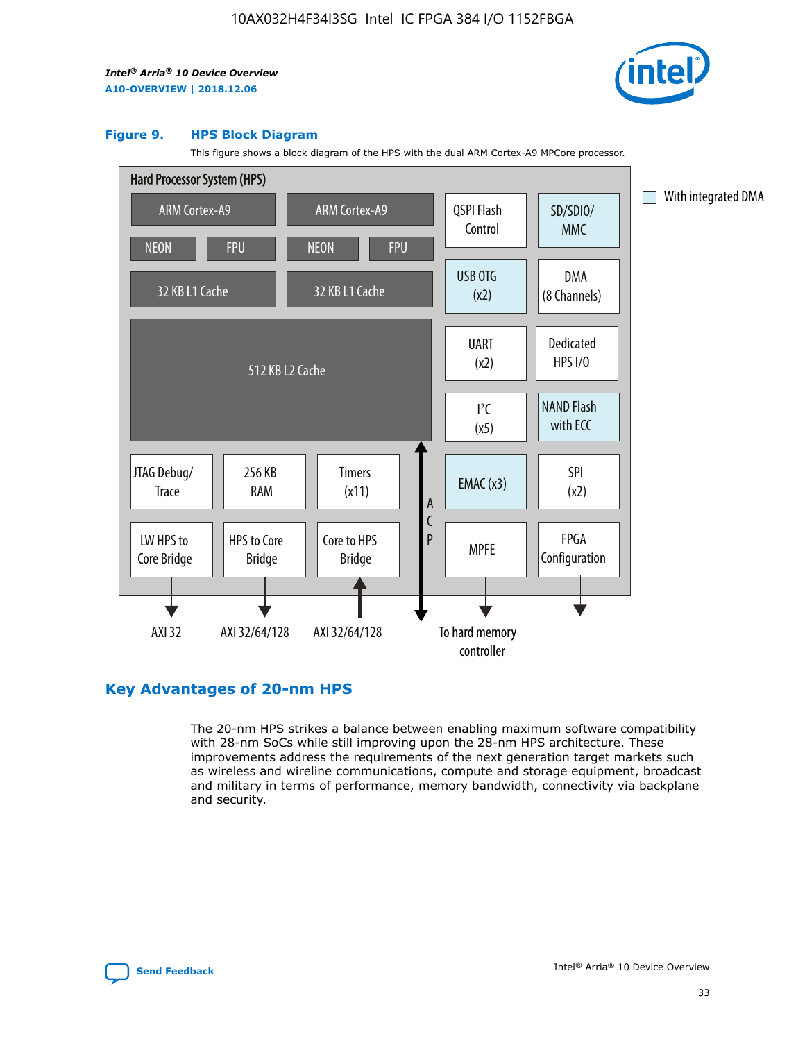### Figure 9. HPS Block Diagram

This figure shows a block diagram of the HPS with the dual ARM Cortex-A9 MPCore processor.

## Key Advantages of 20-nm HPS

The 20-nm HPS strikes a balance between enabling maximum software compatibility with 28-nm SoCs while still improving upon the 28-nm HPS architecture. These improvements address the requirements of the next generation target markets such as wireless and wireline communications, compute and storage equipment, broadcast and military in terms of performance, memory bandwidth, connectivity via backplane and security.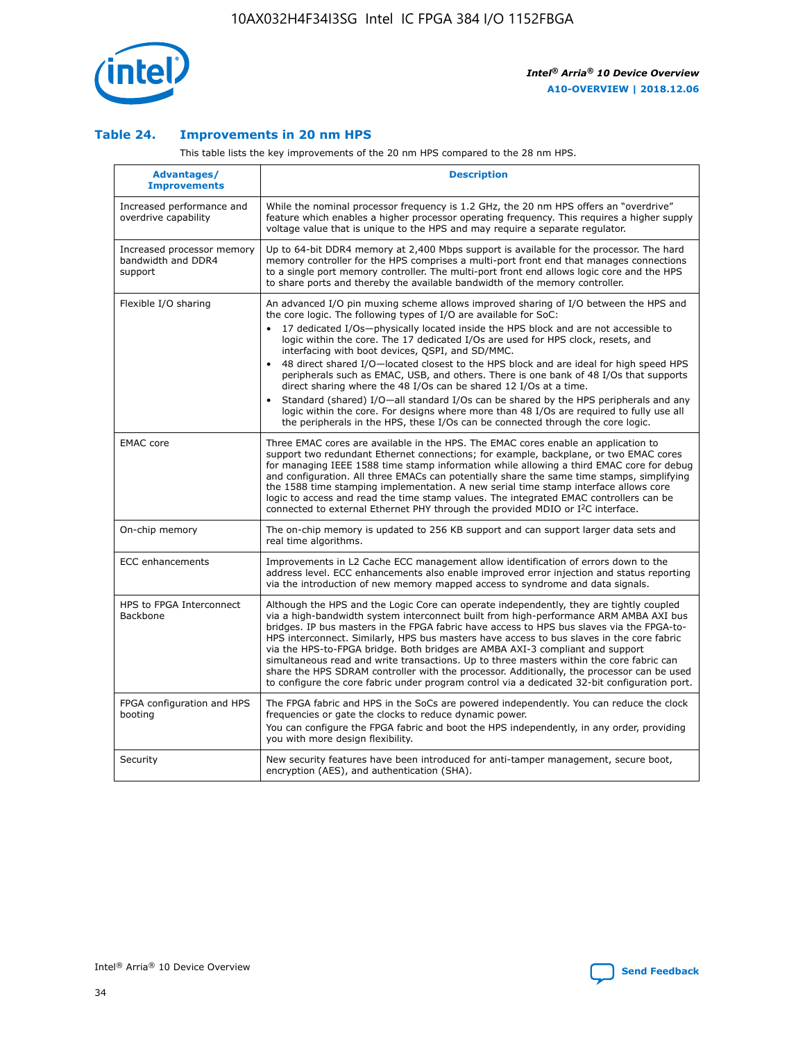### Table 24. Improvements in 20 nm HPS

This table lists the key improvements of the 20 nm HPS compared to the 28 nm HPS.

| Advantages/ Improvements | Description |
| --- | --- |
| Increased performance and overdrive capability | While the nominal processor frequency is 1.2 GHz, the 20 nm HPS offers an "overdrive" feature which enables a higher processor operating frequency. This requires a higher supply voltage value that is unique to the HPS and may require a separate regulator. |
| Increased processor memory bandwidth and DDR4 support | Up to 64-bit DDR4 memory at 2,400 Mbps support is available for the processor. The hard memory controller for the HPS comprises a multi-port front end that manages connections to a single port memory controller. The multi-port front end allows logic core and the HPS to share ports and thereby the available bandwidth of the memory controller. |
| Flexible I/O sharing | An advanced I/O pin muxing scheme allows improved sharing of I/O between the HPS and the core logic. The following types of I/O are available for SoC:<br>• 17 dedicated I/Os—physically located inside the HPS block and are not accessible to logic within the core. The 17 dedicated I/Os are used for HPS clock, resets, and interfacing with boot devices, QSPI, and SD/MMC.<br>• 48 direct shared I/O—located closest to the HPS block and are ideal for high speed HPS peripherals such as EMAC, USB, and others. There is one bank of 48 I/Os that supports direct sharing where the 48 I/Os can be shared 12 I/Os at a time.<br>• Standard (shared) I/O—all standard I/Os can be shared by the HPS peripherals and any logic within the core. For designs where more than 48 I/Os are required to fully use all the peripherals in the HPS, these I/Os can be connected through the core logic. |
| EMAC core | Three EMAC cores are available in the HPS. The EMAC cores enable an application to support two redundant Ethernet connections; for example, backplane, or two EMAC cores for managing IEEE 1588 time stamp information while allowing a third EMAC core for debug and configuration. All three EMACs can potentially share the same time stamps, simplifying the 1588 time stamping implementation. A new serial time stamp interface allows core logic to access and read the time stamp values. The integrated EMAC controllers can be connected to external Ethernet PHY through the provided MDIO or I²C interface. |
| On-chip memory | The on-chip memory is updated to 256 KB support and can support larger data sets and real time algorithms. |
| ECC enhancements | Improvements in L2 Cache ECC management allow identification of errors down to the address level. ECC enhancements also enable improved error injection and status reporting via the introduction of new memory mapped access to syndrome and data signals. |
| HPS to FPGA Interconnect Backbone | Although the HPS and the Logic Core can operate independently, they are tightly coupled via a high-bandwidth system interconnect built from high-performance ARM AMBA AXI bus bridges. IP bus masters in the FPGA fabric have access to HPS bus slaves via the FPGA-to-HPS interconnect. Similarly, HPS bus masters have access to bus slaves in the core fabric via the HPS-to-FPGA bridge. Both bridges are AMBA AXI-3 compliant and support simultaneous read and write transactions. Up to three masters within the core fabric can share the HPS SDRAM controller with the processor. Additionally, the processor can be used to configure the core fabric under program control via a dedicated 32-bit configuration port. |
| FPGA configuration and HPS booting | The FPGA fabric and HPS in the SoCs are powered independently. You can reduce the clock frequencies or gate the clocks to reduce dynamic power.<br>You can configure the FPGA fabric and boot the HPS independently, in any order, providing you with more design flexibility. |
| Security | New security features have been introduced for anti-tamper management, secure boot, encryption (AES), and authentication (SHA). |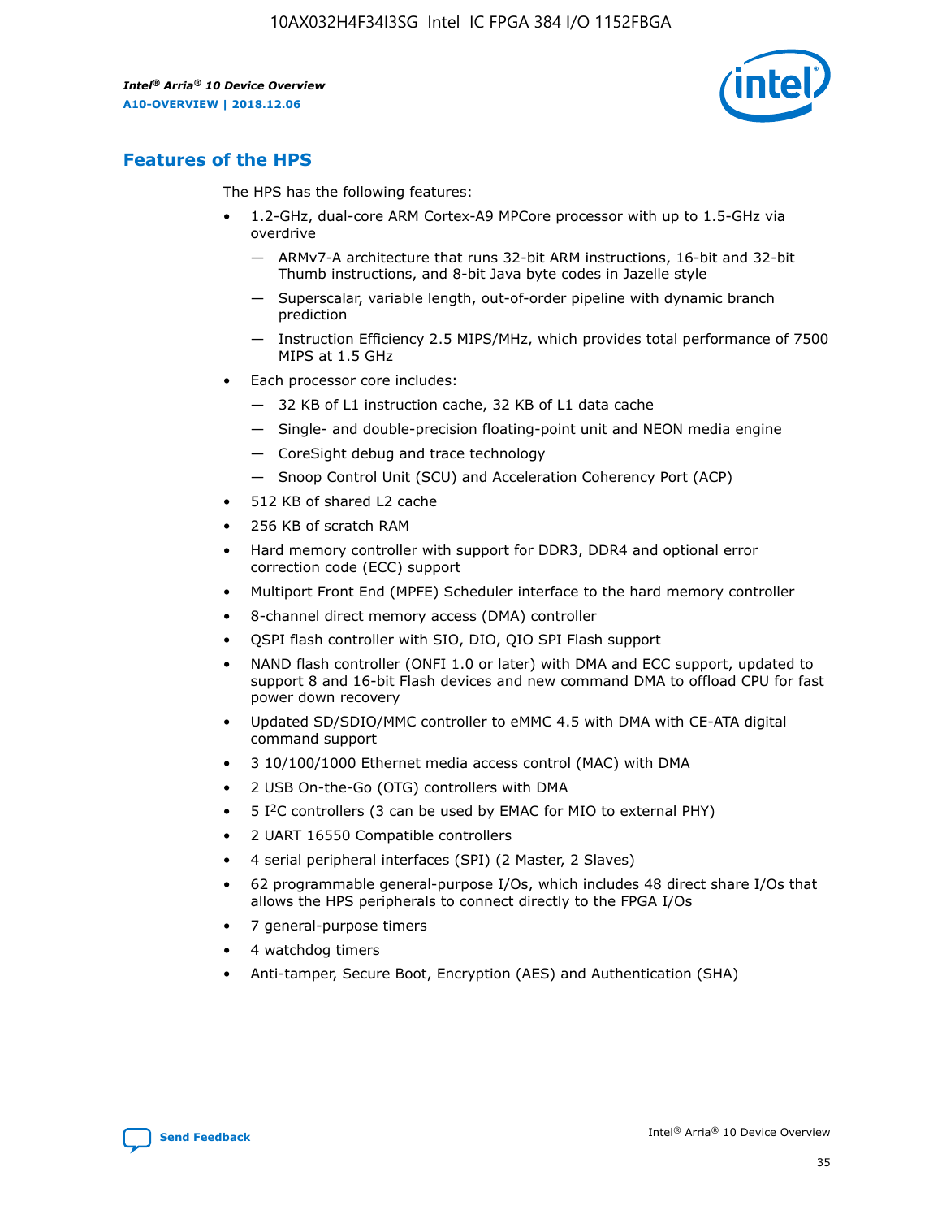## Features of the HPS

The HPS has the following features:

- 1.2-GHz, dual-core ARM Cortex-A9 MPCore processor with up to 1.5-GHz via overdrive
  - — ARMv7-A architecture that runs 32-bit ARM instructions, 16-bit and 32-bit Thumb instructions, and 8-bit Java byte codes in Jazelle style
  - — Superscalar, variable length, out-of-order pipeline with dynamic branch prediction
  - — Instruction Efficiency 2.5 MIPS/MHz, which provides total performance of 7500 MIPS at 1.5 GHz
- Each processor core includes:
  - — 32 KB of L1 instruction cache, 32 KB of L1 data cache
  - — Single- and double-precision floating-point unit and NEON media engine
  - — CoreSight debug and trace technology
  - — Snoop Control Unit (SCU) and Acceleration Coherency Port (ACP)
- 512 KB of shared L2 cache
- 256 KB of scratch RAM
- Hard memory controller with support for DDR3, DDR4 and optional error correction code (ECC) support
- Multiport Front End (MPFE) Scheduler interface to the hard memory controller
- 8-channel direct memory access (DMA) controller
- QSPI flash controller with SIO, DIO, QIO SPI Flash support
- NAND flash controller (ONFI 1.0 or later) with DMA and ECC support, updated to support 8 and 16-bit Flash devices and new command DMA to offload CPU for fast power down recovery
- Updated SD/SDIO/MMC controller to eMMC 4.5 with DMA with CE-ATA digital command support
- 3 10/100/1000 Ethernet media access control (MAC) with DMA
- 2 USB On-the-Go (OTG) controllers with DMA
- 5 I$^2$C controllers (3 can be used by EMAC for MIO to external PHY)
- 2 UART 16550 Compatible controllers
- 4 serial peripheral interfaces (SPI) (2 Master, 2 Slaves)
- 62 programmable general-purpose I/Os, which includes 48 direct share I/Os that allows the HPS peripherals to connect directly to the FPGA I/Os
- 7 general-purpose timers
- 4 watchdog timers
- Anti-tamper, Secure Boot, Encryption (AES) and Authentication (SHA)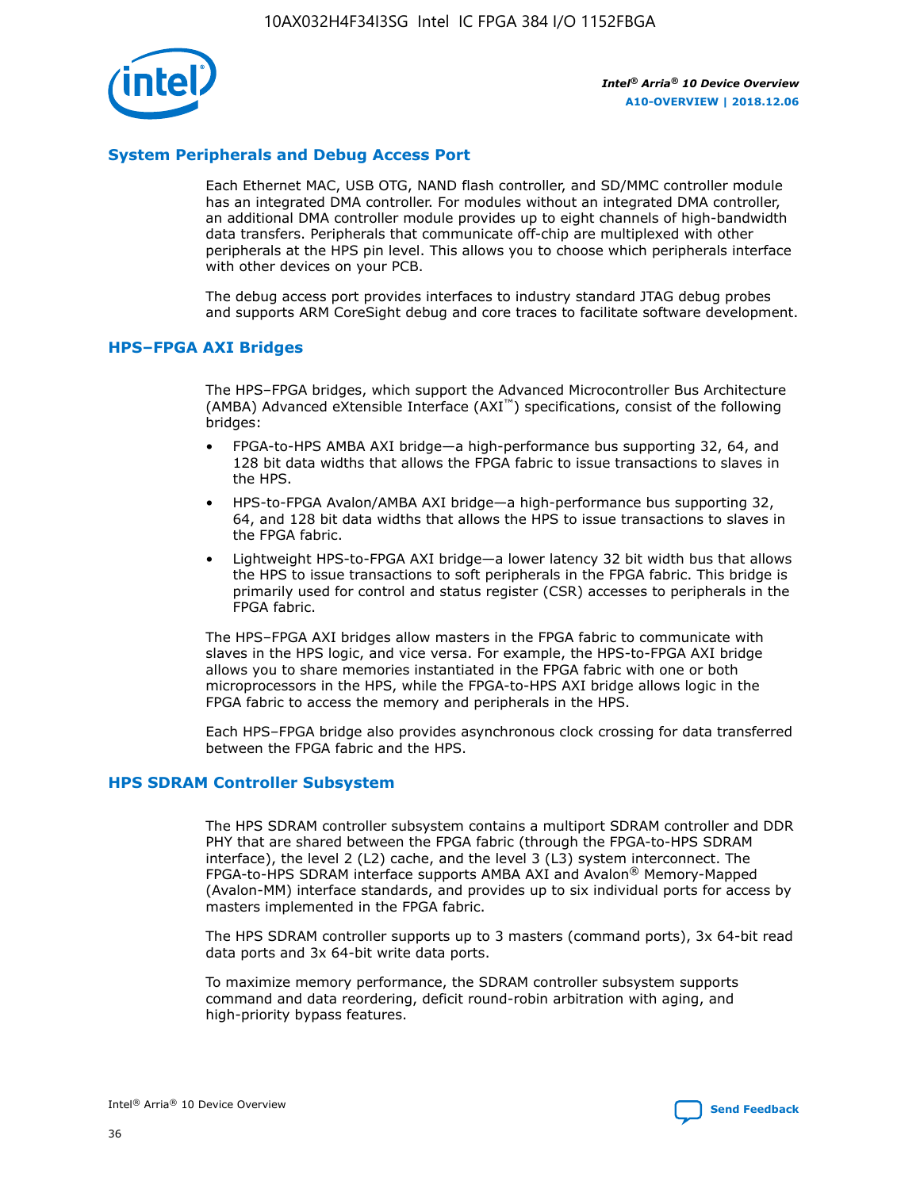## System Peripherals and Debug Access Port

Each Ethernet MAC, USB OTG, NAND flash controller, and SD/MMC controller module has an integrated DMA controller. For modules without an integrated DMA controller, an additional DMA controller module provides up to eight channels of high-bandwidth data transfers. Peripherals that communicate off-chip are multiplexed with other peripherals at the HPS pin level. This allows you to choose which peripherals interface with other devices on your PCB.

The debug access port provides interfaces to industry standard JTAG debug probes and supports ARM CoreSight debug and core traces to facilitate software development.

## HPS–FPGA AXI Bridges

The HPS–FPGA bridges, which support the Advanced Microcontroller Bus Architecture (AMBA) Advanced eXtensible Interface (AXI™) specifications, consist of the following bridges:

- FPGA-to-HPS AMBA AXI bridge—a high-performance bus supporting 32, 64, and 128 bit data widths that allows the FPGA fabric to issue transactions to slaves in the HPS.
- HPS-to-FPGA Avalon/AMBA AXI bridge—a high-performance bus supporting 32, 64, and 128 bit data widths that allows the HPS to issue transactions to slaves in the FPGA fabric.
- Lightweight HPS-to-FPGA AXI bridge—a lower latency 32 bit width bus that allows the HPS to issue transactions to soft peripherals in the FPGA fabric. This bridge is primarily used for control and status register (CSR) accesses to peripherals in the FPGA fabric.

The HPS–FPGA AXI bridges allow masters in the FPGA fabric to communicate with slaves in the HPS logic, and vice versa. For example, the HPS-to-FPGA AXI bridge allows you to share memories instantiated in the FPGA fabric with one or both microprocessors in the HPS, while the FPGA-to-HPS AXI bridge allows logic in the FPGA fabric to access the memory and peripherals in the HPS.

Each HPS–FPGA bridge also provides asynchronous clock crossing for data transferred between the FPGA fabric and the HPS.

## HPS SDRAM Controller Subsystem

The HPS SDRAM controller subsystem contains a multiport SDRAM controller and DDR PHY that are shared between the FPGA fabric (through the FPGA-to-HPS SDRAM interface), the level 2 (L2) cache, and the level 3 (L3) system interconnect. The FPGA-to-HPS SDRAM interface supports AMBA AXI and Avalon® Memory-Mapped (Avalon-MM) interface standards, and provides up to six individual ports for access by masters implemented in the FPGA fabric.

The HPS SDRAM controller supports up to 3 masters (command ports), 3x 64-bit read data ports and 3x 64-bit write data ports.

To maximize memory performance, the SDRAM controller subsystem supports command and data reordering, deficit round-robin arbitration with aging, and high-priority bypass features.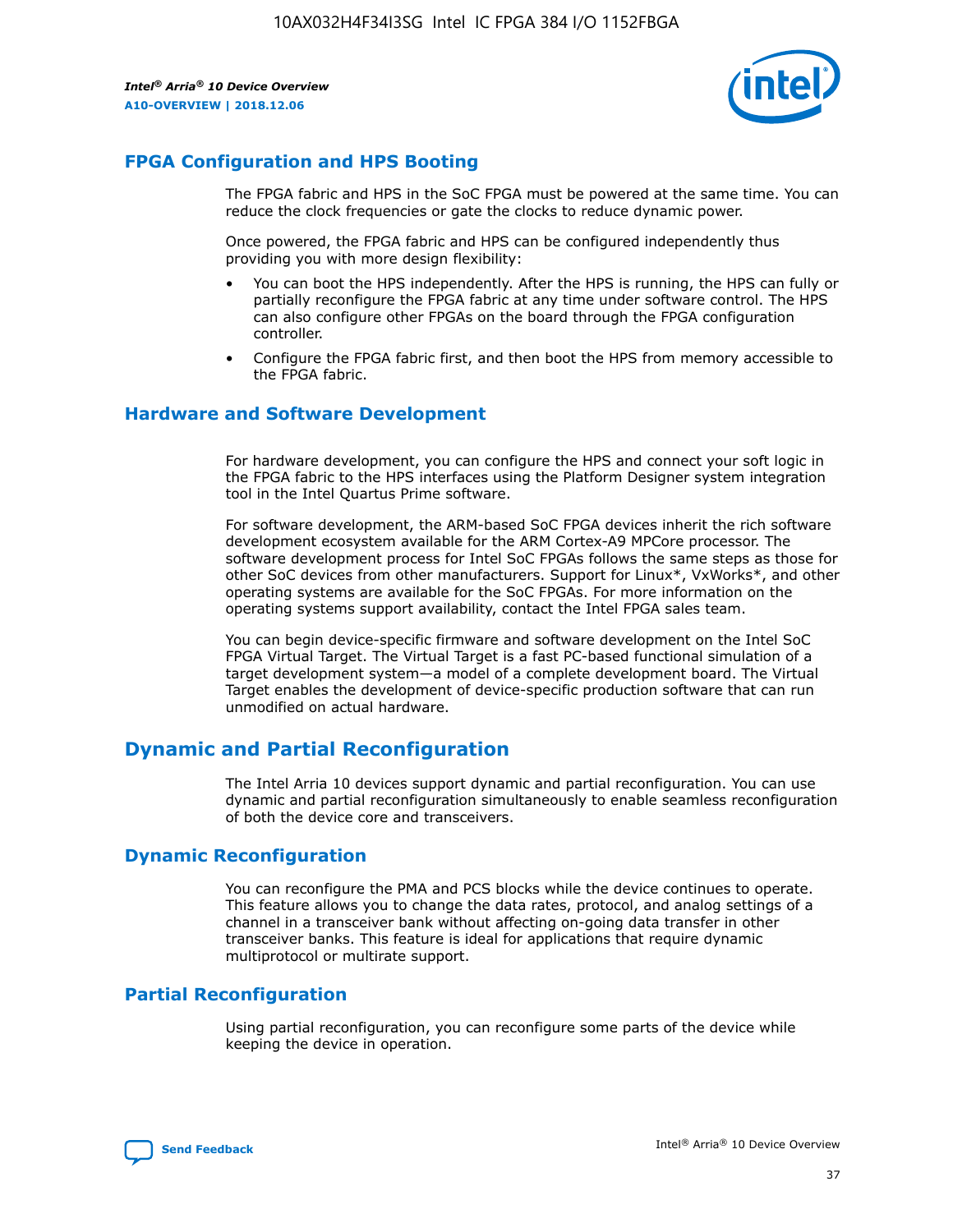## FPGA Configuration and HPS Booting

The FPGA fabric and HPS in the SoC FPGA must be powered at the same time. You can reduce the clock frequencies or gate the clocks to reduce dynamic power.

Once powered, the FPGA fabric and HPS can be configured independently thus providing you with more design flexibility:

- You can boot the HPS independently. After the HPS is running, the HPS can fully or partially reconfigure the FPGA fabric at any time under software control. The HPS can also configure other FPGAs on the board through the FPGA configuration controller.
- Configure the FPGA fabric first, and then boot the HPS from memory accessible to the FPGA fabric.

## Hardware and Software Development

For hardware development, you can configure the HPS and connect your soft logic in the FPGA fabric to the HPS interfaces using the Platform Designer system integration tool in the Intel Quartus Prime software.

For software development, the ARM-based SoC FPGA devices inherit the rich software development ecosystem available for the ARM Cortex-A9 MPCore processor. The software development process for Intel SoC FPGAs follows the same steps as those for other SoC devices from other manufacturers. Support for Linux*, VxWorks*, and other operating systems are available for the SoC FPGAs. For more information on the operating systems support availability, contact the Intel FPGA sales team.

You can begin device-specific firmware and software development on the Intel SoC FPGA Virtual Target. The Virtual Target is a fast PC-based functional simulation of a target development system—a model of a complete development board. The Virtual Target enables the development of device-specific production software that can run unmodified on actual hardware.

# Dynamic and Partial Reconfiguration

The Intel Arria 10 devices support dynamic and partial reconfiguration. You can use dynamic and partial reconfiguration simultaneously to enable seamless reconfiguration of both the device core and transceivers.

## Dynamic Reconfiguration

You can reconfigure the PMA and PCS blocks while the device continues to operate. This feature allows you to change the data rates, protocol, and analog settings of a channel in a transceiver bank without affecting on-going data transfer in other transceiver banks. This feature is ideal for applications that require dynamic multiprotocol or multirate support.

## Partial Reconfiguration

Using partial reconfiguration, you can reconfigure some parts of the device while keeping the device in operation.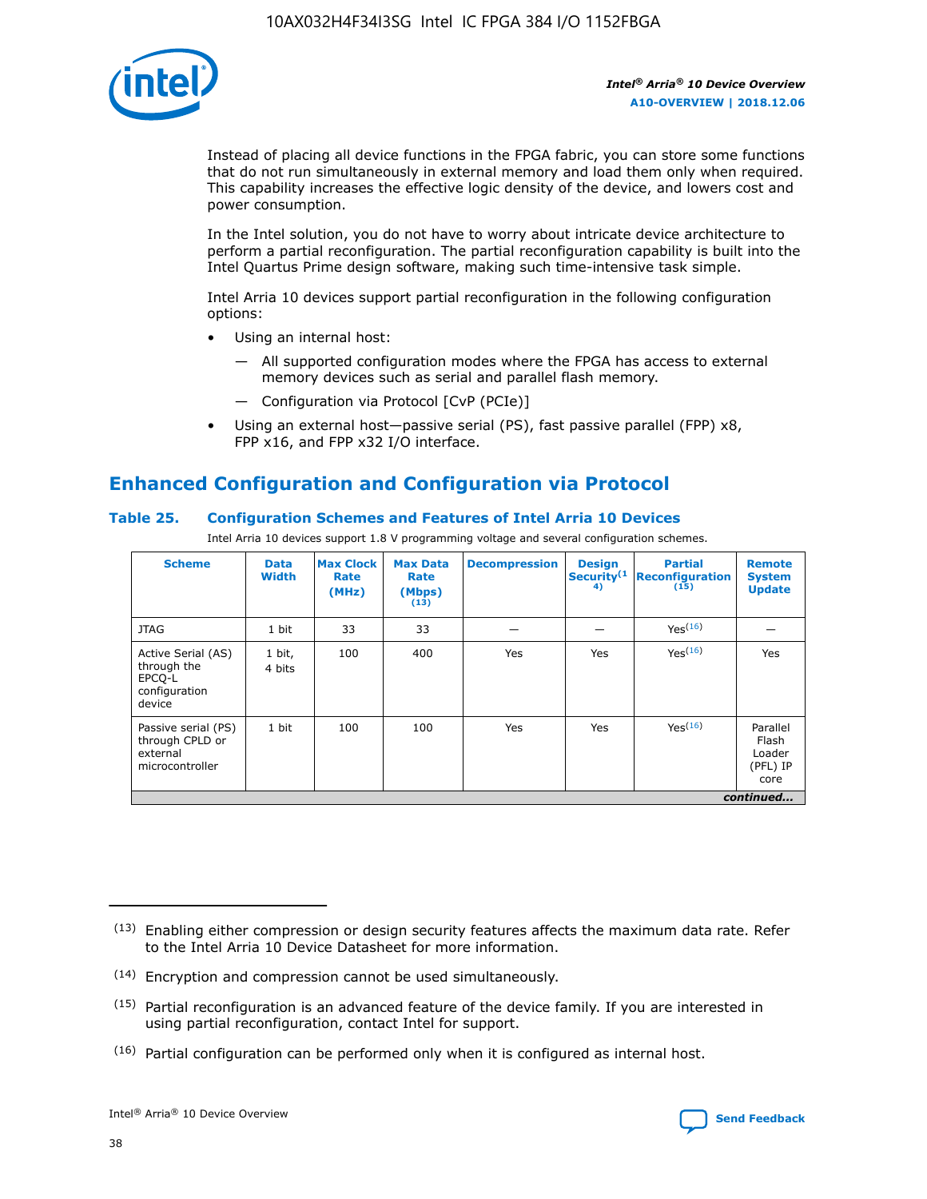Instead of placing all device functions in the FPGA fabric, you can store some functions that do not run simultaneously in external memory and load them only when required. This capability increases the effective logic density of the device, and lowers cost and power consumption.

In the Intel solution, you do not have to worry about intricate device architecture to perform a partial reconfiguration. The partial reconfiguration capability is built into the Intel Quartus Prime design software, making such time-intensive task simple.

Intel Arria 10 devices support partial reconfiguration in the following configuration options:

- Using an internal host:
  — All supported configuration modes where the FPGA has access to external memory devices such as serial and parallel flash memory.
  — Configuration via Protocol [CvP (PCIe)]
- Using an external host—passive serial (PS), fast passive parallel (FPP) x8, FPP x16, and FPP x32 I/O interface.

## Enhanced Configuration and Configuration via Protocol

### Table 25. Configuration Schemes and Features of Intel Arria 10 Devices

Intel Arria 10 devices support 1.8 V programming voltage and several configuration schemes.

| Scheme | Data Width | Max Clock Rate (MHz) | Max Data Rate (Mbps) (13) | Decompression | Design Security (14) | Partial Reconfiguration (15) | Remote System Update |
|---|---|---|---|---|---|---|---|
| JTAG | 1 bit | 33 | 33 | — | — | Yes(16) | — |
| Active Serial (AS) through the EPCQ-L configuration device | 1 bit, 4 bits | 100 | 400 | Yes | Yes | Yes(16) | Yes |
| Passive serial (PS) through CPLD or external microcontroller | 1 bit | 100 | 100 | Yes | Yes | Yes(16) | Parallel Flash Loader (PFL) IP core |

*continued...*

(13) Enabling either compression or design security features affects the maximum data rate. Refer to the Intel Arria 10 Device Datasheet for more information.

(14) Encryption and compression cannot be used simultaneously.

(15) Partial reconfiguration is an advanced feature of the device family. If you are interested in using partial reconfiguration, contact Intel for support.

(16) Partial configuration can be performed only when it is configured as internal host.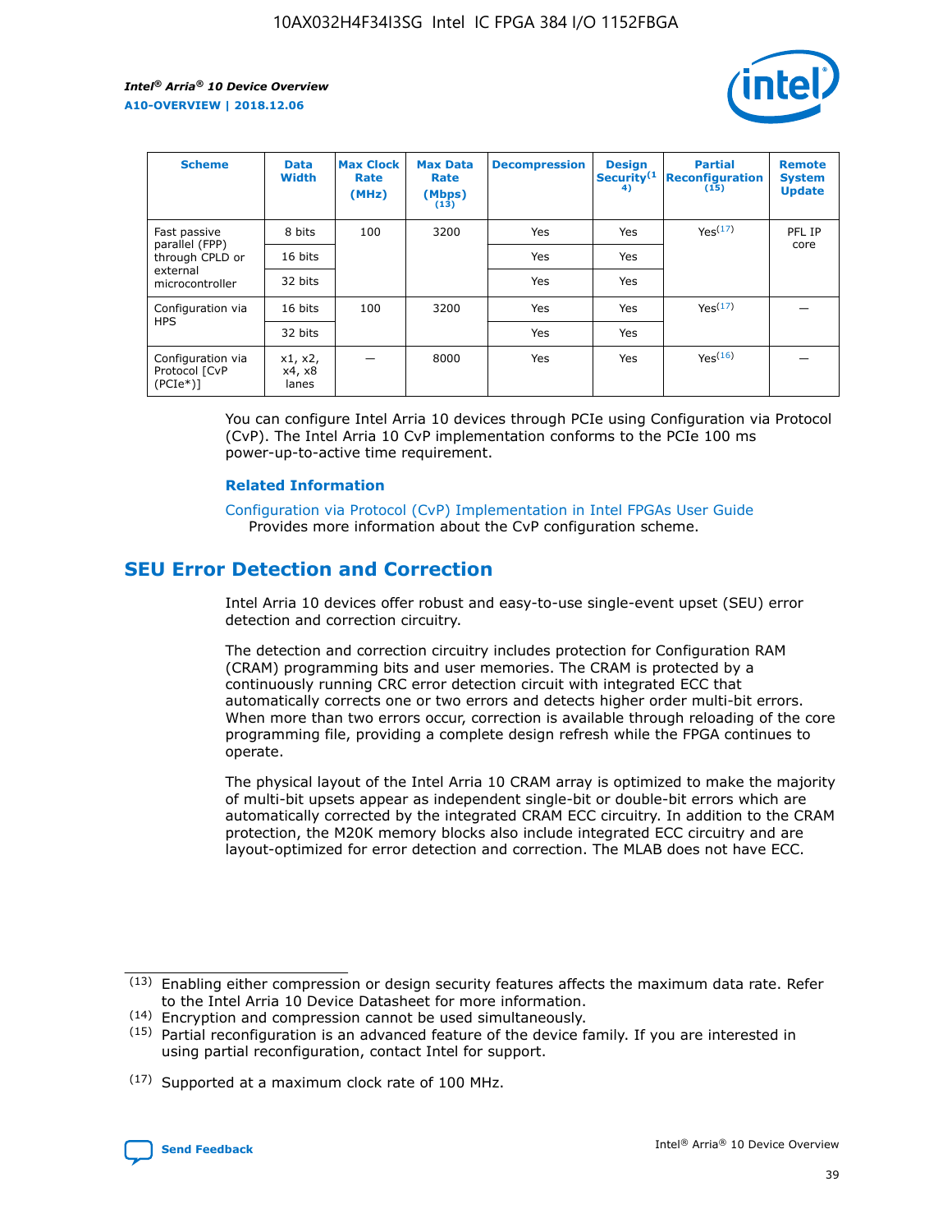| Scheme | Data Width | Max Clock Rate (MHz) | Max Data Rate (Mbps) (13) | Decompression | Design Security(14) | Partial Reconfiguration (15) | Remote System Update |
|---|---|---|---|---|---|---|---|
| Fast passive parallel (FPP) through CPLD or external microcontroller | 8 bits | 100 | 3200 | Yes | Yes | Yes(17) | PFL IP core |
| | 16 bits | | | Yes | Yes | | |
| | 32 bits | | | Yes | Yes | | |
| Configuration via HPS | 16 bits | 100 | 3200 | Yes | Yes | Yes(17) | — |
| | 32 bits | | | Yes | Yes | | |
| Configuration via Protocol [CvP (PCIe*)] | x1, x2, x4, x8 lanes | — | 8000 | Yes | Yes | Yes(16) | — |

You can configure Intel Arria 10 devices through PCIe using Configuration via Protocol (CvP). The Intel Arria 10 CvP implementation conforms to the PCIe 100 ms power-up-to-active time requirement.

**Related Information**

Configuration via Protocol (CvP) Implementation in Intel FPGAs User Guide
Provides more information about the CvP configuration scheme.

## SEU Error Detection and Correction

Intel Arria 10 devices offer robust and easy-to-use single-event upset (SEU) error detection and correction circuitry.

The detection and correction circuitry includes protection for Configuration RAM (CRAM) programming bits and user memories. The CRAM is protected by a continuously running CRC error detection circuit with integrated ECC that automatically corrects one or two errors and detects higher order multi-bit errors. When more than two errors occur, correction is available through reloading of the core programming file, providing a complete design refresh while the FPGA continues to operate.

The physical layout of the Intel Arria 10 CRAM array is optimized to make the majority of multi-bit upsets appear as independent single-bit or double-bit errors which are automatically corrected by the integrated CRAM ECC circuitry. In addition to the CRAM protection, the M20K memory blocks also include integrated ECC circuitry and are layout-optimized for error detection and correction. The MLAB does not have ECC.

(13) Enabling either compression or design security features affects the maximum data rate. Refer to the Intel Arria 10 Device Datasheet for more information.

(14) Encryption and compression cannot be used simultaneously.

(15) Partial reconfiguration is an advanced feature of the device family. If you are interested in using partial reconfiguration, contact Intel for support.

(17) Supported at a maximum clock rate of 100 MHz.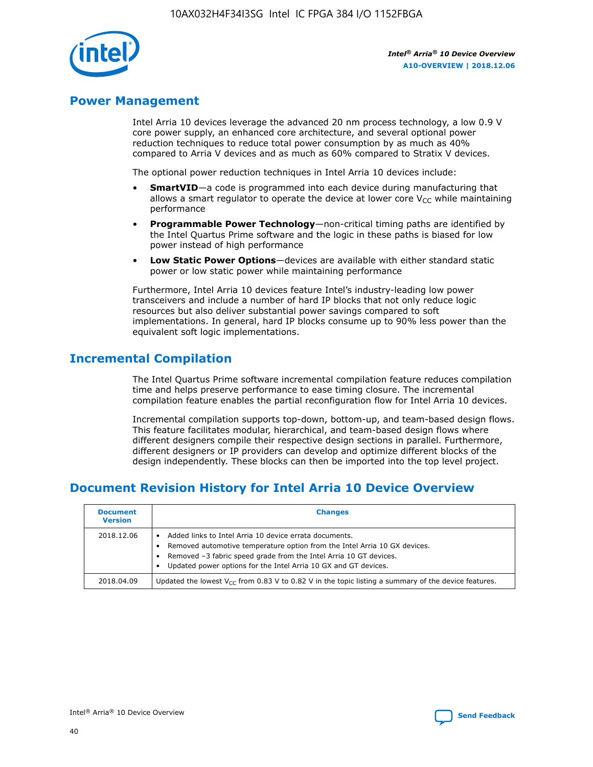## Power Management

Intel Arria 10 devices leverage the advanced 20 nm process technology, a low 0.9 V core power supply, an enhanced core architecture, and several optional power reduction techniques to reduce total power consumption by as much as 40% compared to Arria V devices and as much as 60% compared to Stratix V devices.

The optional power reduction techniques in Intel Arria 10 devices include:

- **SmartVID**—a code is programmed into each device during manufacturing that allows a smart regulator to operate the device at lower core $V_{CC}$ while maintaining performance
- **Programmable Power Technology**—non-critical timing paths are identified by the Intel Quartus Prime software and the logic in these paths is biased for low power instead of high performance
- **Low Static Power Options**—devices are available with either standard static power or low static power while maintaining performance

Furthermore, Intel Arria 10 devices feature Intel's industry-leading low power transceivers and include a number of hard IP blocks that not only reduce logic resources but also deliver substantial power savings compared to soft implementations. In general, hard IP blocks consume up to 90% less power than the equivalent soft logic implementations.

## Incremental Compilation

The Intel Quartus Prime software incremental compilation feature reduces compilation time and helps preserve performance to ease timing closure. The incremental compilation feature enables the partial reconfiguration flow for Intel Arria 10 devices.

Incremental compilation supports top-down, bottom-up, and team-based design flows. This feature facilitates modular, hierarchical, and team-based design flows where different designers compile their respective design sections in parallel. Furthermore, different designers or IP providers can develop and optimize different blocks of the design independently. These blocks can then be imported into the top level project.

## Document Revision History for Intel Arria 10 Device Overview

| Document Version | Changes |
| --- | --- |
| 2018.12.06 | • Added links to Intel Arria 10 device errata documents.<br>• Removed automotive temperature option from the Intel Arria 10 GX devices.<br>• Removed –3 fabric speed grade from the Intel Arria 10 GT devices.<br>• Updated power options for the Intel Arria 10 GX and GT devices. |
| 2018.04.09 | Updated the lowest $V_{CC}$ from 0.83 V to 0.82 V in the topic listing a summary of the device features. |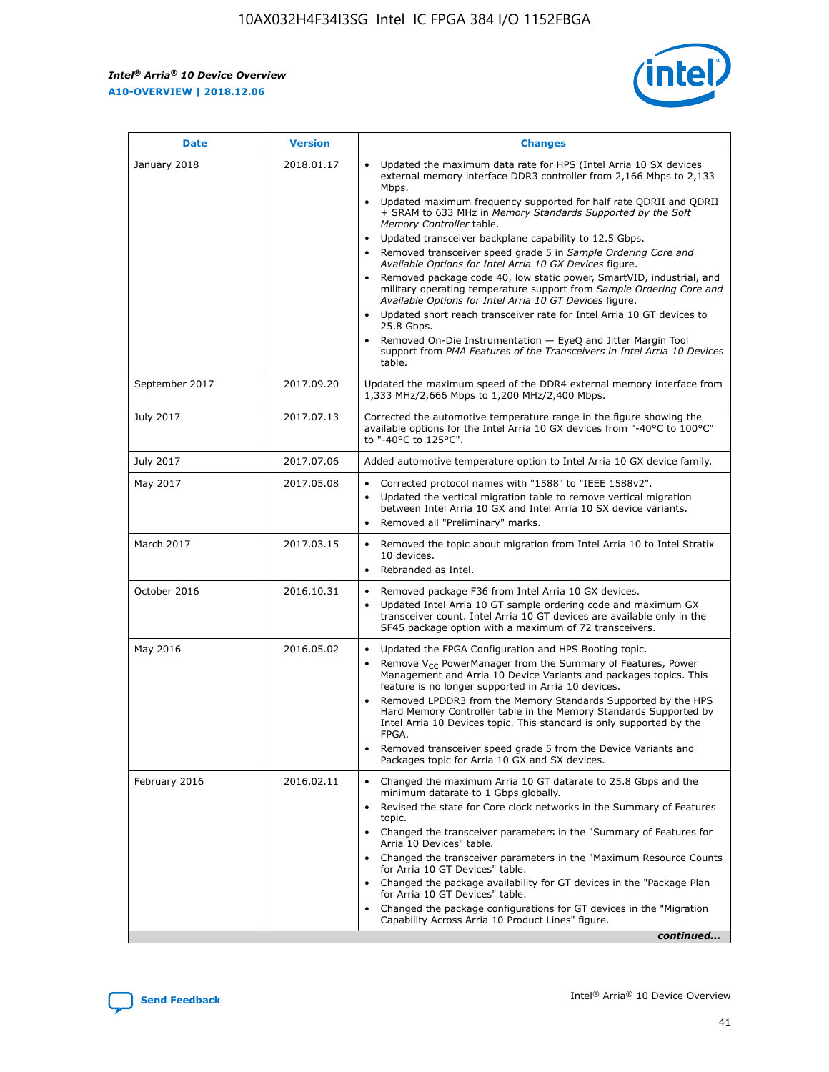| Date | Version | Changes |
| --- | --- | --- |
| January 2018 | 2018.01.17 | • Updated the maximum data rate for HPS (Intel Arria 10 SX devices external memory interface DDR3 controller from 2,166 Mbps to 2,133 Mbps.<br>• Updated maximum frequency supported for half rate QDRII and QDRII + SRAM to 633 MHz in *Memory Standards Supported by the Soft Memory Controller* table.<br>• Updated transceiver backplane capability to 12.5 Gbps.<br>• Removed transceiver speed grade 5 in *Sample Ordering Core and Available Options for Intel Arria 10 GX Devices* figure.<br>• Removed package code 40, low static power, SmartVID, industrial, and military operating temperature support from *Sample Ordering Core and Available Options for Intel Arria 10 GT Devices* figure.<br>• Updated short reach transceiver rate for Intel Arria 10 GT devices to 25.8 Gbps.<br>• Removed On-Die Instrumentation — EyeQ and Jitter Margin Tool support from *PMA Features of the Transceivers in Intel Arria 10 Devices* table. |
| September 2017 | 2017.09.20 | Updated the maximum speed of the DDR4 external memory interface from 1,333 MHz/2,666 Mbps to 1,200 MHz/2,400 Mbps. |
| July 2017 | 2017.07.13 | Corrected the automotive temperature range in the figure showing the available options for the Intel Arria 10 GX devices from "-40°C to 100°C" to "-40°C to 125°C". |
| July 2017 | 2017.07.06 | Added automotive temperature option to Intel Arria 10 GX device family. |
| May 2017 | 2017.05.08 | • Corrected protocol names with "1588" to "IEEE 1588v2".<br>• Updated the vertical migration table to remove vertical migration between Intel Arria 10 GX and Intel Arria 10 SX device variants.<br>• Removed all "Preliminary" marks. |
| March 2017 | 2017.03.15 | • Removed the topic about migration from Intel Arria 10 to Intel Stratix 10 devices.<br>• Rebranded as Intel. |
| October 2016 | 2016.10.31 | • Removed package F36 from Intel Arria 10 GX devices.<br>• Updated Intel Arria 10 GT sample ordering code and maximum GX transceiver count. Intel Arria 10 GT devices are available only in the SF45 package option with a maximum of 72 transceivers. |
| May 2016 | 2016.05.02 | • Updated the FPGA Configuration and HPS Booting topic.<br>• Remove $V_{CC}$ PowerManager from the Summary of Features, Power Management and Arria 10 Device Variants and packages topics. This feature is no longer supported in Arria 10 devices.<br>• Removed LPDDR3 from the Memory Standards Supported by the HPS Hard Memory Controller table in the Memory Standards Supported by Intel Arria 10 Devices topic. This standard is only supported by the FPGA.<br>• Removed transceiver speed grade 5 from the Device Variants and Packages topic for Arria 10 GX and SX devices. |
| February 2016 | 2016.02.11 | • Changed the maximum Arria 10 GT datarate to 25.8 Gbps and the minimum datarate to 1 Gbps globally.<br>• Revised the state for Core clock networks in the Summary of Features topic.<br>• Changed the transceiver parameters in the "Summary of Features for Arria 10 Devices" table.<br>• Changed the transceiver parameters in the "Maximum Resource Counts for Arria 10 GT Devices" table.<br>• Changed the package availability for GT devices in the "Package Plan for Arria 10 GT Devices" table.<br>• Changed the package configurations for GT devices in the "Migration Capability Across Arria 10 Product Lines" figure. |

*continued...*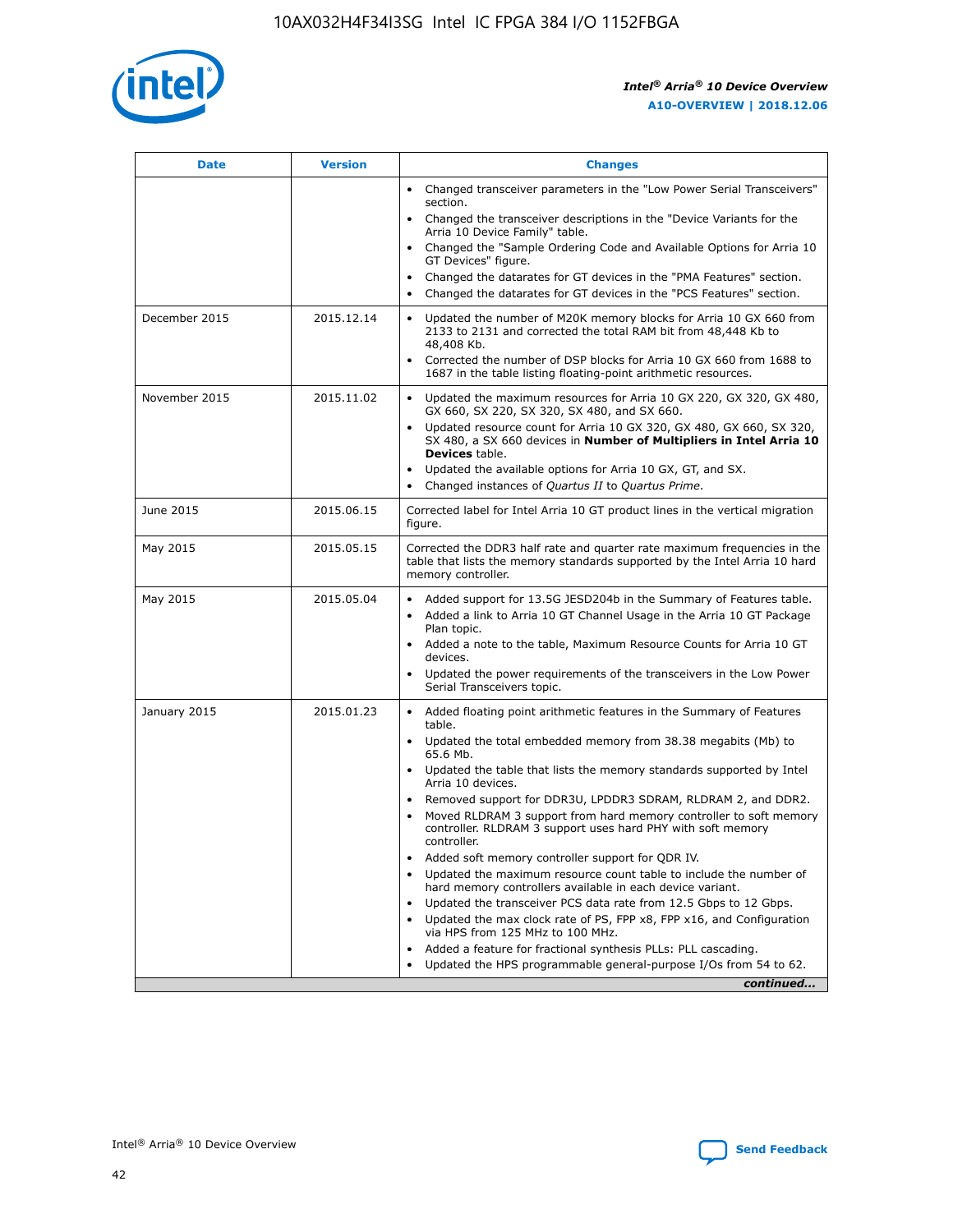| Date | Version | Changes |
| --- | --- | --- |
| | | • Changed transceiver parameters in the "Low Power Serial Transceivers" section.<br>• Changed the transceiver descriptions in the "Device Variants for the Arria 10 Device Family" table.<br>• Changed the "Sample Ordering Code and Available Options for Arria 10 GT Devices" figure.<br>• Changed the datarates for GT devices in the "PMA Features" section.<br>• Changed the datarates for GT devices in the "PCS Features" section. |
| December 2015 | 2015.12.14 | • Updated the number of M20K memory blocks for Arria 10 GX 660 from 2133 to 2131 and corrected the total RAM bit from 48,448 Kb to 48,408 Kb.<br>• Corrected the number of DSP blocks for Arria 10 GX 660 from 1688 to 1687 in the table listing floating-point arithmetic resources. |
| November 2015 | 2015.11.02 | • Updated the maximum resources for Arria 10 GX 220, GX 320, GX 480, GX 660, SX 220, SX 320, SX 480, and SX 660.<br>• Updated resource count for Arria 10 GX 320, GX 480, GX 660, SX 320, SX 480, a SX 660 devices in **Number of Multipliers in Intel Arria 10 Devices** table.<br>• Updated the available options for Arria 10 GX, GT, and SX.<br>• Changed instances of *Quartus II* to *Quartus Prime*. |
| June 2015 | 2015.06.15 | Corrected label for Intel Arria 10 GT product lines in the vertical migration figure. |
| May 2015 | 2015.05.15 | Corrected the DDR3 half rate and quarter rate maximum frequencies in the table that lists the memory standards supported by the Intel Arria 10 hard memory controller. |
| May 2015 | 2015.05.04 | • Added support for 13.5G JESD204b in the Summary of Features table.<br>• Added a link to Arria 10 GT Channel Usage in the Arria 10 GT Package Plan topic.<br>• Added a note to the table, Maximum Resource Counts for Arria 10 GT devices.<br>• Updated the power requirements of the transceivers in the Low Power Serial Transceivers topic. |
| January 2015 | 2015.01.23 | • Added floating point arithmetic features in the Summary of Features table.<br>• Updated the total embedded memory from 38.38 megabits (Mb) to 65.6 Mb.<br>• Updated the table that lists the memory standards supported by Intel Arria 10 devices.<br>• Removed support for DDR3U, LPDDR3 SDRAM, RLDRAM 2, and DDR2.<br>• Moved RLDRAM 3 support from hard memory controller to soft memory controller. RLDRAM 3 support uses hard PHY with soft memory controller.<br>• Added soft memory controller support for QDR IV.<br>• Updated the maximum resource count table to include the number of hard memory controllers available in each device variant.<br>• Updated the transceiver PCS data rate from 12.5 Gbps to 12 Gbps.<br>• Updated the max clock rate of PS, FPP x8, FPP x16, and Configuration via HPS from 125 MHz to 100 MHz.<br>• Added a feature for fractional synthesis PLLs: PLL cascading.<br>• Updated the HPS programmable general-purpose I/Os from 54 to 62. |

*continued...*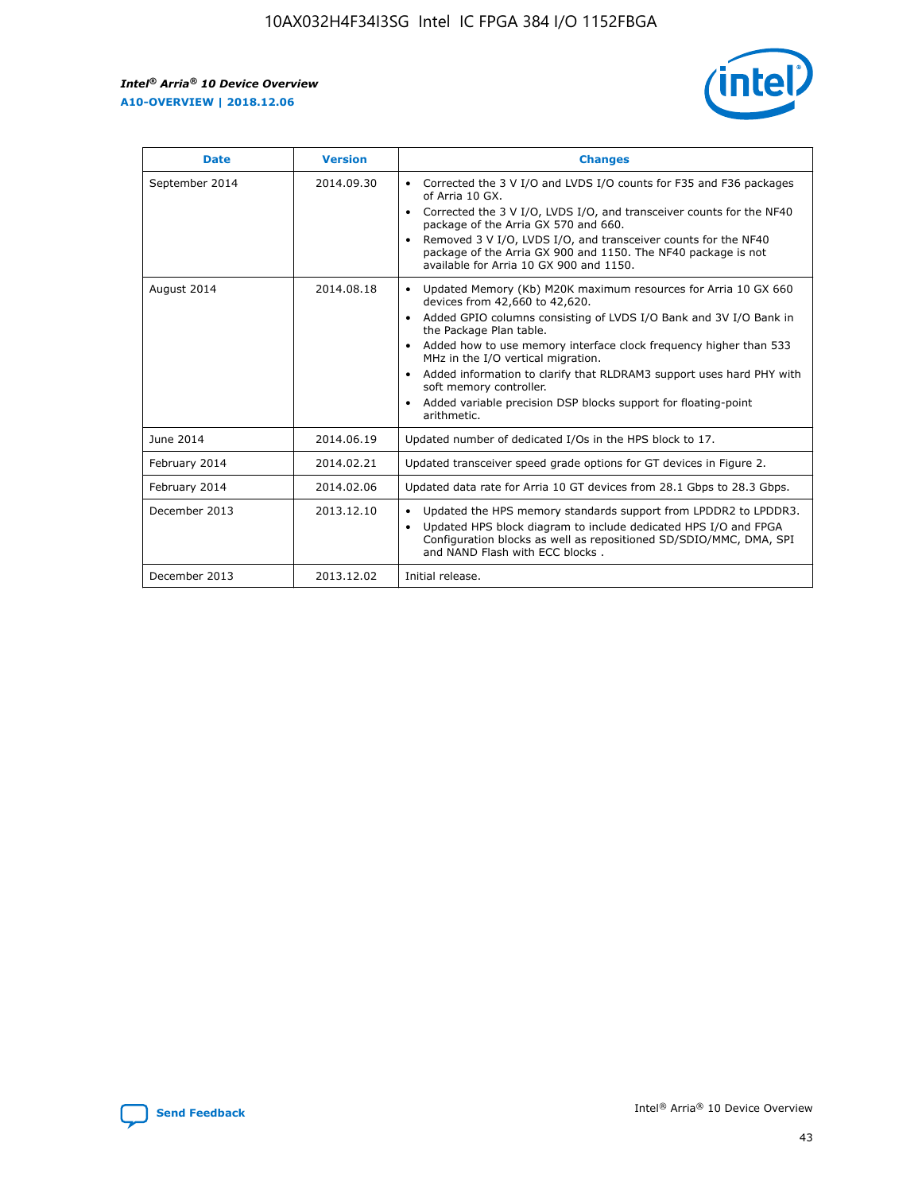| Date | Version | Changes |
| --- | --- | --- |
| September 2014 | 2014.09.30 | • Corrected the 3 V I/O and LVDS I/O counts for F35 and F36 packages of Arria 10 GX.<br>• Corrected the 3 V I/O, LVDS I/O, and transceiver counts for the NF40 package of the Arria GX 570 and 660.<br>• Removed 3 V I/O, LVDS I/O, and transceiver counts for the NF40 package of the Arria GX 900 and 1150. The NF40 package is not available for Arria 10 GX 900 and 1150. |
| August 2014 | 2014.08.18 | • Updated Memory (Kb) M20K maximum resources for Arria 10 GX 660 devices from 42,660 to 42,620.<br>• Added GPIO columns consisting of LVDS I/O Bank and 3V I/O Bank in the Package Plan table.<br>• Added how to use memory interface clock frequency higher than 533 MHz in the I/O vertical migration.<br>• Added information to clarify that RLDRAM3 support uses hard PHY with soft memory controller.<br>• Added variable precision DSP blocks support for floating-point arithmetic. |
| June 2014 | 2014.06.19 | Updated number of dedicated I/Os in the HPS block to 17. |
| February 2014 | 2014.02.21 | Updated transceiver speed grade options for GT devices in Figure 2. |
| February 2014 | 2014.02.06 | Updated data rate for Arria 10 GT devices from 28.1 Gbps to 28.3 Gbps. |
| December 2013 | 2013.12.10 | • Updated the HPS memory standards support from LPDDR2 to LPDDR3.<br>• Updated HPS block diagram to include dedicated HPS I/O and FPGA Configuration blocks as well as repositioned SD/SDIO/MMC, DMA, SPI and NAND Flash with ECC blocks . |
| December 2013 | 2013.12.02 | Initial release. |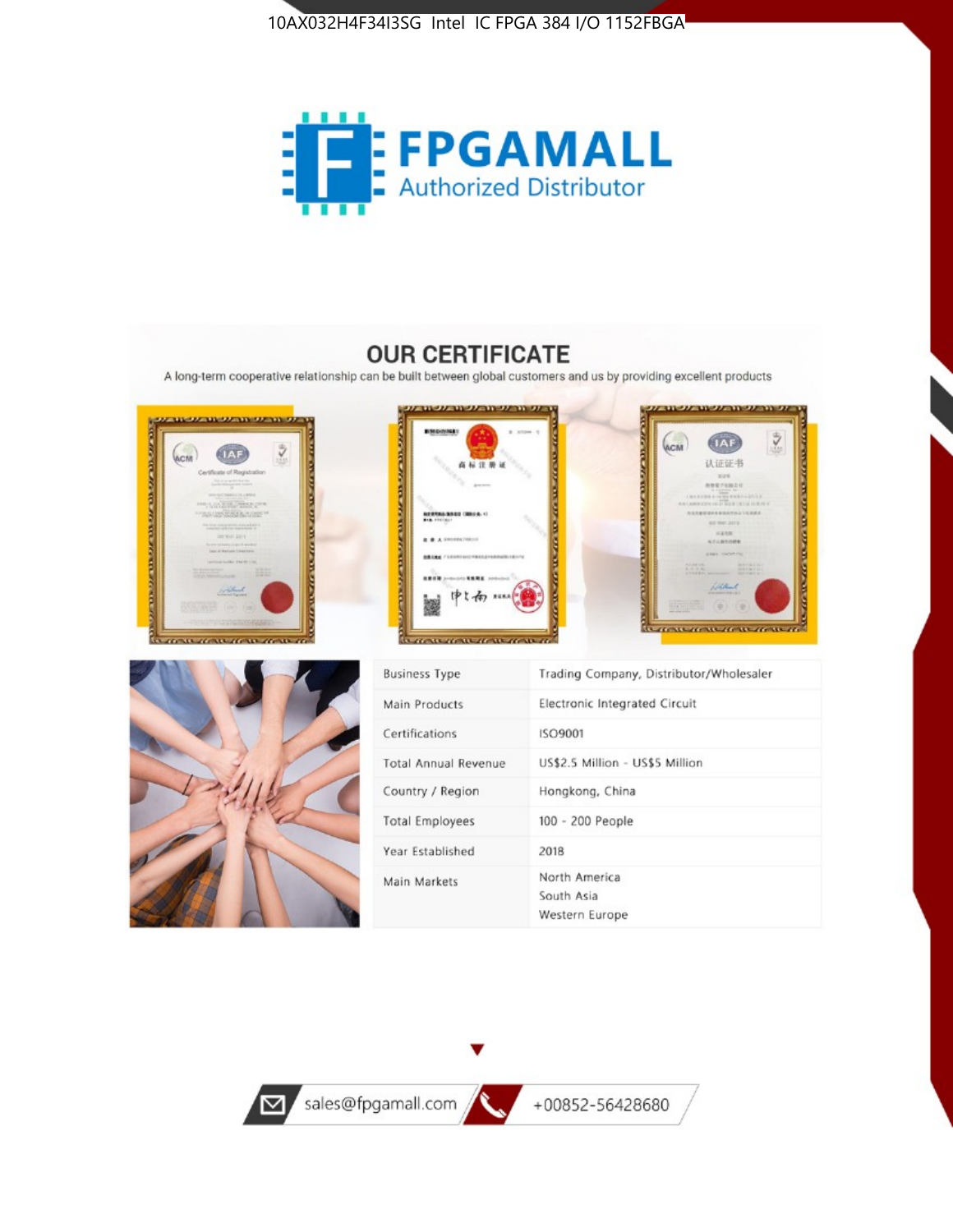FPGAMALL
Authorized Distributor

## OUR CERTIFICATE

A long-term cooperative relationship can be built between global customers and us by providing excellent products

| | |
|---|---|
| Business Type | Trading Company, Distributor/Wholesaler |
| Main Products | Electronic Integrated Circuit |
| Certifications | ISO9001 |
| Total Annual Revenue | US$2.5 Million - US$5 Million |
| Country / Region | Hongkong, China |
| Total Employees | 100 - 200 People |
| Year Established | 2018 |
| Main Markets | North America<br>South Asia<br>Western Europe |

sales@fpgamall.com

+00852-56428680